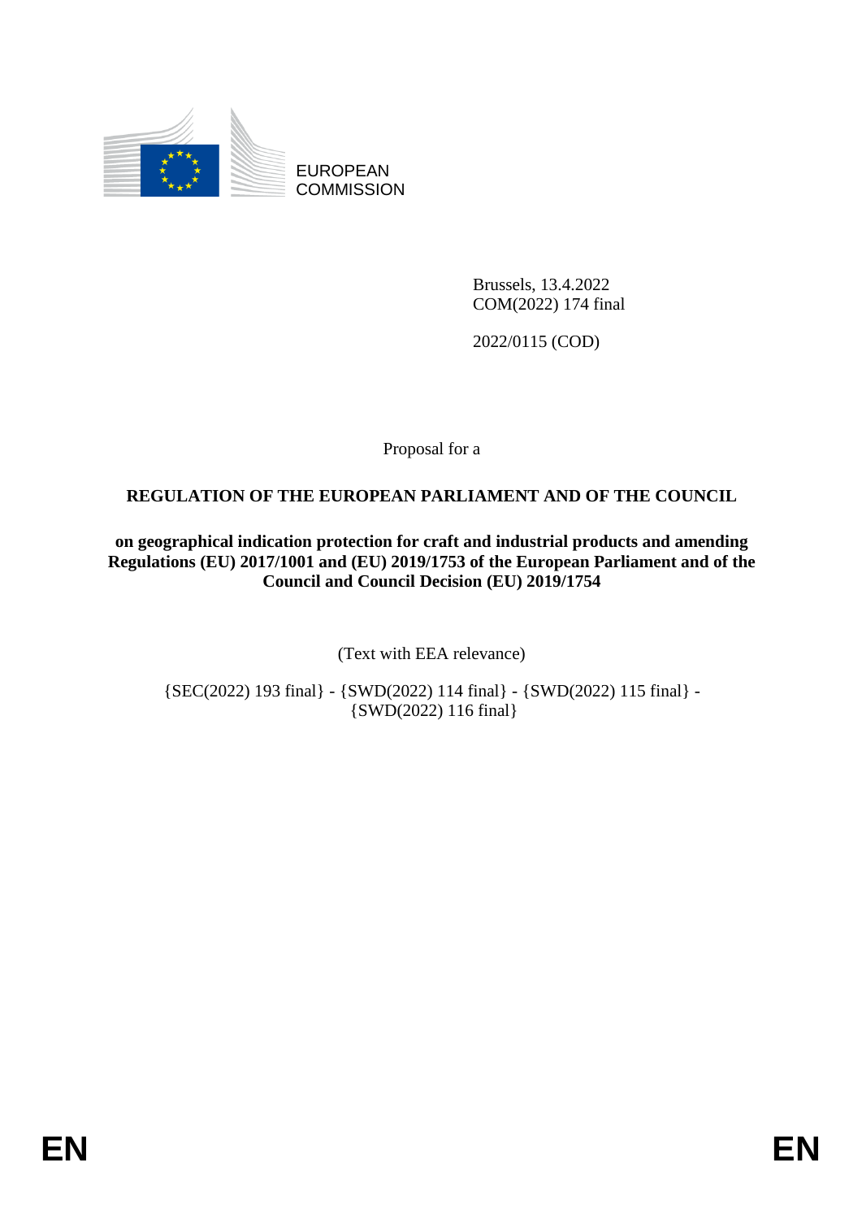EUROPEAN COMMISSION

Brussels, 13.4.2022
COM(2022) 174 final

2022/0115 (COD)

Proposal for a

**REGULATION OF THE EUROPEAN PARLIAMENT AND OF THE COUNCIL**

**on geographical indication protection for craft and industrial products and amending Regulations (EU) 2017/1001 and (EU) 2019/1753 of the European Parliament and of the Council and Council Decision (EU) 2019/1754**

(Text with EEA relevance)

{SEC(2022) 193 final} - {SWD(2022) 114 final} - {SWD(2022) 115 final} - {SWD(2022) 116 final}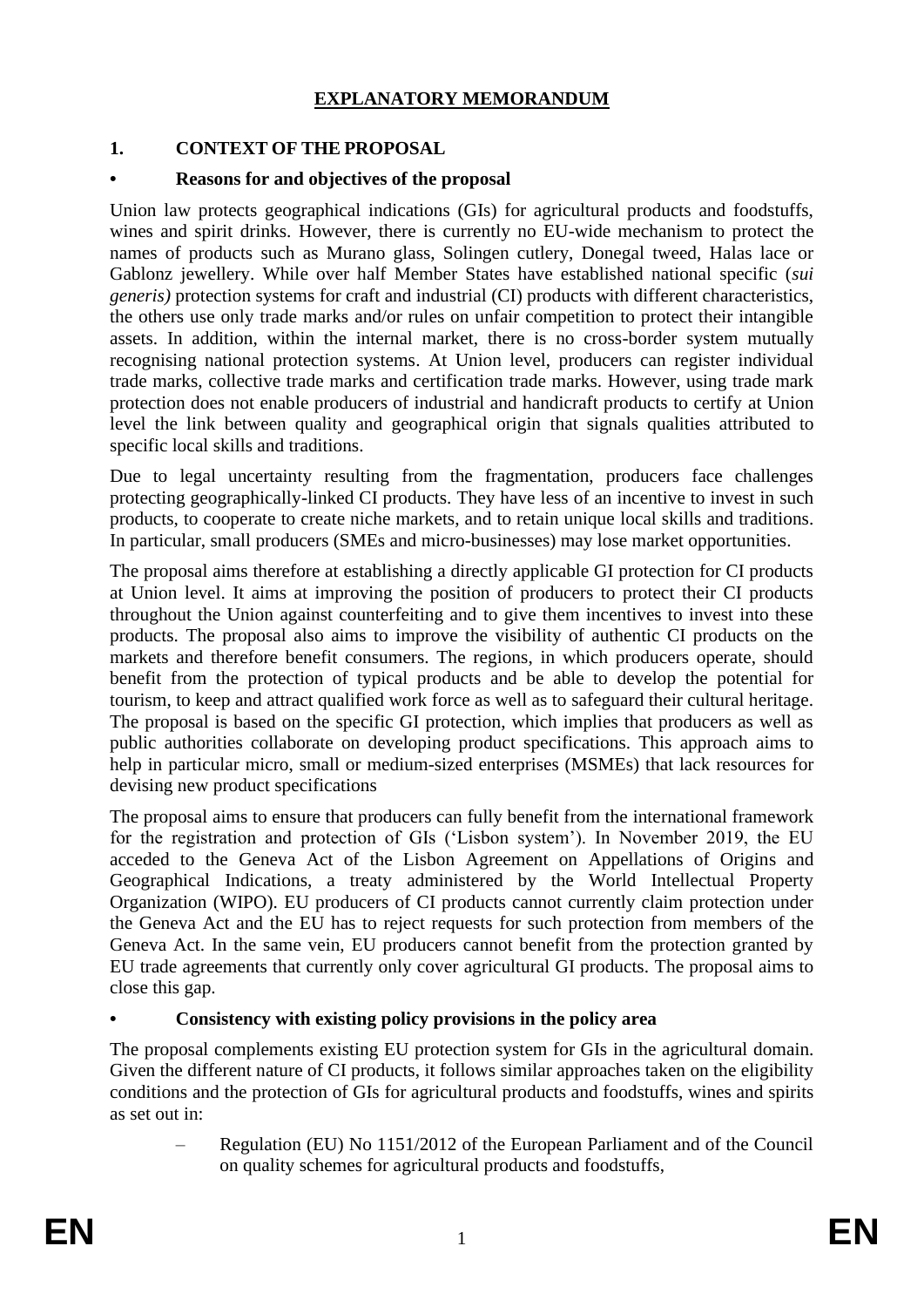# EXPLANATORY MEMORANDUM

## 1. CONTEXT OF THE PROPOSAL

### • Reasons for and objectives of the proposal

Union law protects geographical indications (GIs) for agricultural products and foodstuffs, wines and spirit drinks. However, there is currently no EU-wide mechanism to protect the names of products such as Murano glass, Solingen cutlery, Donegal tweed, Halas lace or Gablonz jewellery. While over half Member States have established national specific (*sui generis)* protection systems for craft and industrial (CI) products with different characteristics, the others use only trade marks and/or rules on unfair competition to protect their intangible assets. In addition, within the internal market, there is no cross-border system mutually recognising national protection systems. At Union level, producers can register individual trade marks, collective trade marks and certification trade marks. However, using trade mark protection does not enable producers of industrial and handicraft products to certify at Union level the link between quality and geographical origin that signals qualities attributed to specific local skills and traditions.

Due to legal uncertainty resulting from the fragmentation, producers face challenges protecting geographically-linked CI products. They have less of an incentive to invest in such products, to cooperate to create niche markets, and to retain unique local skills and traditions. In particular, small producers (SMEs and micro-businesses) may lose market opportunities.

The proposal aims therefore at establishing a directly applicable GI protection for CI products at Union level. It aims at improving the position of producers to protect their CI products throughout the Union against counterfeiting and to give them incentives to invest into these products. The proposal also aims to improve the visibility of authentic CI products on the markets and therefore benefit consumers. The regions, in which producers operate, should benefit from the protection of typical products and be able to develop the potential for tourism, to keep and attract qualified work force as well as to safeguard their cultural heritage. The proposal is based on the specific GI protection, which implies that producers as well as public authorities collaborate on developing product specifications. This approach aims to help in particular micro, small or medium-sized enterprises (MSMEs) that lack resources for devising new product specifications

The proposal aims to ensure that producers can fully benefit from the international framework for the registration and protection of GIs ('Lisbon system'). In November 2019, the EU acceded to the Geneva Act of the Lisbon Agreement on Appellations of Origins and Geographical Indications, a treaty administered by the World Intellectual Property Organization (WIPO). EU producers of CI products cannot currently claim protection under the Geneva Act and the EU has to reject requests for such protection from members of the Geneva Act. In the same vein, EU producers cannot benefit from the protection granted by EU trade agreements that currently only cover agricultural GI products. The proposal aims to close this gap.

### • Consistency with existing policy provisions in the policy area

The proposal complements existing EU protection system for GIs in the agricultural domain. Given the different nature of CI products, it follows similar approaches taken on the eligibility conditions and the protection of GIs for agricultural products and foodstuffs, wines and spirits as set out in:

– Regulation (EU) No 1151/2012 of the European Parliament and of the Council on quality schemes for agricultural products and foodstuffs,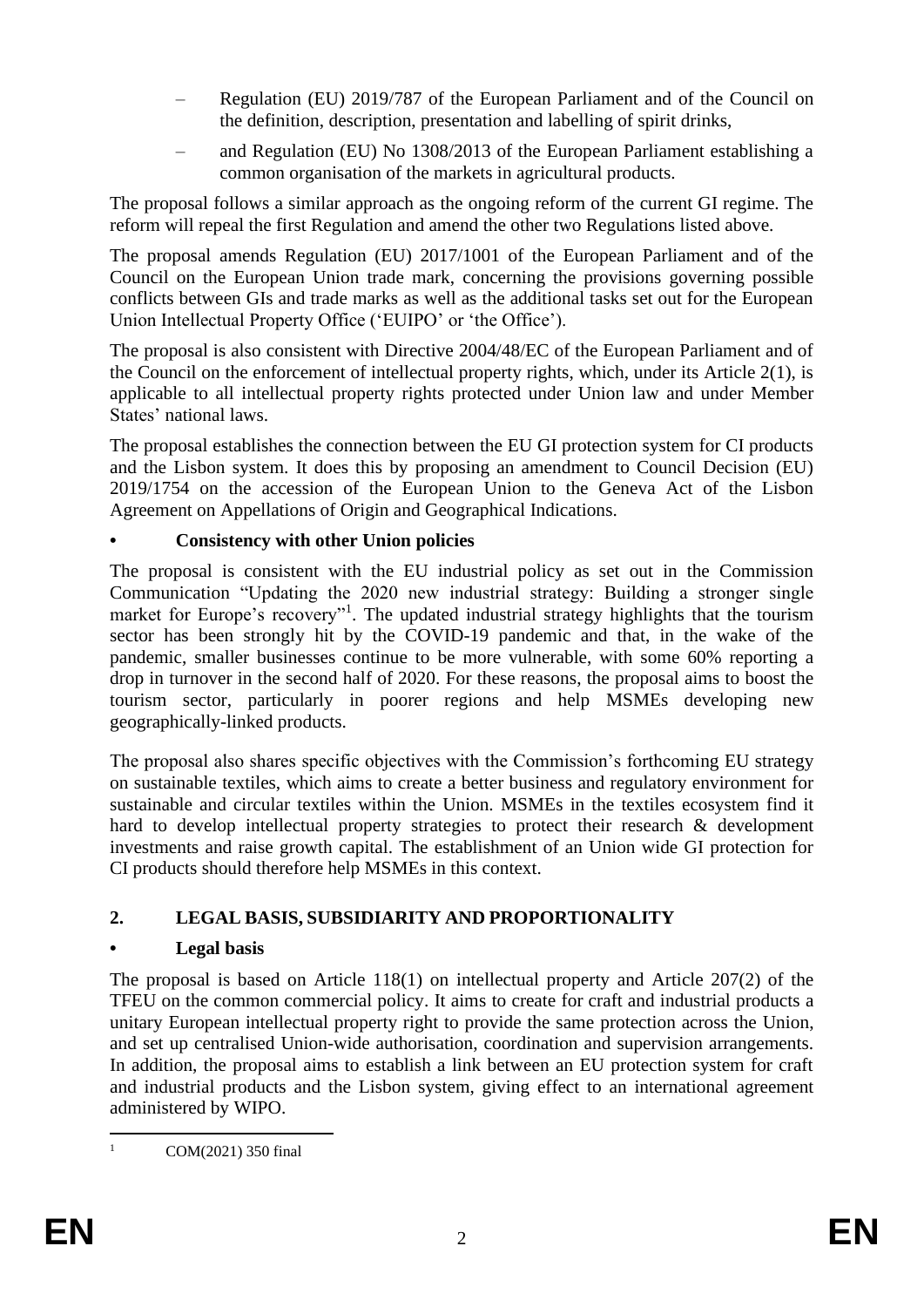– Regulation (EU) 2019/787 of the European Parliament and of the Council on the definition, description, presentation and labelling of spirit drinks,

– and Regulation (EU) No 1308/2013 of the European Parliament establishing a common organisation of the markets in agricultural products.

The proposal follows a similar approach as the ongoing reform of the current GI regime. The reform will repeal the first Regulation and amend the other two Regulations listed above.

The proposal amends Regulation (EU) 2017/1001 of the European Parliament and of the Council on the European Union trade mark, concerning the provisions governing possible conflicts between GIs and trade marks as well as the additional tasks set out for the European Union Intellectual Property Office ('EUIPO' or 'the Office').

The proposal is also consistent with Directive 2004/48/EC of the European Parliament and of the Council on the enforcement of intellectual property rights, which, under its Article 2(1), is applicable to all intellectual property rights protected under Union law and under Member States' national laws.

The proposal establishes the connection between the EU GI protection system for CI products and the Lisbon system. It does this by proposing an amendment to Council Decision (EU) 2019/1754 on the accession of the European Union to the Geneva Act of the Lisbon Agreement on Appellations of Origin and Geographical Indications.

### • Consistency with other Union policies

The proposal is consistent with the EU industrial policy as set out in the Commission Communication "Updating the 2020 new industrial strategy: Building a stronger single market for Europe's recovery"[1]. The updated industrial strategy highlights that the tourism sector has been strongly hit by the COVID-19 pandemic and that, in the wake of the pandemic, smaller businesses continue to be more vulnerable, with some 60% reporting a drop in turnover in the second half of 2020. For these reasons, the proposal aims to boost the tourism sector, particularly in poorer regions and help MSMEs developing new geographically-linked products.

The proposal also shares specific objectives with the Commission's forthcoming EU strategy on sustainable textiles, which aims to create a better business and regulatory environment for sustainable and circular textiles within the Union. MSMEs in the textiles ecosystem find it hard to develop intellectual property strategies to protect their research & development investments and raise growth capital. The establishment of an Union wide GI protection for CI products should therefore help MSMEs in this context.

## 2. LEGAL BASIS, SUBSIDIARITY AND PROPORTIONALITY

### • Legal basis

The proposal is based on Article 118(1) on intellectual property and Article 207(2) of the TFEU on the common commercial policy. It aims to create for craft and industrial products a unitary European intellectual property right to provide the same protection across the Union, and set up centralised Union-wide authorisation, coordination and supervision arrangements. In addition, the proposal aims to establish a link between an EU protection system for craft and industrial products and the Lisbon system, giving effect to an international agreement administered by WIPO.

[1] COM(2021) 350 final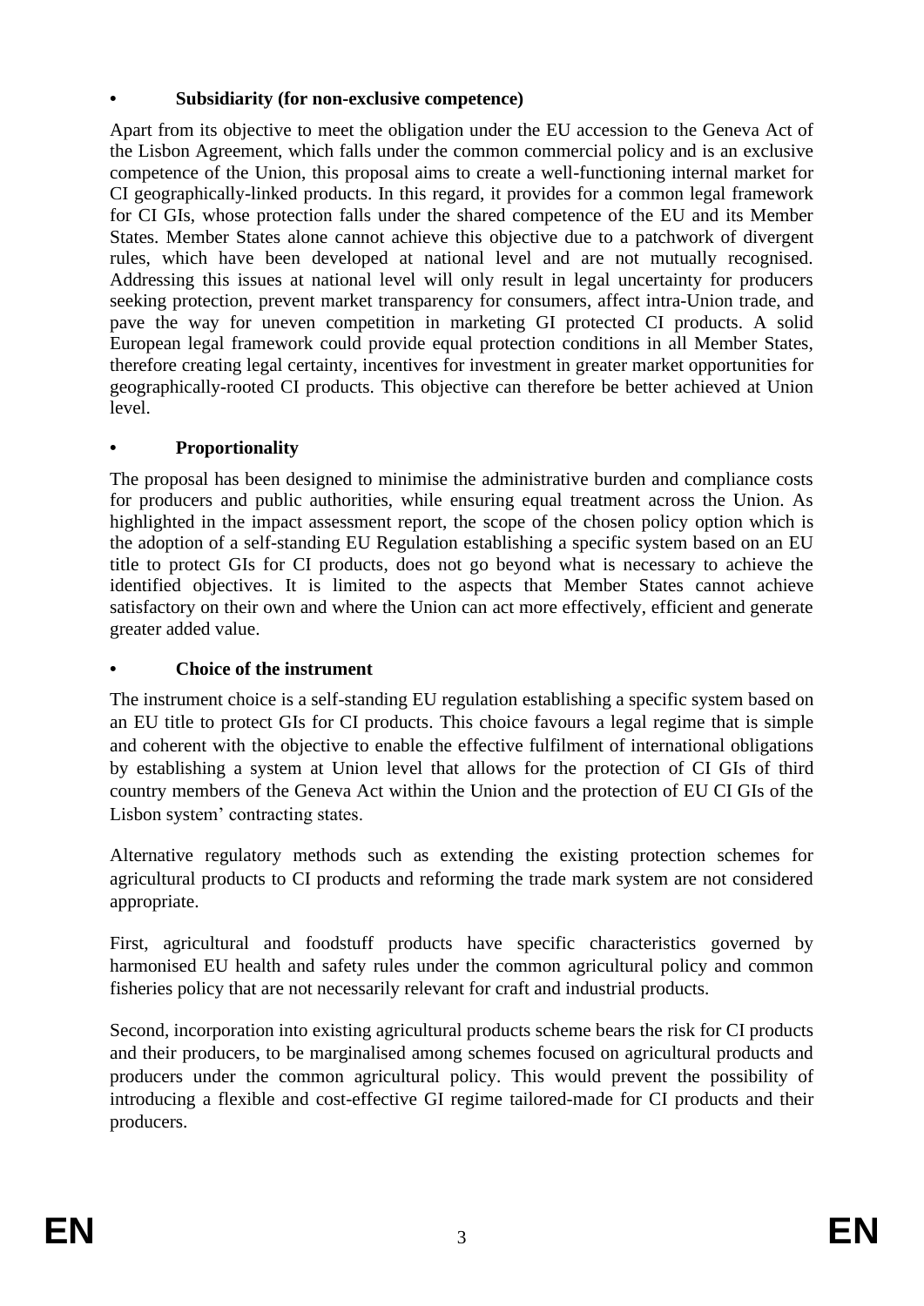- **Subsidiarity (for non-exclusive competence)**

Apart from its objective to meet the obligation under the EU accession to the Geneva Act of the Lisbon Agreement, which falls under the common commercial policy and is an exclusive competence of the Union, this proposal aims to create a well-functioning internal market for CI geographically-linked products. In this regard, it provides for a common legal framework for CI GIs, whose protection falls under the shared competence of the EU and its Member States. Member States alone cannot achieve this objective due to a patchwork of divergent rules, which have been developed at national level and are not mutually recognised. Addressing this issues at national level will only result in legal uncertainty for producers seeking protection, prevent market transparency for consumers, affect intra-Union trade, and pave the way for uneven competition in marketing GI protected CI products. A solid European legal framework could provide equal protection conditions in all Member States, therefore creating legal certainty, incentives for investment in greater market opportunities for geographically-rooted CI products. This objective can therefore be better achieved at Union level.

- **Proportionality**

The proposal has been designed to minimise the administrative burden and compliance costs for producers and public authorities, while ensuring equal treatment across the Union. As highlighted in the impact assessment report, the scope of the chosen policy option which is the adoption of a self-standing EU Regulation establishing a specific system based on an EU title to protect GIs for CI products, does not go beyond what is necessary to achieve the identified objectives. It is limited to the aspects that Member States cannot achieve satisfactory on their own and where the Union can act more effectively, efficient and generate greater added value.

- **Choice of the instrument**

The instrument choice is a self-standing EU regulation establishing a specific system based on an EU title to protect GIs for CI products. This choice favours a legal regime that is simple and coherent with the objective to enable the effective fulfilment of international obligations by establishing a system at Union level that allows for the protection of CI GIs of third country members of the Geneva Act within the Union and the protection of EU CI GIs of the Lisbon system' contracting states.

Alternative regulatory methods such as extending the existing protection schemes for agricultural products to CI products and reforming the trade mark system are not considered appropriate.

First, agricultural and foodstuff products have specific characteristics governed by harmonised EU health and safety rules under the common agricultural policy and common fisheries policy that are not necessarily relevant for craft and industrial products.

Second, incorporation into existing agricultural products scheme bears the risk for CI products and their producers, to be marginalised among schemes focused on agricultural products and producers under the common agricultural policy. This would prevent the possibility of introducing a flexible and cost-effective GI regime tailored-made for CI products and their producers.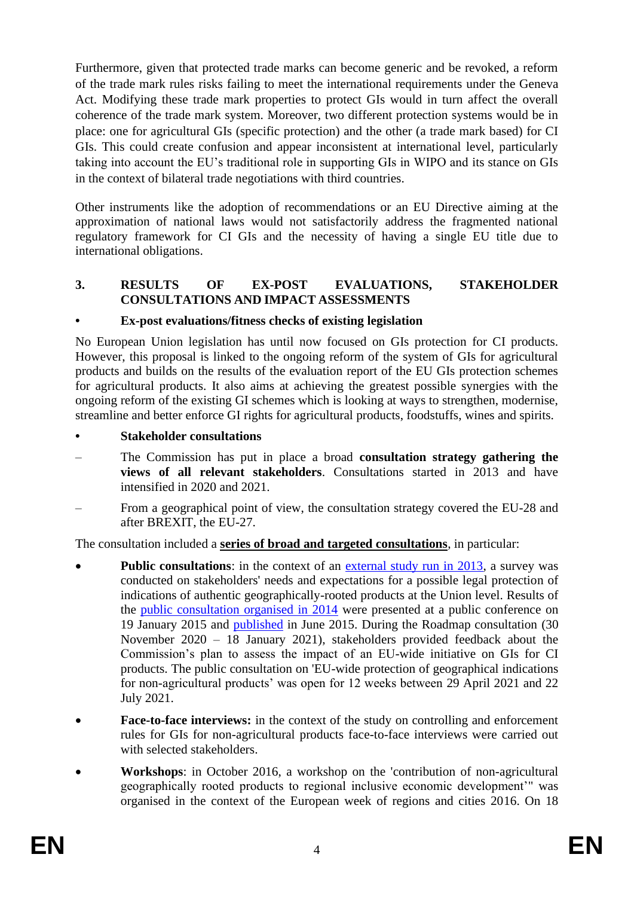Furthermore, given that protected trade marks can become generic and be revoked, a reform of the trade mark rules risks failing to meet the international requirements under the Geneva Act. Modifying these trade mark properties to protect GIs would in turn affect the overall coherence of the trade mark system. Moreover, two different protection systems would be in place: one for agricultural GIs (specific protection) and the other (a trade mark based) for CI GIs. This could create confusion and appear inconsistent at international level, particularly taking into account the EU's traditional role in supporting GIs in WIPO and its stance on GIs in the context of bilateral trade negotiations with third countries.

Other instruments like the adoption of recommendations or an EU Directive aiming at the approximation of national laws would not satisfactorily address the fragmented national regulatory framework for CI GIs and the necessity of having a single EU title due to international obligations.

## 3. RESULTS OF EX-POST EVALUATIONS, STAKEHOLDER CONSULTATIONS AND IMPACT ASSESSMENTS

- **Ex-post evaluations/fitness checks of existing legislation**

No European Union legislation has until now focused on GIs protection for CI products. However, this proposal is linked to the ongoing reform of the system of GIs for agricultural products and builds on the results of the evaluation report of the EU GIs protection schemes for agricultural products. It also aims at achieving the greatest possible synergies with the ongoing reform of the existing GI schemes which is looking at ways to strengthen, modernise, streamline and better enforce GI rights for agricultural products, foodstuffs, wines and spirits.

- **Stakeholder consultations**

– The Commission has put in place a broad **consultation strategy gathering the views of all relevant stakeholders**. Consultations started in 2013 and have intensified in 2020 and 2021.

– From a geographical point of view, the consultation strategy covered the EU-28 and after BREXIT, the EU-27.

The consultation included a **series of broad and targeted consultations**, in particular:

- **Public consultations**: in the context of an external study run in 2013, a survey was conducted on stakeholders' needs and expectations for a possible legal protection of indications of authentic geographically-rooted products at the Union level. Results of the public consultation organised in 2014 were presented at a public conference on 19 January 2015 and published in June 2015. During the Roadmap consultation (30 November 2020 – 18 January 2021), stakeholders provided feedback about the Commission's plan to assess the impact of an EU-wide initiative on GIs for CI products. The public consultation on 'EU-wide protection of geographical indications for non-agricultural products' was open for 12 weeks between 29 April 2021 and 22 July 2021.

- **Face-to-face interviews:** in the context of the study on controlling and enforcement rules for GIs for non-agricultural products face-to-face interviews were carried out with selected stakeholders.

- **Workshops**: in October 2016, a workshop on the 'contribution of non-agricultural geographically rooted products to regional inclusive economic development'" was organised in the context of the European week of regions and cities 2016. On 18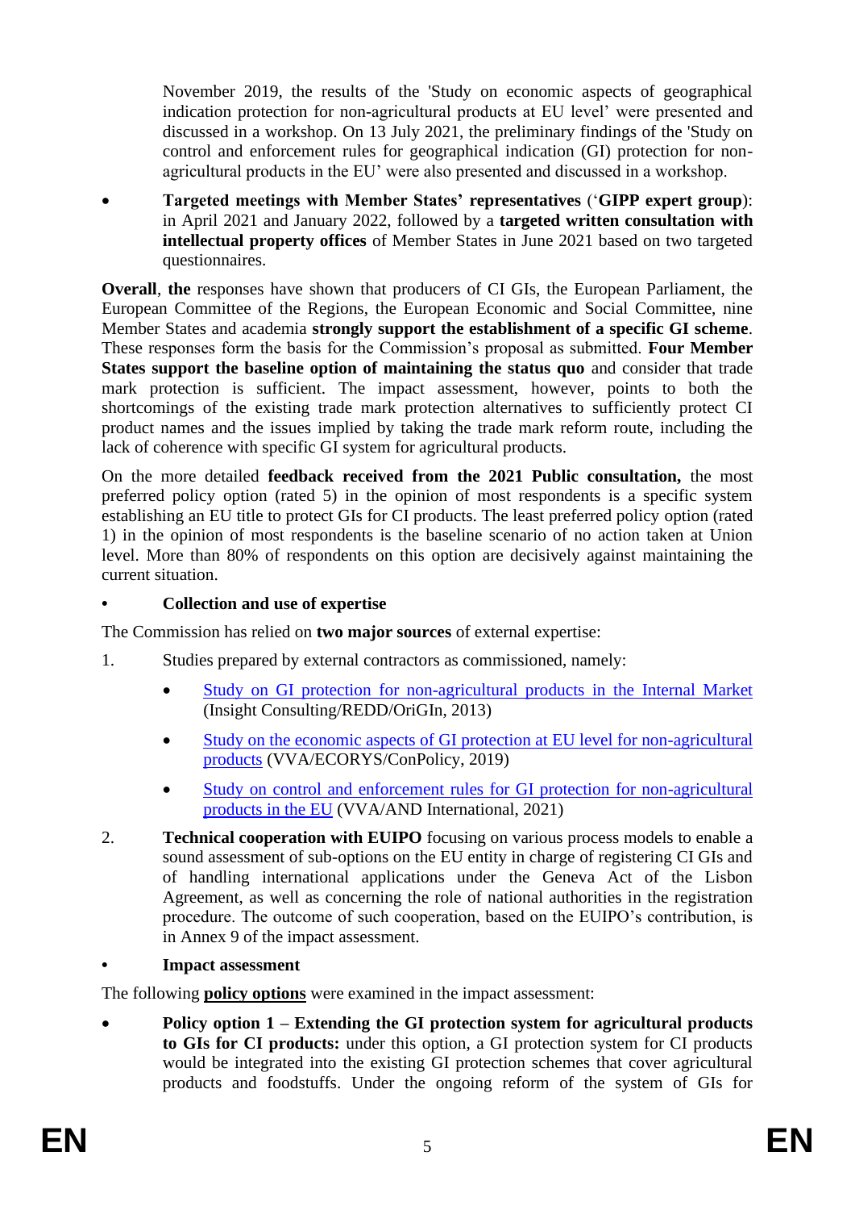November 2019, the results of the 'Study on economic aspects of geographical indication protection for non-agricultural products at EU level' were presented and discussed in a workshop. On 13 July 2021, the preliminary findings of the 'Study on control and enforcement rules for geographical indication (GI) protection for non-agricultural products in the EU' were also presented and discussed in a workshop.

- **Targeted meetings with Member States' representatives** ('**GIPP expert group**): in April 2021 and January 2022, followed by a **targeted written consultation with intellectual property offices** of Member States in June 2021 based on two targeted questionnaires.

**Overall**, **the** responses have shown that producers of CI GIs, the European Parliament, the European Committee of the Regions, the European Economic and Social Committee, nine Member States and academia **strongly support the establishment of a specific GI scheme**. These responses form the basis for the Commission's proposal as submitted. **Four Member States support the baseline option of maintaining the status quo** and consider that trade mark protection is sufficient. The impact assessment, however, points to both the shortcomings of the existing trade mark protection alternatives to sufficiently protect CI product names and the issues implied by taking the trade mark reform route, including the lack of coherence with specific GI system for agricultural products.

On the more detailed **feedback received from the 2021 Public consultation,** the most preferred policy option (rated 5) in the opinion of most respondents is a specific system establishing an EU title to protect GIs for CI products. The least preferred policy option (rated 1) in the opinion of most respondents is the baseline scenario of no action taken at Union level. More than 80% of respondents on this option are decisively against maintaining the current situation.

- **Collection and use of expertise**

The Commission has relied on **two major sources** of external expertise:

1. Studies prepared by external contractors as commissioned, namely:
   - Study on GI protection for non-agricultural products in the Internal Market (Insight Consulting/REDD/OriGIn, 2013)
   - Study on the economic aspects of GI protection at EU level for non-agricultural products (VVA/ECORYS/ConPolicy, 2019)
   - Study on control and enforcement rules for GI protection for non-agricultural products in the EU (VVA/AND International, 2021)
2. **Technical cooperation with EUIPO** focusing on various process models to enable a sound assessment of sub-options on the EU entity in charge of registering CI GIs and of handling international applications under the Geneva Act of the Lisbon Agreement, as well as concerning the role of national authorities in the registration procedure. The outcome of such cooperation, based on the EUIPO's contribution, is in Annex 9 of the impact assessment.

- **Impact assessment**

The following **policy options** were examined in the impact assessment:

- **Policy option 1 – Extending the GI protection system for agricultural products to GIs for CI products:** under this option, a GI protection system for CI products would be integrated into the existing GI protection schemes that cover agricultural products and foodstuffs. Under the ongoing reform of the system of GIs for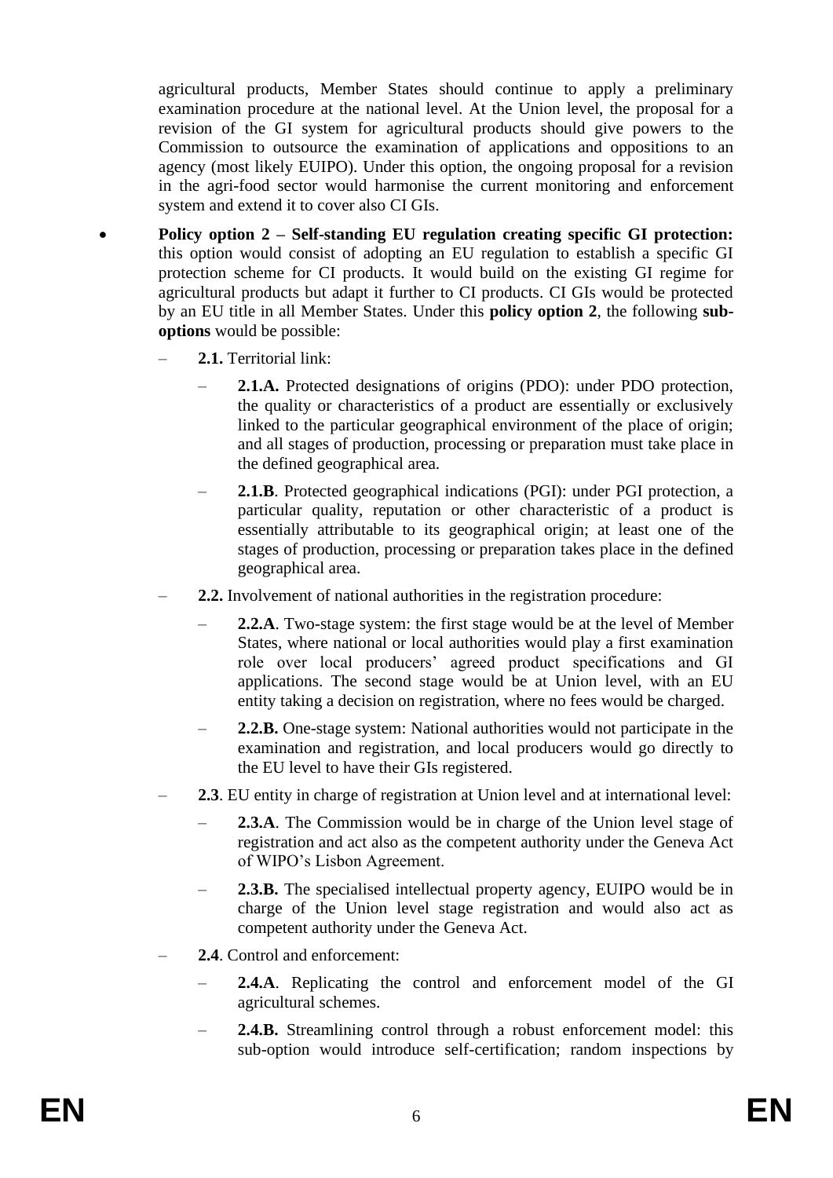agricultural products, Member States should continue to apply a preliminary examination procedure at the national level. At the Union level, the proposal for a revision of the GI system for agricultural products should give powers to the Commission to outsource the examination of applications and oppositions to an agency (most likely EUIPO). Under this option, the ongoing proposal for a revision in the agri-food sector would harmonise the current monitoring and enforcement system and extend it to cover also CI GIs.

- **Policy option 2 – Self-standing EU regulation creating specific GI protection:** this option would consist of adopting an EU regulation to establish a specific GI protection scheme for CI products. It would build on the existing GI regime for agricultural products but adapt it further to CI products. CI GIs would be protected by an EU title in all Member States. Under this **policy option 2**, the following **sub-options** would be possible:
  - **2.1.** Territorial link:
    - **2.1.A.** Protected designations of origins (PDO): under PDO protection, the quality or characteristics of a product are essentially or exclusively linked to the particular geographical environment of the place of origin; and all stages of production, processing or preparation must take place in the defined geographical area.
    - **2.1.B**. Protected geographical indications (PGI): under PGI protection, a particular quality, reputation or other characteristic of a product is essentially attributable to its geographical origin; at least one of the stages of production, processing or preparation takes place in the defined geographical area.
  - **2.2.** Involvement of national authorities in the registration procedure:
    - **2.2.A**. Two-stage system: the first stage would be at the level of Member States, where national or local authorities would play a first examination role over local producers' agreed product specifications and GI applications. The second stage would be at Union level, with an EU entity taking a decision on registration, where no fees would be charged.
    - **2.2.B.** One-stage system: National authorities would not participate in the examination and registration, and local producers would go directly to the EU level to have their GIs registered.
  - **2.3**. EU entity in charge of registration at Union level and at international level:
    - **2.3.A**. The Commission would be in charge of the Union level stage of registration and act also as the competent authority under the Geneva Act of WIPO's Lisbon Agreement.
    - **2.3.B.** The specialised intellectual property agency, EUIPO would be in charge of the Union level stage registration and would also act as competent authority under the Geneva Act.
  - **2.4**. Control and enforcement:
    - **2.4.A**. Replicating the control and enforcement model of the GI agricultural schemes.
    - **2.4.B.** Streamlining control through a robust enforcement model: this sub-option would introduce self-certification; random inspections by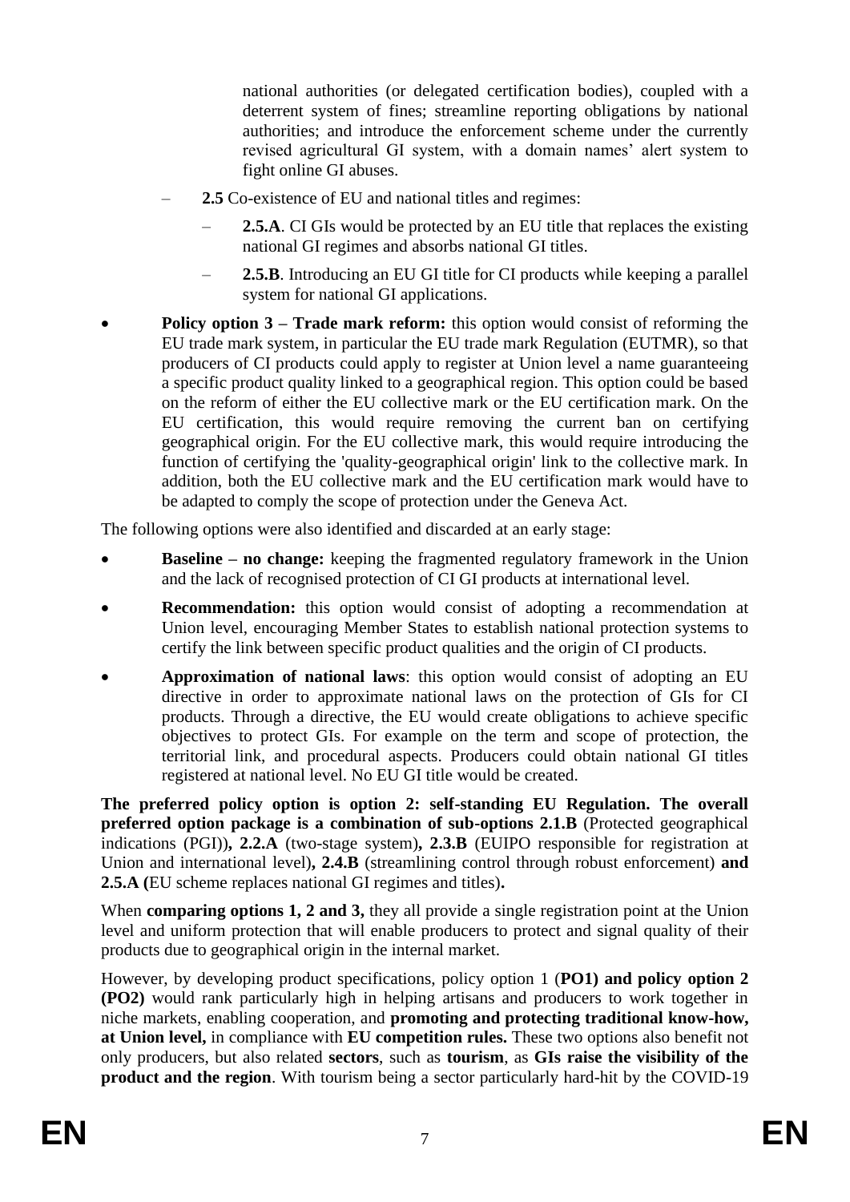national authorities (or delegated certification bodies), coupled with a deterrent system of fines; streamline reporting obligations by national authorities; and introduce the enforcement scheme under the currently revised agricultural GI system, with a domain names' alert system to fight online GI abuses.

  - **2.5** Co-existence of EU and national titles and regimes:
    - **2.5.A**. CI GIs would be protected by an EU title that replaces the existing national GI regimes and absorbs national GI titles.
    - **2.5.B**. Introducing an EU GI title for CI products while keeping a parallel system for national GI applications.

- **Policy option 3 – Trade mark reform:** this option would consist of reforming the EU trade mark system, in particular the EU trade mark Regulation (EUTMR), so that producers of CI products could apply to register at Union level a name guaranteeing a specific product quality linked to a geographical region. This option could be based on the reform of either the EU collective mark or the EU certification mark. On the EU certification, this would require removing the current ban on certifying geographical origin. For the EU collective mark, this would require introducing the function of certifying the 'quality-geographical origin' link to the collective mark. In addition, both the EU collective mark and the EU certification mark would have to be adapted to comply the scope of protection under the Geneva Act.

The following options were also identified and discarded at an early stage:

- **Baseline – no change:** keeping the fragmented regulatory framework in the Union and the lack of recognised protection of CI GI products at international level.
- **Recommendation:** this option would consist of adopting a recommendation at Union level, encouraging Member States to establish national protection systems to certify the link between specific product qualities and the origin of CI products.
- **Approximation of national laws**: this option would consist of adopting an EU directive in order to approximate national laws on the protection of GIs for CI products. Through a directive, the EU would create obligations to achieve specific objectives to protect GIs. For example on the term and scope of protection, the territorial link, and procedural aspects. Producers could obtain national GI titles registered at national level. No EU GI title would be created.

**The preferred policy option is option 2: self-standing EU Regulation. The overall preferred option package is a combination of sub-options 2.1.B** (Protected geographical indications (PGI))**, 2.2.A** (two-stage system)**, 2.3.B** (EUIPO responsible for registration at Union and international level)**, 2.4.B** (streamlining control through robust enforcement) **and 2.5.A (**EU scheme replaces national GI regimes and titles)**.**

When **comparing options 1, 2 and 3,** they all provide a single registration point at the Union level and uniform protection that will enable producers to protect and signal quality of their products due to geographical origin in the internal market.

However, by developing product specifications, policy option 1 (**PO1) and policy option 2 (PO2)** would rank particularly high in helping artisans and producers to work together in niche markets, enabling cooperation, and **promoting and protecting traditional know-how, at Union level,** in compliance with **EU competition rules.** These two options also benefit not only producers, but also related **sectors**, such as **tourism**, as **GIs raise the visibility of the product and the region**. With tourism being a sector particularly hard-hit by the COVID-19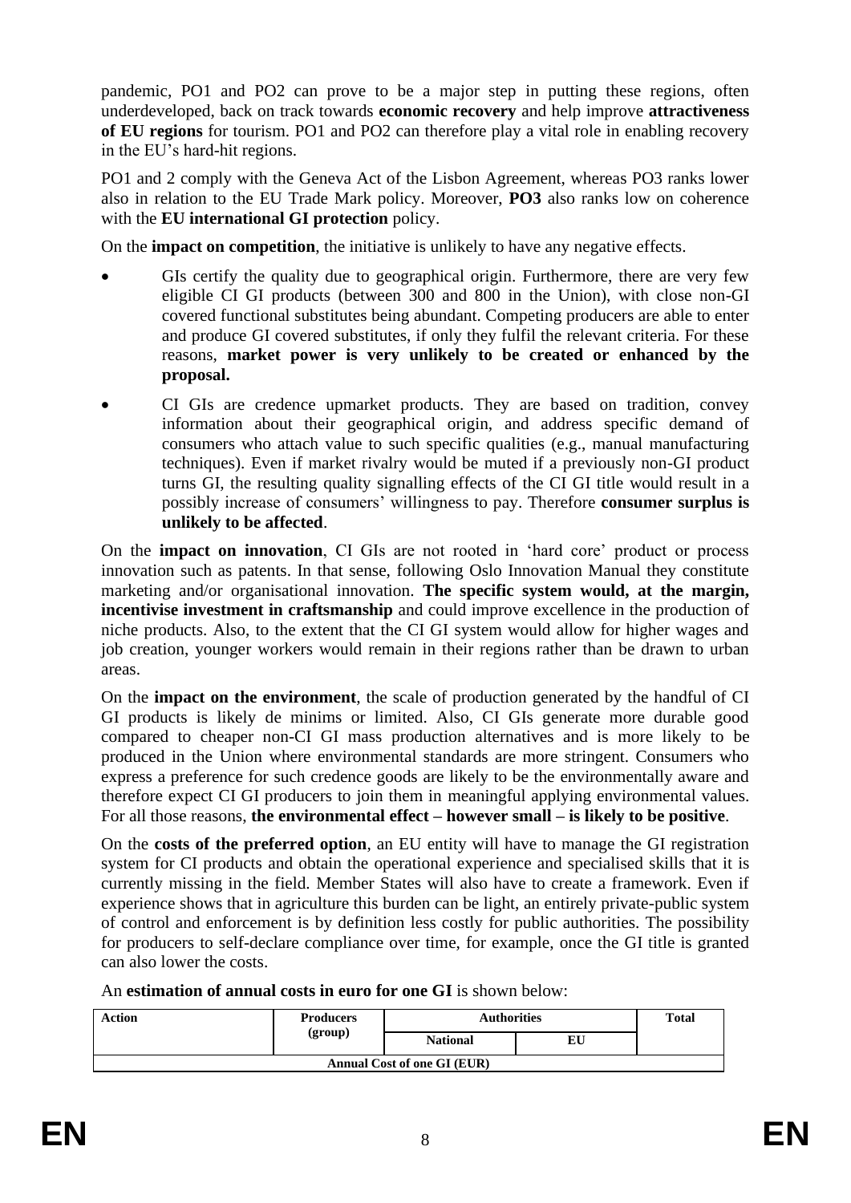pandemic, PO1 and PO2 can prove to be a major step in putting these regions, often underdeveloped, back on track towards **economic recovery** and help improve **attractiveness of EU regions** for tourism. PO1 and PO2 can therefore play a vital role in enabling recovery in the EU's hard-hit regions.

PO1 and 2 comply with the Geneva Act of the Lisbon Agreement, whereas PO3 ranks lower also in relation to the EU Trade Mark policy. Moreover, **PO3** also ranks low on coherence with the **EU international GI protection** policy.

On the **impact on competition**, the initiative is unlikely to have any negative effects.

- GIs certify the quality due to geographical origin. Furthermore, there are very few eligible CI GI products (between 300 and 800 in the Union), with close non-GI covered functional substitutes being abundant. Competing producers are able to enter and produce GI covered substitutes, if only they fulfil the relevant criteria. For these reasons, **market power is very unlikely to be created or enhanced by the proposal.**
- CI GIs are credence upmarket products. They are based on tradition, convey information about their geographical origin, and address specific demand of consumers who attach value to such specific qualities (e.g., manual manufacturing techniques). Even if market rivalry would be muted if a previously non-GI product turns GI, the resulting quality signalling effects of the CI GI title would result in a possibly increase of consumers' willingness to pay. Therefore **consumer surplus is unlikely to be affected**.

On the **impact on innovation**, CI GIs are not rooted in 'hard core' product or process innovation such as patents. In that sense, following Oslo Innovation Manual they constitute marketing and/or organisational innovation. **The specific system would, at the margin, incentivise investment in craftsmanship** and could improve excellence in the production of niche products. Also, to the extent that the CI GI system would allow for higher wages and job creation, younger workers would remain in their regions rather than be drawn to urban areas.

On the **impact on the environment**, the scale of production generated by the handful of CI GI products is likely de minims or limited. Also, CI GIs generate more durable good compared to cheaper non-CI GI mass production alternatives and is more likely to be produced in the Union where environmental standards are more stringent. Consumers who express a preference for such credence goods are likely to be the environmentally aware and therefore expect CI GI producers to join them in meaningful applying environmental values. For all those reasons, **the environmental effect – however small – is likely to be positive**.

On the **costs of the preferred option**, an EU entity will have to manage the GI registration system for CI products and obtain the operational experience and specialised skills that it is currently missing in the field. Member States will also have to create a framework. Even if experience shows that in agriculture this burden can be light, an entirely private-public system of control and enforcement is by definition less costly for public authorities. The possibility for producers to self-declare compliance over time, for example, once the GI title is granted can also lower the costs.

An **estimation of annual costs in euro for one GI** is shown below:

| Action | Producers (group) | Authorities | | Total |
|---|---|---|---|---|
| | | National | EU | |
| Annual Cost of one GI (EUR) | | | | |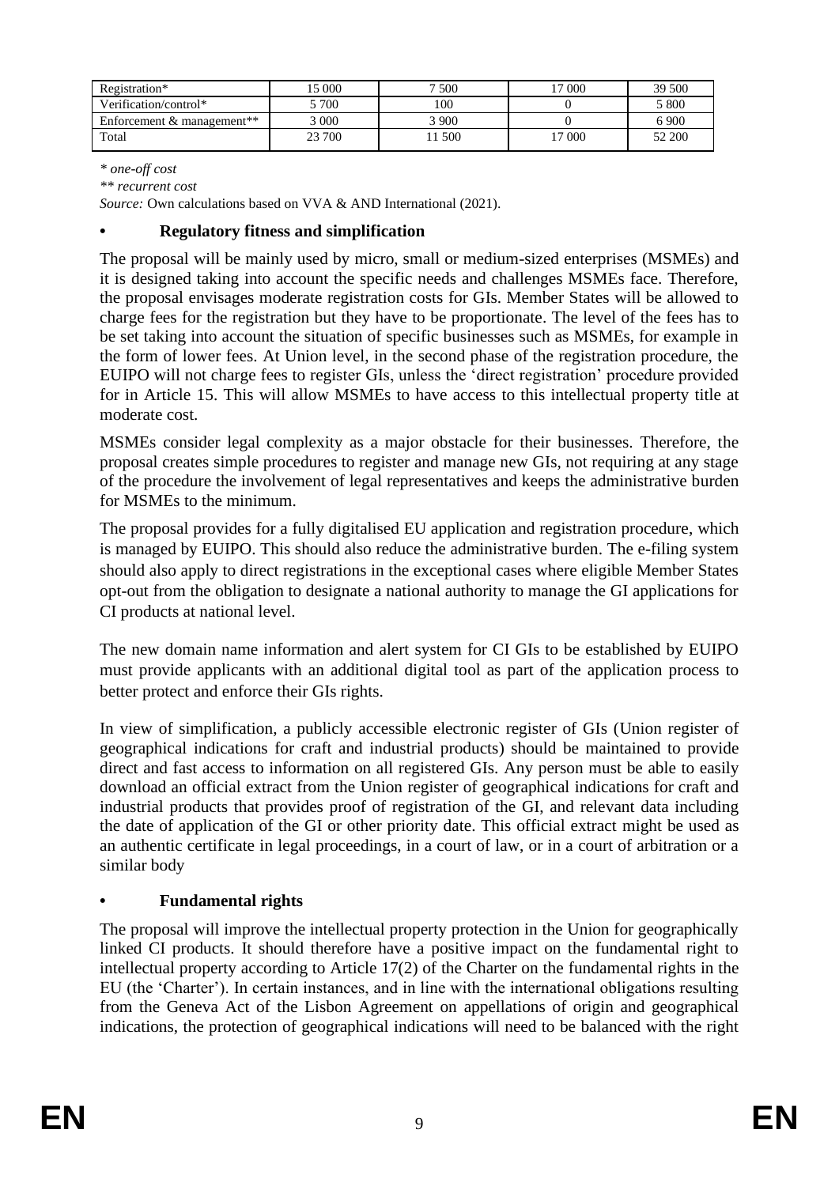| Registration* | 15 000 | 7 500 | 17 000 | 39 500 |
|---|---|---|---|---|
| Verification/control* | 5 700 | 100 | 0 | 5 800 |
| Enforcement & management** | 3 000 | 3 900 | 0 | 6 900 |
| Total | 23 700 | 11 500 | 17 000 | 52 200 |

*\* one-off cost*

*\*\* recurrent cost*

*Source:* Own calculations based on VVA & AND International (2021).

- **Regulatory fitness and simplification**

The proposal will be mainly used by micro, small or medium-sized enterprises (MSMEs) and it is designed taking into account the specific needs and challenges MSMEs face. Therefore, the proposal envisages moderate registration costs for GIs. Member States will be allowed to charge fees for the registration but they have to be proportionate. The level of the fees has to be set taking into account the situation of specific businesses such as MSMEs, for example in the form of lower fees. At Union level, in the second phase of the registration procedure, the EUIPO will not charge fees to register GIs, unless the 'direct registration' procedure provided for in Article 15. This will allow MSMEs to have access to this intellectual property title at moderate cost.

MSMEs consider legal complexity as a major obstacle for their businesses. Therefore, the proposal creates simple procedures to register and manage new GIs, not requiring at any stage of the procedure the involvement of legal representatives and keeps the administrative burden for MSMEs to the minimum.

The proposal provides for a fully digitalised EU application and registration procedure, which is managed by EUIPO. This should also reduce the administrative burden. The e-filing system should also apply to direct registrations in the exceptional cases where eligible Member States opt-out from the obligation to designate a national authority to manage the GI applications for CI products at national level.

The new domain name information and alert system for CI GIs to be established by EUIPO must provide applicants with an additional digital tool as part of the application process to better protect and enforce their GIs rights.

In view of simplification, a publicly accessible electronic register of GIs (Union register of geographical indications for craft and industrial products) should be maintained to provide direct and fast access to information on all registered GIs. Any person must be able to easily download an official extract from the Union register of geographical indications for craft and industrial products that provides proof of registration of the GI, and relevant data including the date of application of the GI or other priority date. This official extract might be used as an authentic certificate in legal proceedings, in a court of law, or in a court of arbitration or a similar body

- **Fundamental rights**

The proposal will improve the intellectual property protection in the Union for geographically linked CI products. It should therefore have a positive impact on the fundamental right to intellectual property according to Article 17(2) of the Charter on the fundamental rights in the EU (the 'Charter'). In certain instances, and in line with the international obligations resulting from the Geneva Act of the Lisbon Agreement on appellations of origin and geographical indications, the protection of geographical indications will need to be balanced with the right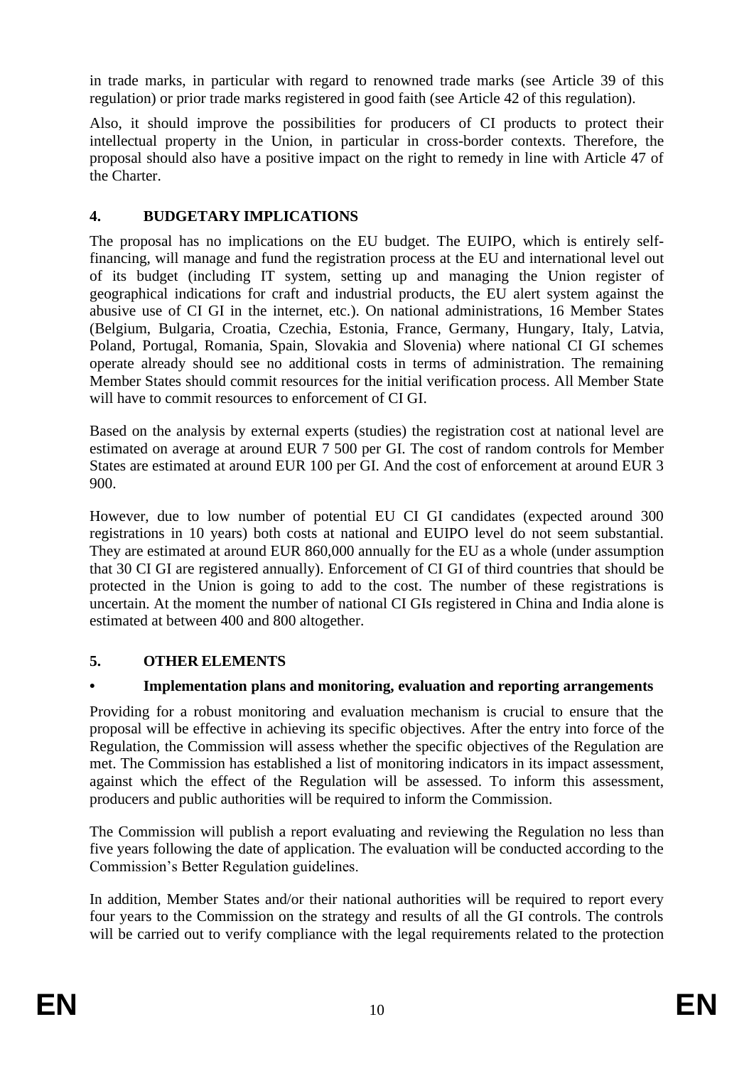in trade marks, in particular with regard to renowned trade marks (see Article 39 of this regulation) or prior trade marks registered in good faith (see Article 42 of this regulation).

Also, it should improve the possibilities for producers of CI products to protect their intellectual property in the Union, in particular in cross-border contexts. Therefore, the proposal should also have a positive impact on the right to remedy in line with Article 47 of the Charter.

## 4. BUDGETARY IMPLICATIONS

The proposal has no implications on the EU budget. The EUIPO, which is entirely self-financing, will manage and fund the registration process at the EU and international level out of its budget (including IT system, setting up and managing the Union register of geographical indications for craft and industrial products, the EU alert system against the abusive use of CI GI in the internet, etc.). On national administrations, 16 Member States (Belgium, Bulgaria, Croatia, Czechia, Estonia, France, Germany, Hungary, Italy, Latvia, Poland, Portugal, Romania, Spain, Slovakia and Slovenia) where national CI GI schemes operate already should see no additional costs in terms of administration. The remaining Member States should commit resources for the initial verification process. All Member State will have to commit resources to enforcement of CI GI.

Based on the analysis by external experts (studies) the registration cost at national level are estimated on average at around EUR 7 500 per GI. The cost of random controls for Member States are estimated at around EUR 100 per GI. And the cost of enforcement at around EUR 3 900.

However, due to low number of potential EU CI GI candidates (expected around 300 registrations in 10 years) both costs at national and EUIPO level do not seem substantial. They are estimated at around EUR 860,000 annually for the EU as a whole (under assumption that 30 CI GI are registered annually). Enforcement of CI GI of third countries that should be protected in the Union is going to add to the cost. The number of these registrations is uncertain. At the moment the number of national CI GIs registered in China and India alone is estimated at between 400 and 800 altogether.

## 5. OTHER ELEMENTS

### • Implementation plans and monitoring, evaluation and reporting arrangements

Providing for a robust monitoring and evaluation mechanism is crucial to ensure that the proposal will be effective in achieving its specific objectives. After the entry into force of the Regulation, the Commission will assess whether the specific objectives of the Regulation are met. The Commission has established a list of monitoring indicators in its impact assessment, against which the effect of the Regulation will be assessed. To inform this assessment, producers and public authorities will be required to inform the Commission.

The Commission will publish a report evaluating and reviewing the Regulation no less than five years following the date of application. The evaluation will be conducted according to the Commission's Better Regulation guidelines.

In addition, Member States and/or their national authorities will be required to report every four years to the Commission on the strategy and results of all the GI controls. The controls will be carried out to verify compliance with the legal requirements related to the protection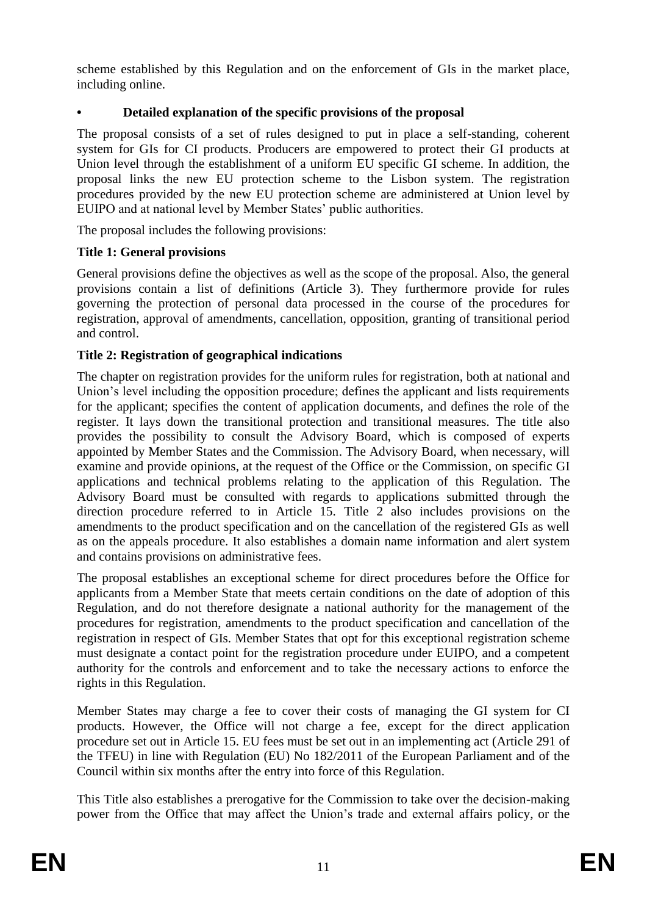scheme established by this Regulation and on the enforcement of GIs in the market place, including online.

- **Detailed explanation of the specific provisions of the proposal**

The proposal consists of a set of rules designed to put in place a self-standing, coherent system for GIs for CI products. Producers are empowered to protect their GI products at Union level through the establishment of a uniform EU specific GI scheme. In addition, the proposal links the new EU protection scheme to the Lisbon system. The registration procedures provided by the new EU protection scheme are administered at Union level by EUIPO and at national level by Member States' public authorities.

The proposal includes the following provisions:

**Title 1: General provisions**

General provisions define the objectives as well as the scope of the proposal. Also, the general provisions contain a list of definitions (Article 3). They furthermore provide for rules governing the protection of personal data processed in the course of the procedures for registration, approval of amendments, cancellation, opposition, granting of transitional period and control.

**Title 2: Registration of geographical indications**

The chapter on registration provides for the uniform rules for registration, both at national and Union's level including the opposition procedure; defines the applicant and lists requirements for the applicant; specifies the content of application documents, and defines the role of the register. It lays down the transitional protection and transitional measures. The title also provides the possibility to consult the Advisory Board, which is composed of experts appointed by Member States and the Commission. The Advisory Board, when necessary, will examine and provide opinions, at the request of the Office or the Commission, on specific GI applications and technical problems relating to the application of this Regulation. The Advisory Board must be consulted with regards to applications submitted through the direction procedure referred to in Article 15. Title 2 also includes provisions on the amendments to the product specification and on the cancellation of the registered GIs as well as on the appeals procedure. It also establishes a domain name information and alert system and contains provisions on administrative fees.

The proposal establishes an exceptional scheme for direct procedures before the Office for applicants from a Member State that meets certain conditions on the date of adoption of this Regulation, and do not therefore designate a national authority for the management of the procedures for registration, amendments to the product specification and cancellation of the registration in respect of GIs. Member States that opt for this exceptional registration scheme must designate a contact point for the registration procedure under EUIPO, and a competent authority for the controls and enforcement and to take the necessary actions to enforce the rights in this Regulation.

Member States may charge a fee to cover their costs of managing the GI system for CI products. However, the Office will not charge a fee, except for the direct application procedure set out in Article 15. EU fees must be set out in an implementing act (Article 291 of the TFEU) in line with Regulation (EU) No 182/2011 of the European Parliament and of the Council within six months after the entry into force of this Regulation.

This Title also establishes a prerogative for the Commission to take over the decision-making power from the Office that may affect the Union's trade and external affairs policy, or the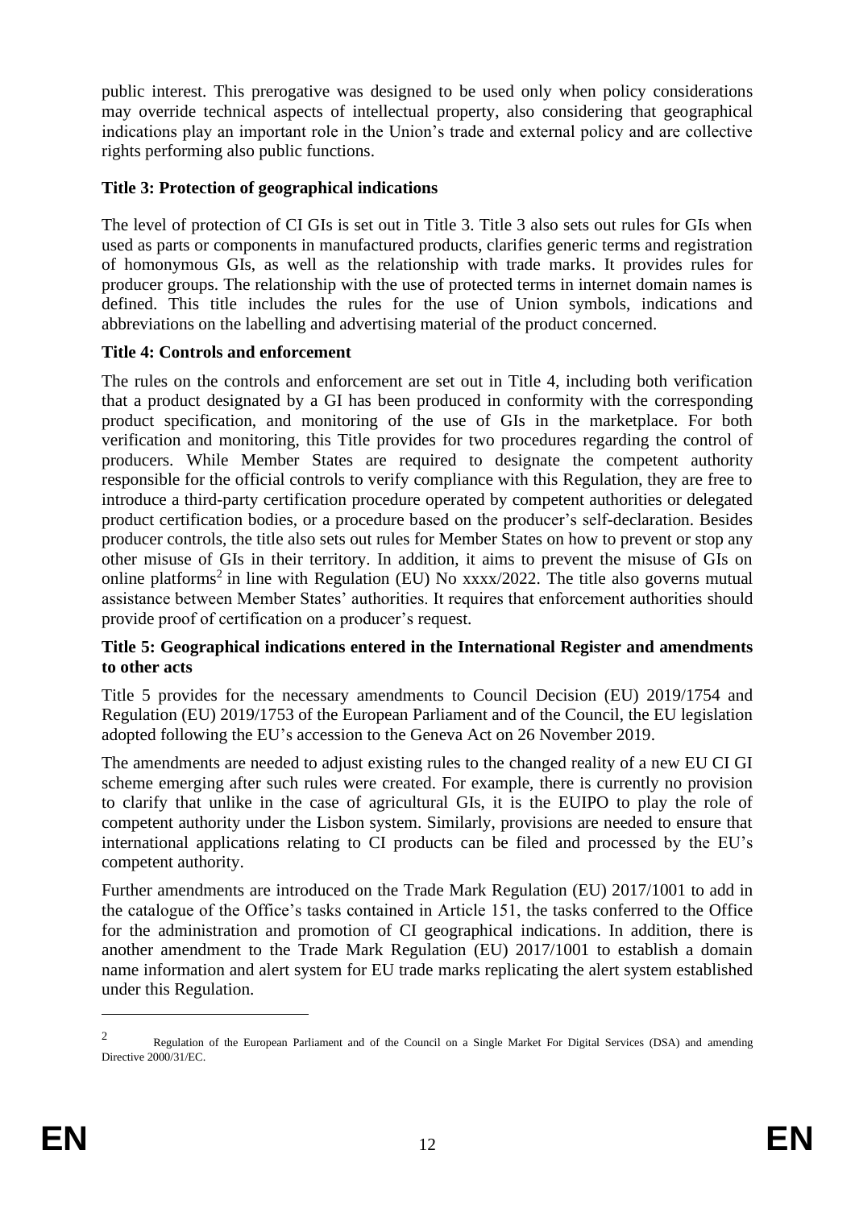public interest. This prerogative was designed to be used only when policy considerations may override technical aspects of intellectual property, also considering that geographical indications play an important role in the Union's trade and external policy and are collective rights performing also public functions.

**Title 3: Protection of geographical indications**

The level of protection of CI GIs is set out in Title 3. Title 3 also sets out rules for GIs when used as parts or components in manufactured products, clarifies generic terms and registration of homonymous GIs, as well as the relationship with trade marks. It provides rules for producer groups. The relationship with the use of protected terms in internet domain names is defined. This title includes the rules for the use of Union symbols, indications and abbreviations on the labelling and advertising material of the product concerned.

**Title 4: Controls and enforcement**

The rules on the controls and enforcement are set out in Title 4, including both verification that a product designated by a GI has been produced in conformity with the corresponding product specification, and monitoring of the use of GIs in the marketplace. For both verification and monitoring, this Title provides for two procedures regarding the control of producers. While Member States are required to designate the competent authority responsible for the official controls to verify compliance with this Regulation, they are free to introduce a third-party certification procedure operated by competent authorities or delegated product certification bodies, or a procedure based on the producer's self-declaration. Besides producer controls, the title also sets out rules for Member States on how to prevent or stop any other misuse of GIs in their territory. In addition, it aims to prevent the misuse of GIs on online platforms[2] in line with Regulation (EU) No xxxx/2022. The title also governs mutual assistance between Member States' authorities. It requires that enforcement authorities should provide proof of certification on a producer's request.

**Title 5: Geographical indications entered in the International Register and amendments to other acts**

Title 5 provides for the necessary amendments to Council Decision (EU) 2019/1754 and Regulation (EU) 2019/1753 of the European Parliament and of the Council, the EU legislation adopted following the EU's accession to the Geneva Act on 26 November 2019.

The amendments are needed to adjust existing rules to the changed reality of a new EU CI GI scheme emerging after such rules were created. For example, there is currently no provision to clarify that unlike in the case of agricultural GIs, it is the EUIPO to play the role of competent authority under the Lisbon system. Similarly, provisions are needed to ensure that international applications relating to CI products can be filed and processed by the EU's competent authority.

Further amendments are introduced on the Trade Mark Regulation (EU) 2017/1001 to add in the catalogue of the Office's tasks contained in Article 151, the tasks conferred to the Office for the administration and promotion of CI geographical indications. In addition, there is another amendment to the Trade Mark Regulation (EU) 2017/1001 to establish a domain name information and alert system for EU trade marks replicating the alert system established under this Regulation.

---

[2] Regulation of the European Parliament and of the Council on a Single Market For Digital Services (DSA) and amending Directive 2000/31/EC.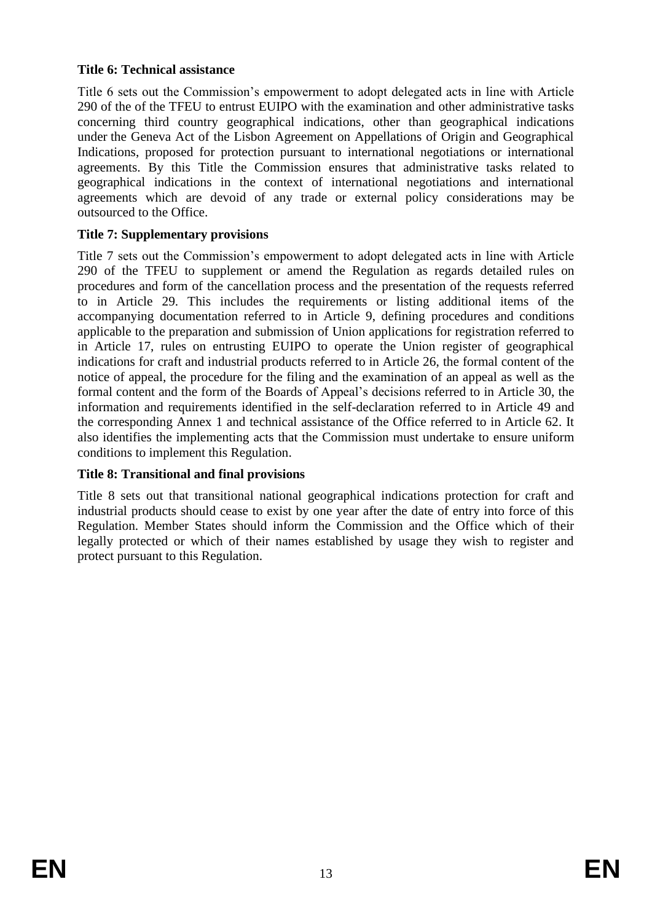**Title 6: Technical assistance**

Title 6 sets out the Commission's empowerment to adopt delegated acts in line with Article 290 of the of the TFEU to entrust EUIPO with the examination and other administrative tasks concerning third country geographical indications, other than geographical indications under the Geneva Act of the Lisbon Agreement on Appellations of Origin and Geographical Indications, proposed for protection pursuant to international negotiations or international agreements. By this Title the Commission ensures that administrative tasks related to geographical indications in the context of international negotiations and international agreements which are devoid of any trade or external policy considerations may be outsourced to the Office.

**Title 7: Supplementary provisions**

Title 7 sets out the Commission's empowerment to adopt delegated acts in line with Article 290 of the TFEU to supplement or amend the Regulation as regards detailed rules on procedures and form of the cancellation process and the presentation of the requests referred to in Article 29. This includes the requirements or listing additional items of the accompanying documentation referred to in Article 9, defining procedures and conditions applicable to the preparation and submission of Union applications for registration referred to in Article 17, rules on entrusting EUIPO to operate the Union register of geographical indications for craft and industrial products referred to in Article 26, the formal content of the notice of appeal, the procedure for the filing and the examination of an appeal as well as the formal content and the form of the Boards of Appeal's decisions referred to in Article 30, the information and requirements identified in the self-declaration referred to in Article 49 and the corresponding Annex 1 and technical assistance of the Office referred to in Article 62. It also identifies the implementing acts that the Commission must undertake to ensure uniform conditions to implement this Regulation.

**Title 8: Transitional and final provisions**

Title 8 sets out that transitional national geographical indications protection for craft and industrial products should cease to exist by one year after the date of entry into force of this Regulation. Member States should inform the Commission and the Office which of their legally protected or which of their names established by usage they wish to register and protect pursuant to this Regulation.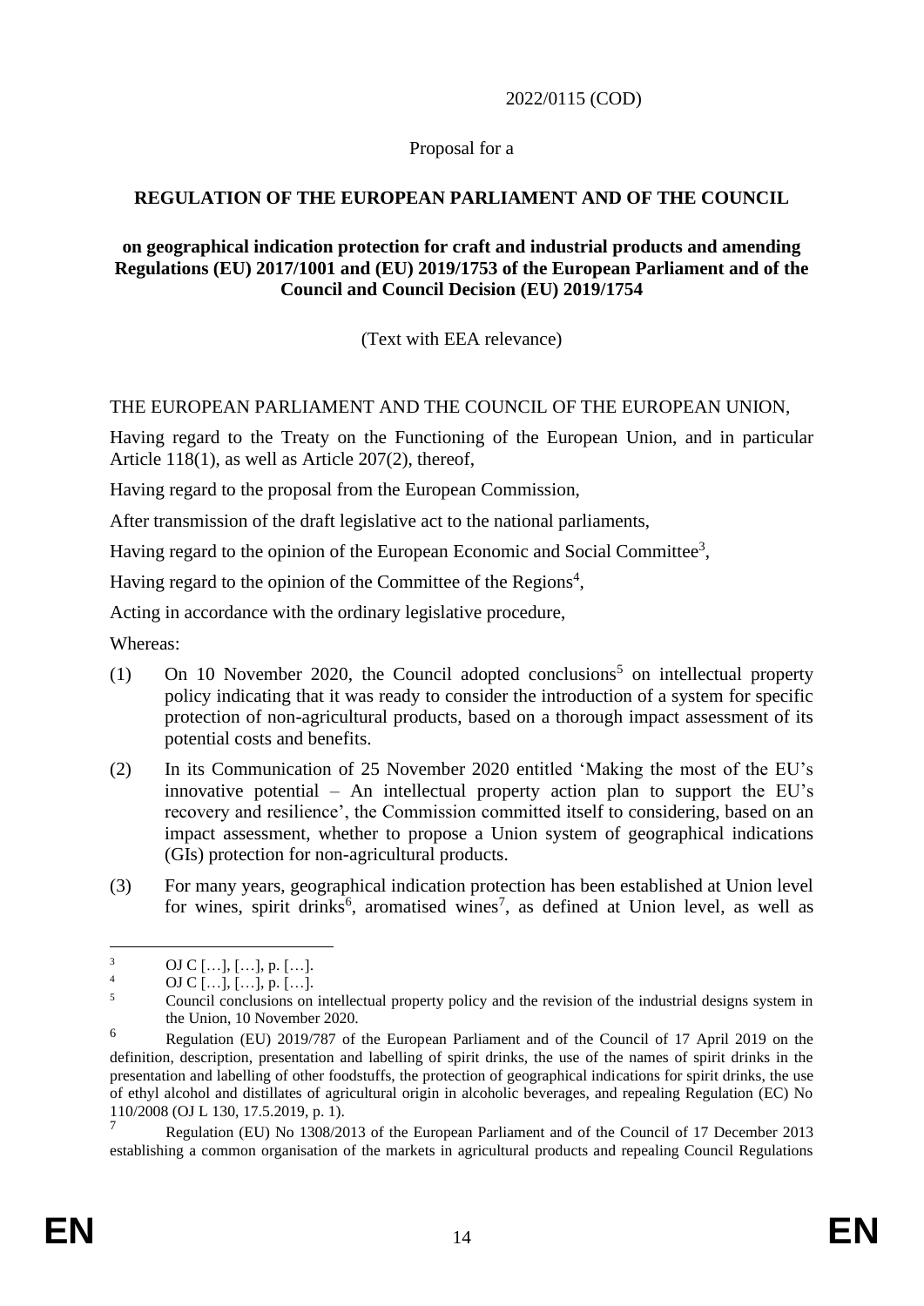2022/0115 (COD)

Proposal for a

**REGULATION OF THE EUROPEAN PARLIAMENT AND OF THE COUNCIL**

**on geographical indication protection for craft and industrial products and amending Regulations (EU) 2017/1001 and (EU) 2019/1753 of the European Parliament and of the Council and Council Decision (EU) 2019/1754**

(Text with EEA relevance)

THE EUROPEAN PARLIAMENT AND THE COUNCIL OF THE EUROPEAN UNION,

Having regard to the Treaty on the Functioning of the European Union, and in particular Article 118(1), as well as Article 207(2), thereof,

Having regard to the proposal from the European Commission,

After transmission of the draft legislative act to the national parliaments,

Having regard to the opinion of the European Economic and Social Committee[3],

Having regard to the opinion of the Committee of the Regions[4],

Acting in accordance with the ordinary legislative procedure,

Whereas:

(1) On 10 November 2020, the Council adopted conclusions[5] on intellectual property policy indicating that it was ready to consider the introduction of a system for specific protection of non-agricultural products, based on a thorough impact assessment of its potential costs and benefits.

(2) In its Communication of 25 November 2020 entitled 'Making the most of the EU's innovative potential – An intellectual property action plan to support the EU's recovery and resilience', the Commission committed itself to considering, based on an impact assessment, whether to propose a Union system of geographical indications (GIs) protection for non-agricultural products.

(3) For many years, geographical indication protection has been established at Union level for wines, spirit drinks[6], aromatised wines[7], as defined at Union level, as well as

---

[3] OJ C […], […], p. […].

[4] OJ C […], […], p. […].

[5] Council conclusions on intellectual property policy and the revision of the industrial designs system in the Union, 10 November 2020.

[6] Regulation (EU) 2019/787 of the European Parliament and of the Council of 17 April 2019 on the definition, description, presentation and labelling of spirit drinks, the use of the names of spirit drinks in the presentation and labelling of other foodstuffs, the protection of geographical indications for spirit drinks, the use of ethyl alcohol and distillates of agricultural origin in alcoholic beverages, and repealing Regulation (EC) No 110/2008 (OJ L 130, 17.5.2019, p. 1).

[7] Regulation (EU) No 1308/2013 of the European Parliament and of the Council of 17 December 2013 establishing a common organisation of the markets in agricultural products and repealing Council Regulations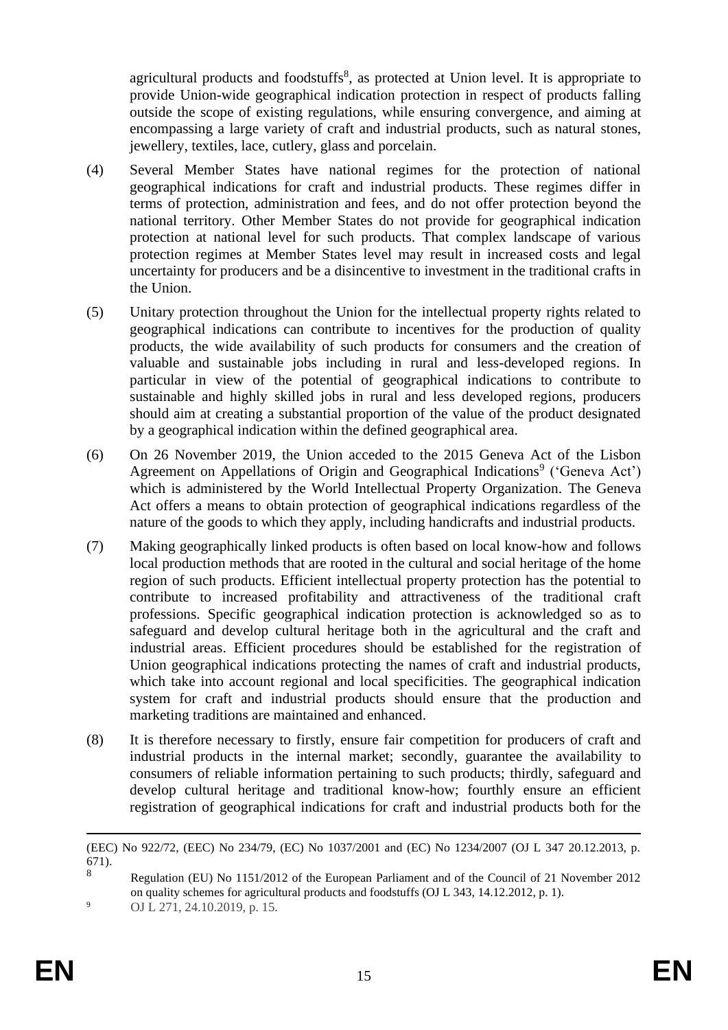agricultural products and foodstuffs[8], as protected at Union level. It is appropriate to provide Union-wide geographical indication protection in respect of products falling outside the scope of existing regulations, while ensuring convergence, and aiming at encompassing a large variety of craft and industrial products, such as natural stones, jewellery, textiles, lace, cutlery, glass and porcelain.

(4) Several Member States have national regimes for the protection of national geographical indications for craft and industrial products. These regimes differ in terms of protection, administration and fees, and do not offer protection beyond the national territory. Other Member States do not provide for geographical indication protection at national level for such products. That complex landscape of various protection regimes at Member States level may result in increased costs and legal uncertainty for producers and be a disincentive to investment in the traditional crafts in the Union.

(5) Unitary protection throughout the Union for the intellectual property rights related to geographical indications can contribute to incentives for the production of quality products, the wide availability of such products for consumers and the creation of valuable and sustainable jobs including in rural and less-developed regions. In particular in view of the potential of geographical indications to contribute to sustainable and highly skilled jobs in rural and less developed regions, producers should aim at creating a substantial proportion of the value of the product designated by a geographical indication within the defined geographical area.

(6) On 26 November 2019, the Union acceded to the 2015 Geneva Act of the Lisbon Agreement on Appellations of Origin and Geographical Indications[9] ('Geneva Act') which is administered by the World Intellectual Property Organization. The Geneva Act offers a means to obtain protection of geographical indications regardless of the nature of the goods to which they apply, including handicrafts and industrial products.

(7) Making geographically linked products is often based on local know-how and follows local production methods that are rooted in the cultural and social heritage of the home region of such products. Efficient intellectual property protection has the potential to contribute to increased profitability and attractiveness of the traditional craft professions. Specific geographical indication protection is acknowledged so as to safeguard and develop cultural heritage both in the agricultural and the craft and industrial areas. Efficient procedures should be established for the registration of Union geographical indications protecting the names of craft and industrial products, which take into account regional and local specificities. The geographical indication system for craft and industrial products should ensure that the production and marketing traditions are maintained and enhanced.

(8) It is therefore necessary to firstly, ensure fair competition for producers of craft and industrial products in the internal market; secondly, guarantee the availability to consumers of reliable information pertaining to such products; thirdly, safeguard and develop cultural heritage and traditional know-how; fourthly ensure an efficient registration of geographical indications for craft and industrial products both for the

---

(EEC) No 922/72, (EEC) No 234/79, (EC) No 1037/2001 and (EC) No 1234/2007 (OJ L 347 20.12.2013, p. 671).

[8] Regulation (EU) No 1151/2012 of the European Parliament and of the Council of 21 November 2012 on quality schemes for agricultural products and foodstuffs (OJ L 343, 14.12.2012, p. 1).

[9] OJ L 271, 24.10.2019, p. 15.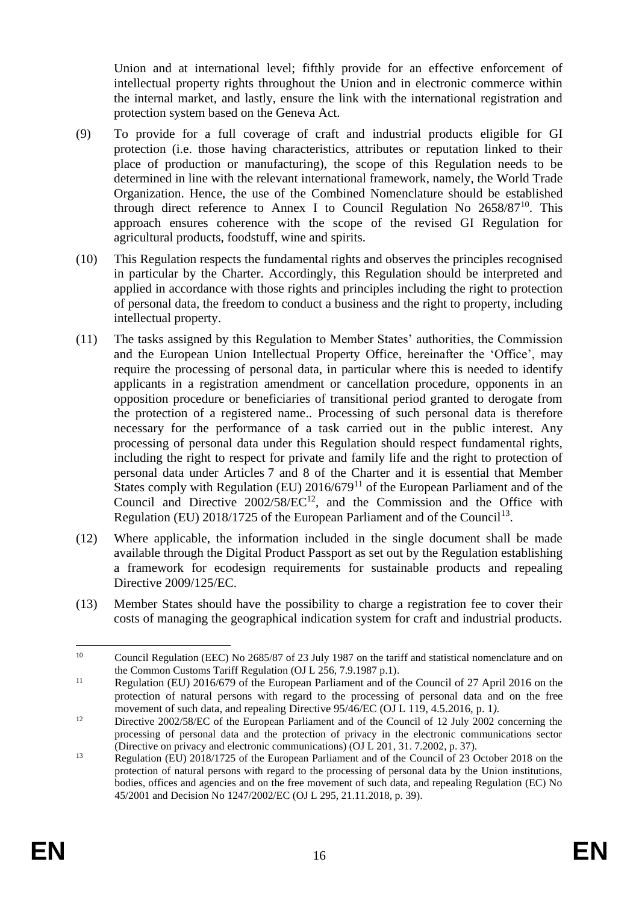Union and at international level; fifthly provide for an effective enforcement of intellectual property rights throughout the Union and in electronic commerce within the internal market, and lastly, ensure the link with the international registration and protection system based on the Geneva Act.

(9) To provide for a full coverage of craft and industrial products eligible for GI protection (i.e. those having characteristics, attributes or reputation linked to their place of production or manufacturing), the scope of this Regulation needs to be determined in line with the relevant international framework, namely, the World Trade Organization. Hence, the use of the Combined Nomenclature should be established through direct reference to Annex I to Council Regulation No 2658/87[10]. This approach ensures coherence with the scope of the revised GI Regulation for agricultural products, foodstuff, wine and spirits.

(10) This Regulation respects the fundamental rights and observes the principles recognised in particular by the Charter. Accordingly, this Regulation should be interpreted and applied in accordance with those rights and principles including the right to protection of personal data, the freedom to conduct a business and the right to property, including intellectual property.

(11) The tasks assigned by this Regulation to Member States' authorities, the Commission and the European Union Intellectual Property Office, hereinafter the 'Office', may require the processing of personal data, in particular where this is needed to identify applicants in a registration amendment or cancellation procedure, opponents in an opposition procedure or beneficiaries of transitional period granted to derogate from the protection of a registered name.. Processing of such personal data is therefore necessary for the performance of a task carried out in the public interest. Any processing of personal data under this Regulation should respect fundamental rights, including the right to respect for private and family life and the right to protection of personal data under Articles 7 and 8 of the Charter and it is essential that Member States comply with Regulation (EU) 2016/679[11] of the European Parliament and of the Council and Directive 2002/58/EC[12], and the Commission and the Office with Regulation (EU) 2018/1725 of the European Parliament and of the Council[13].

(12) Where applicable, the information included in the single document shall be made available through the Digital Product Passport as set out by the Regulation establishing a framework for ecodesign requirements for sustainable products and repealing Directive 2009/125/EC.

(13) Member States should have the possibility to charge a registration fee to cover their costs of managing the geographical indication system for craft and industrial products.

---

[10] Council Regulation (EEC) No 2685/87 of 23 July 1987 on the tariff and statistical nomenclature and on the Common Customs Tariff Regulation (OJ L 256, 7.9.1987 p.1).

[11] Regulation (EU) 2016/679 of the European Parliament and of the Council of 27 April 2016 on the protection of natural persons with regard to the processing of personal data and on the free movement of such data, and repealing Directive 95/46/EC (OJ L 119, 4.5.2016, p. 1*)*.

[12] Directive 2002/58/EC of the European Parliament and of the Council of 12 July 2002 concerning the processing of personal data and the protection of privacy in the electronic communications sector (Directive on privacy and electronic communications) (OJ L 201, 31. 7.2002, p. 37).

[13] Regulation (EU) 2018/1725 of the European Parliament and of the Council of 23 October 2018 on the protection of natural persons with regard to the processing of personal data by the Union institutions, bodies, offices and agencies and on the free movement of such data, and repealing Regulation (EC) No 45/2001 and Decision No 1247/2002/EC (OJ L 295, 21.11.2018, p. 39).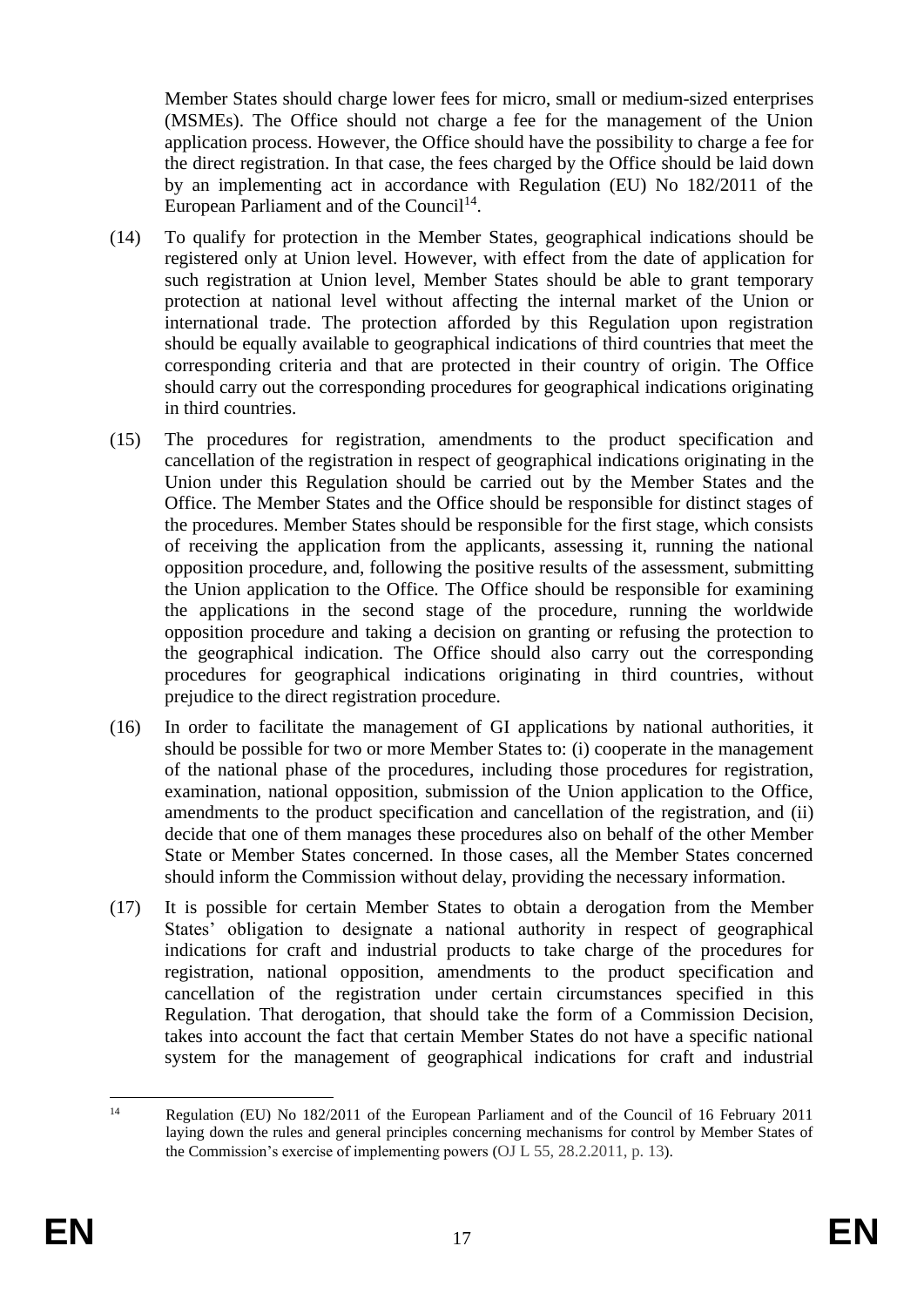Member States should charge lower fees for micro, small or medium-sized enterprises (MSMEs). The Office should not charge a fee for the management of the Union application process. However, the Office should have the possibility to charge a fee for the direct registration. In that case, the fees charged by the Office should be laid down by an implementing act in accordance with Regulation (EU) No 182/2011 of the European Parliament and of the Council[14].

(14) To qualify for protection in the Member States, geographical indications should be registered only at Union level. However, with effect from the date of application for such registration at Union level, Member States should be able to grant temporary protection at national level without affecting the internal market of the Union or international trade. The protection afforded by this Regulation upon registration should be equally available to geographical indications of third countries that meet the corresponding criteria and that are protected in their country of origin. The Office should carry out the corresponding procedures for geographical indications originating in third countries.

(15) The procedures for registration, amendments to the product specification and cancellation of the registration in respect of geographical indications originating in the Union under this Regulation should be carried out by the Member States and the Office. The Member States and the Office should be responsible for distinct stages of the procedures. Member States should be responsible for the first stage, which consists of receiving the application from the applicants, assessing it, running the national opposition procedure, and, following the positive results of the assessment, submitting the Union application to the Office. The Office should be responsible for examining the applications in the second stage of the procedure, running the worldwide opposition procedure and taking a decision on granting or refusing the protection to the geographical indication. The Office should also carry out the corresponding procedures for geographical indications originating in third countries, without prejudice to the direct registration procedure.

(16) In order to facilitate the management of GI applications by national authorities, it should be possible for two or more Member States to: (i) cooperate in the management of the national phase of the procedures, including those procedures for registration, examination, national opposition, submission of the Union application to the Office, amendments to the product specification and cancellation of the registration, and (ii) decide that one of them manages these procedures also on behalf of the other Member State or Member States concerned. In those cases, all the Member States concerned should inform the Commission without delay, providing the necessary information.

(17) It is possible for certain Member States to obtain a derogation from the Member States' obligation to designate a national authority in respect of geographical indications for craft and industrial products to take charge of the procedures for registration, national opposition, amendments to the product specification and cancellation of the registration under certain circumstances specified in this Regulation. That derogation, that should take the form of a Commission Decision, takes into account the fact that certain Member States do not have a specific national system for the management of geographical indications for craft and industrial

---

[14] Regulation (EU) No 182/2011 of the European Parliament and of the Council of 16 February 2011 laying down the rules and general principles concerning mechanisms for control by Member States of the Commission's exercise of implementing powers (OJ L 55, 28.2.2011, p. 13).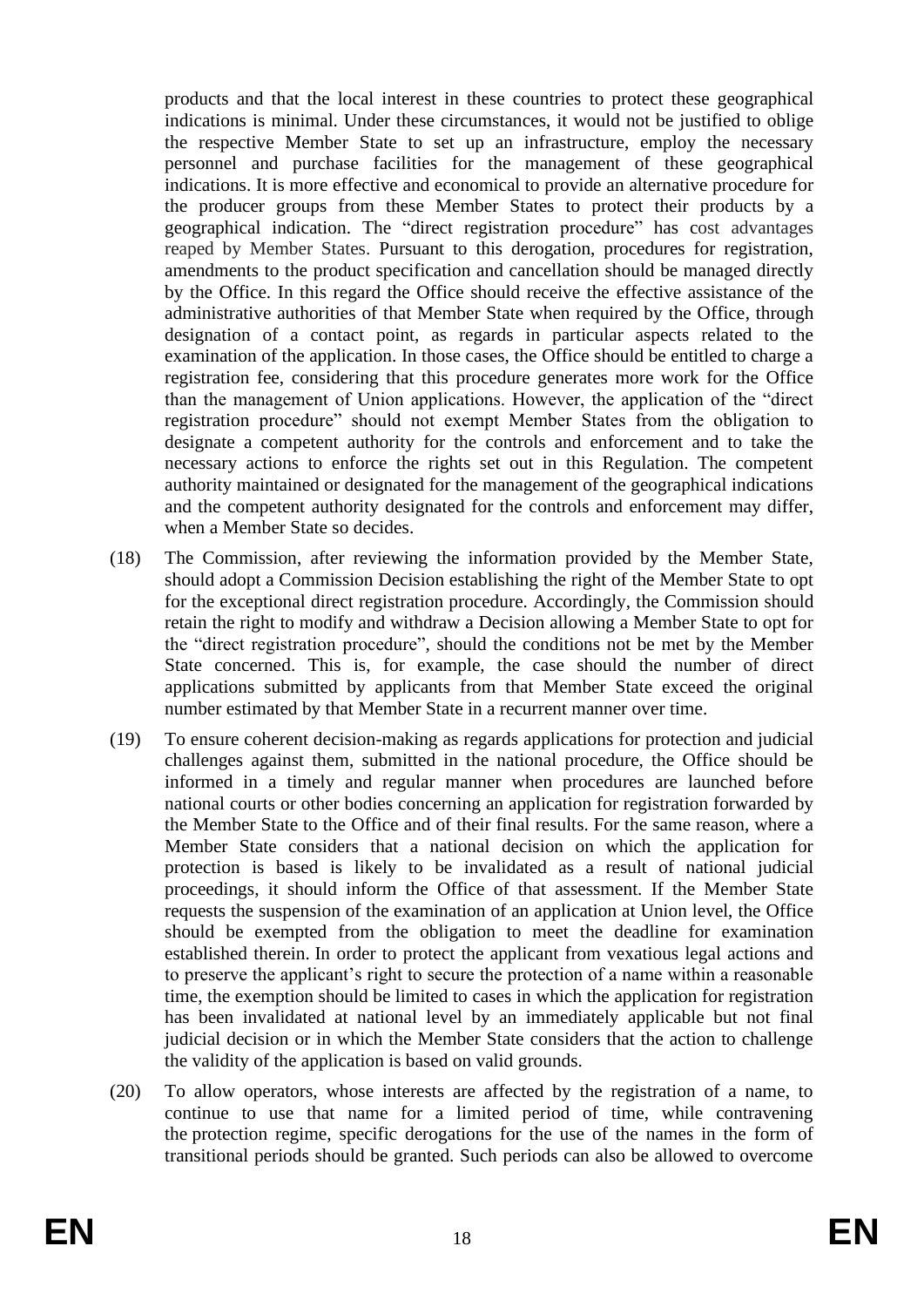products and that the local interest in these countries to protect these geographical indications is minimal. Under these circumstances, it would not be justified to oblige the respective Member State to set up an infrastructure, employ the necessary personnel and purchase facilities for the management of these geographical indications. It is more effective and economical to provide an alternative procedure for the producer groups from these Member States to protect their products by a geographical indication. The "direct registration procedure" has cost advantages reaped by Member States. Pursuant to this derogation, procedures for registration, amendments to the product specification and cancellation should be managed directly by the Office. In this regard the Office should receive the effective assistance of the administrative authorities of that Member State when required by the Office, through designation of a contact point, as regards in particular aspects related to the examination of the application. In those cases, the Office should be entitled to charge a registration fee, considering that this procedure generates more work for the Office than the management of Union applications. However, the application of the "direct registration procedure" should not exempt Member States from the obligation to designate a competent authority for the controls and enforcement and to take the necessary actions to enforce the rights set out in this Regulation. The competent authority maintained or designated for the management of the geographical indications and the competent authority designated for the controls and enforcement may differ, when a Member State so decides.

(18) The Commission, after reviewing the information provided by the Member State, should adopt a Commission Decision establishing the right of the Member State to opt for the exceptional direct registration procedure. Accordingly, the Commission should retain the right to modify and withdraw a Decision allowing a Member State to opt for the "direct registration procedure", should the conditions not be met by the Member State concerned. This is, for example, the case should the number of direct applications submitted by applicants from that Member State exceed the original number estimated by that Member State in a recurrent manner over time.

(19) To ensure coherent decision-making as regards applications for protection and judicial challenges against them, submitted in the national procedure, the Office should be informed in a timely and regular manner when procedures are launched before national courts or other bodies concerning an application for registration forwarded by the Member State to the Office and of their final results. For the same reason, where a Member State considers that a national decision on which the application for protection is based is likely to be invalidated as a result of national judicial proceedings, it should inform the Office of that assessment. If the Member State requests the suspension of the examination of an application at Union level, the Office should be exempted from the obligation to meet the deadline for examination established therein. In order to protect the applicant from vexatious legal actions and to preserve the applicant's right to secure the protection of a name within a reasonable time, the exemption should be limited to cases in which the application for registration has been invalidated at national level by an immediately applicable but not final judicial decision or in which the Member State considers that the action to challenge the validity of the application is based on valid grounds.

(20) To allow operators, whose interests are affected by the registration of a name, to continue to use that name for a limited period of time, while contravening the protection regime, specific derogations for the use of the names in the form of transitional periods should be granted. Such periods can also be allowed to overcome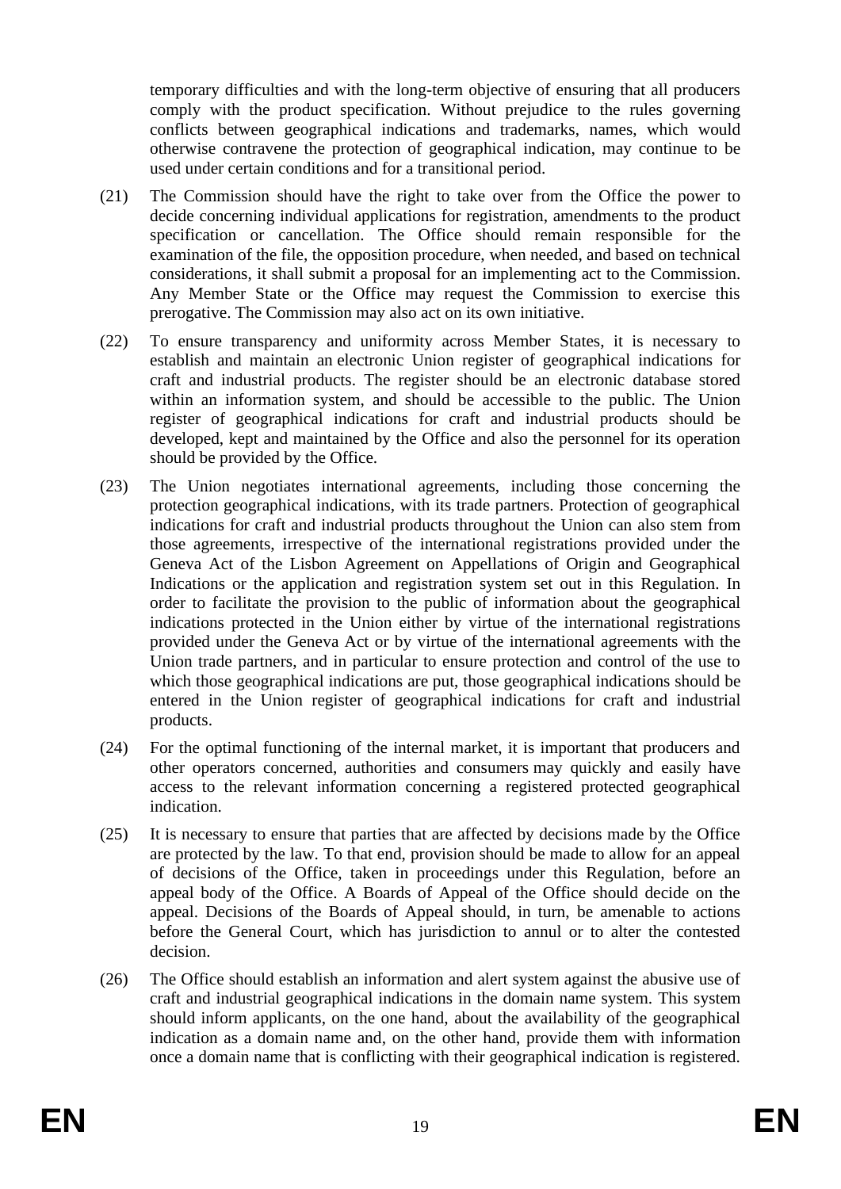temporary difficulties and with the long-term objective of ensuring that all producers comply with the product specification. Without prejudice to the rules governing conflicts between geographical indications and trademarks, names, which would otherwise contravene the protection of geographical indication, may continue to be used under certain conditions and for a transitional period.

(21) The Commission should have the right to take over from the Office the power to decide concerning individual applications for registration, amendments to the product specification or cancellation. The Office should remain responsible for the examination of the file, the opposition procedure, when needed, and based on technical considerations, it shall submit a proposal for an implementing act to the Commission. Any Member State or the Office may request the Commission to exercise this prerogative. The Commission may also act on its own initiative.

(22) To ensure transparency and uniformity across Member States, it is necessary to establish and maintain an electronic Union register of geographical indications for craft and industrial products. The register should be an electronic database stored within an information system, and should be accessible to the public. The Union register of geographical indications for craft and industrial products should be developed, kept and maintained by the Office and also the personnel for its operation should be provided by the Office.

(23) The Union negotiates international agreements, including those concerning the protection geographical indications, with its trade partners. Protection of geographical indications for craft and industrial products throughout the Union can also stem from those agreements, irrespective of the international registrations provided under the Geneva Act of the Lisbon Agreement on Appellations of Origin and Geographical Indications or the application and registration system set out in this Regulation. In order to facilitate the provision to the public of information about the geographical indications protected in the Union either by virtue of the international registrations provided under the Geneva Act or by virtue of the international agreements with the Union trade partners, and in particular to ensure protection and control of the use to which those geographical indications are put, those geographical indications should be entered in the Union register of geographical indications for craft and industrial products.

(24) For the optimal functioning of the internal market, it is important that producers and other operators concerned, authorities and consumers may quickly and easily have access to the relevant information concerning a registered protected geographical indication.

(25) It is necessary to ensure that parties that are affected by decisions made by the Office are protected by the law. To that end, provision should be made to allow for an appeal of decisions of the Office, taken in proceedings under this Regulation, before an appeal body of the Office. A Boards of Appeal of the Office should decide on the appeal. Decisions of the Boards of Appeal should, in turn, be amenable to actions before the General Court, which has jurisdiction to annul or to alter the contested decision.

(26) The Office should establish an information and alert system against the abusive use of craft and industrial geographical indications in the domain name system. This system should inform applicants, on the one hand, about the availability of the geographical indication as a domain name and, on the other hand, provide them with information once a domain name that is conflicting with their geographical indication is registered.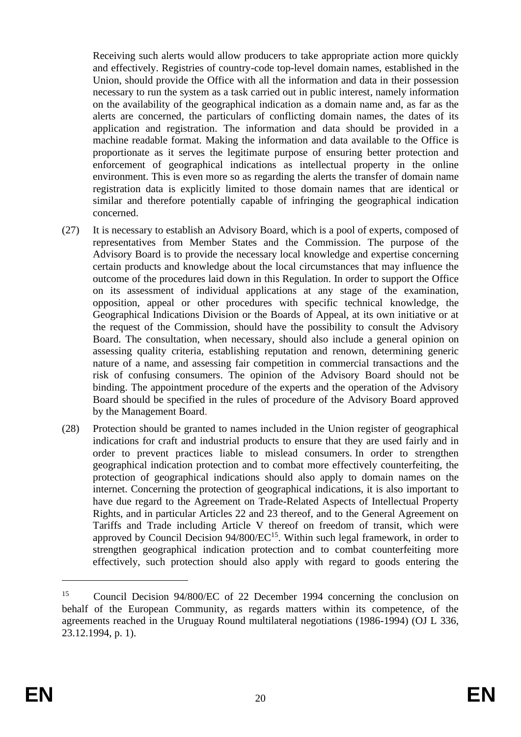Receiving such alerts would allow producers to take appropriate action more quickly and effectively. Registries of country-code top-level domain names, established in the Union, should provide the Office with all the information and data in their possession necessary to run the system as a task carried out in public interest, namely information on the availability of the geographical indication as a domain name and, as far as the alerts are concerned, the particulars of conflicting domain names, the dates of its application and registration. The information and data should be provided in a machine readable format. Making the information and data available to the Office is proportionate as it serves the legitimate purpose of ensuring better protection and enforcement of geographical indications as intellectual property in the online environment. This is even more so as regarding the alerts the transfer of domain name registration data is explicitly limited to those domain names that are identical or similar and therefore potentially capable of infringing the geographical indication concerned.

(27) It is necessary to establish an Advisory Board, which is a pool of experts, composed of representatives from Member States and the Commission. The purpose of the Advisory Board is to provide the necessary local knowledge and expertise concerning certain products and knowledge about the local circumstances that may influence the outcome of the procedures laid down in this Regulation. In order to support the Office on its assessment of individual applications at any stage of the examination, opposition, appeal or other procedures with specific technical knowledge, the Geographical Indications Division or the Boards of Appeal, at its own initiative or at the request of the Commission, should have the possibility to consult the Advisory Board. The consultation, when necessary, should also include a general opinion on assessing quality criteria, establishing reputation and renown, determining generic nature of a name, and assessing fair competition in commercial transactions and the risk of confusing consumers. The opinion of the Advisory Board should not be binding. The appointment procedure of the experts and the operation of the Advisory Board should be specified in the rules of procedure of the Advisory Board approved by the Management Board.

(28) Protection should be granted to names included in the Union register of geographical indications for craft and industrial products to ensure that they are used fairly and in order to prevent practices liable to mislead consumers. In order to strengthen geographical indication protection and to combat more effectively counterfeiting, the protection of geographical indications should also apply to domain names on the internet. Concerning the protection of geographical indications, it is also important to have due regard to the Agreement on Trade-Related Aspects of Intellectual Property Rights, and in particular Articles 22 and 23 thereof, and to the General Agreement on Tariffs and Trade including Article V thereof on freedom of transit, which were approved by Council Decision 94/800/EC[15]. Within such legal framework, in order to strengthen geographical indication protection and to combat counterfeiting more effectively, such protection should also apply with regard to goods entering the

---

[15] Council Decision 94/800/EC of 22 December 1994 concerning the conclusion on behalf of the European Community, as regards matters within its competence, of the agreements reached in the Uruguay Round multilateral negotiations (1986-1994) (OJ L 336, 23.12.1994, p. 1).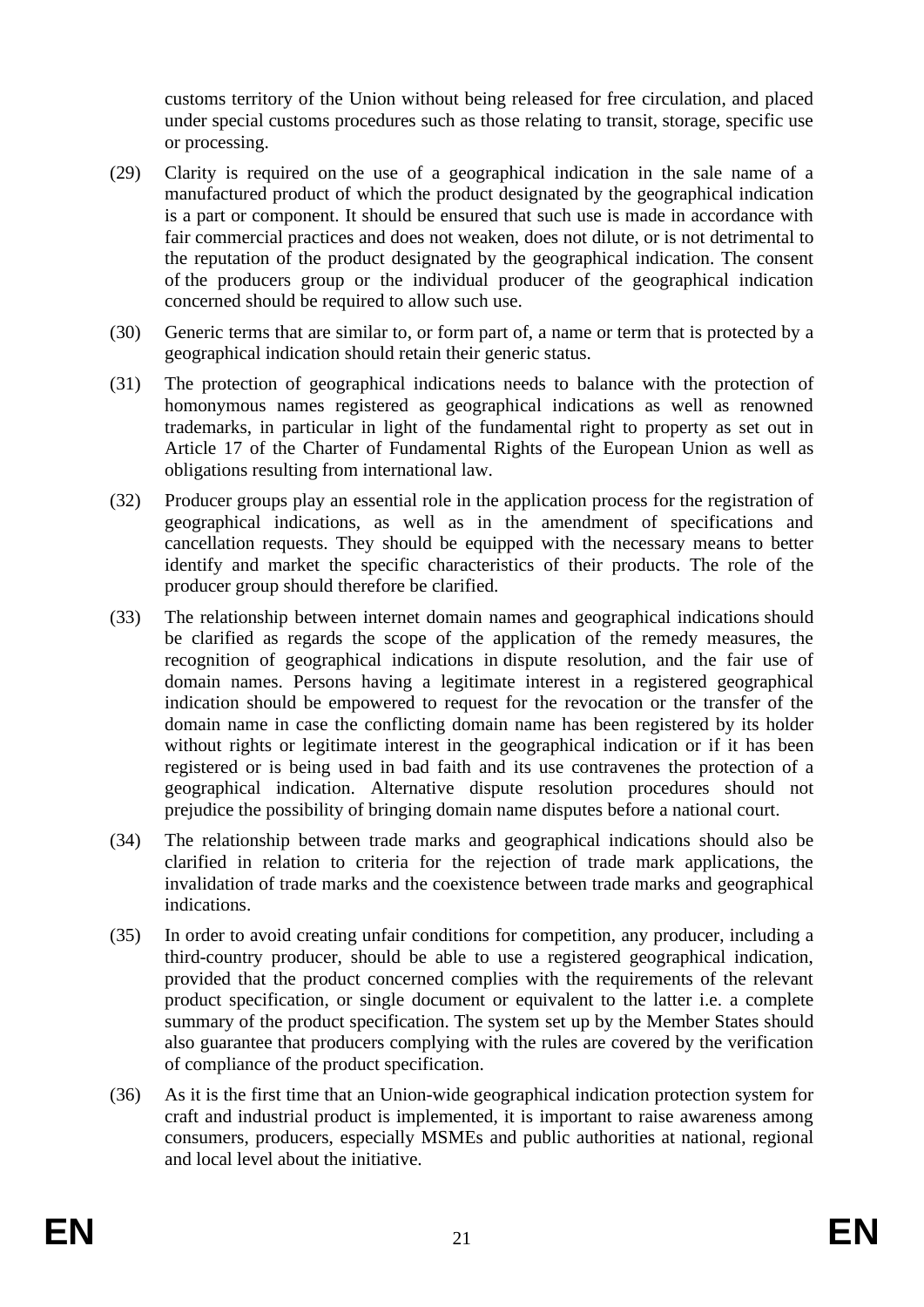customs territory of the Union without being released for free circulation, and placed under special customs procedures such as those relating to transit, storage, specific use or processing.

(29) Clarity is required on the use of a geographical indication in the sale name of a manufactured product of which the product designated by the geographical indication is a part or component. It should be ensured that such use is made in accordance with fair commercial practices and does not weaken, does not dilute, or is not detrimental to the reputation of the product designated by the geographical indication. The consent of the producers group or the individual producer of the geographical indication concerned should be required to allow such use.

(30) Generic terms that are similar to, or form part of, a name or term that is protected by a geographical indication should retain their generic status.

(31) The protection of geographical indications needs to balance with the protection of homonymous names registered as geographical indications as well as renowned trademarks, in particular in light of the fundamental right to property as set out in Article 17 of the Charter of Fundamental Rights of the European Union as well as obligations resulting from international law.

(32) Producer groups play an essential role in the application process for the registration of geographical indications, as well as in the amendment of specifications and cancellation requests. They should be equipped with the necessary means to better identify and market the specific characteristics of their products. The role of the producer group should therefore be clarified.

(33) The relationship between internet domain names and geographical indications should be clarified as regards the scope of the application of the remedy measures, the recognition of geographical indications in dispute resolution, and the fair use of domain names. Persons having a legitimate interest in a registered geographical indication should be empowered to request for the revocation or the transfer of the domain name in case the conflicting domain name has been registered by its holder without rights or legitimate interest in the geographical indication or if it has been registered or is being used in bad faith and its use contravenes the protection of a geographical indication. Alternative dispute resolution procedures should not prejudice the possibility of bringing domain name disputes before a national court.

(34) The relationship between trade marks and geographical indications should also be clarified in relation to criteria for the rejection of trade mark applications, the invalidation of trade marks and the coexistence between trade marks and geographical indications.

(35) In order to avoid creating unfair conditions for competition, any producer, including a third-country producer, should be able to use a registered geographical indication, provided that the product concerned complies with the requirements of the relevant product specification, or single document or equivalent to the latter i.e. a complete summary of the product specification. The system set up by the Member States should also guarantee that producers complying with the rules are covered by the verification of compliance of the product specification.

(36) As it is the first time that an Union-wide geographical indication protection system for craft and industrial product is implemented, it is important to raise awareness among consumers, producers, especially MSMEs and public authorities at national, regional and local level about the initiative.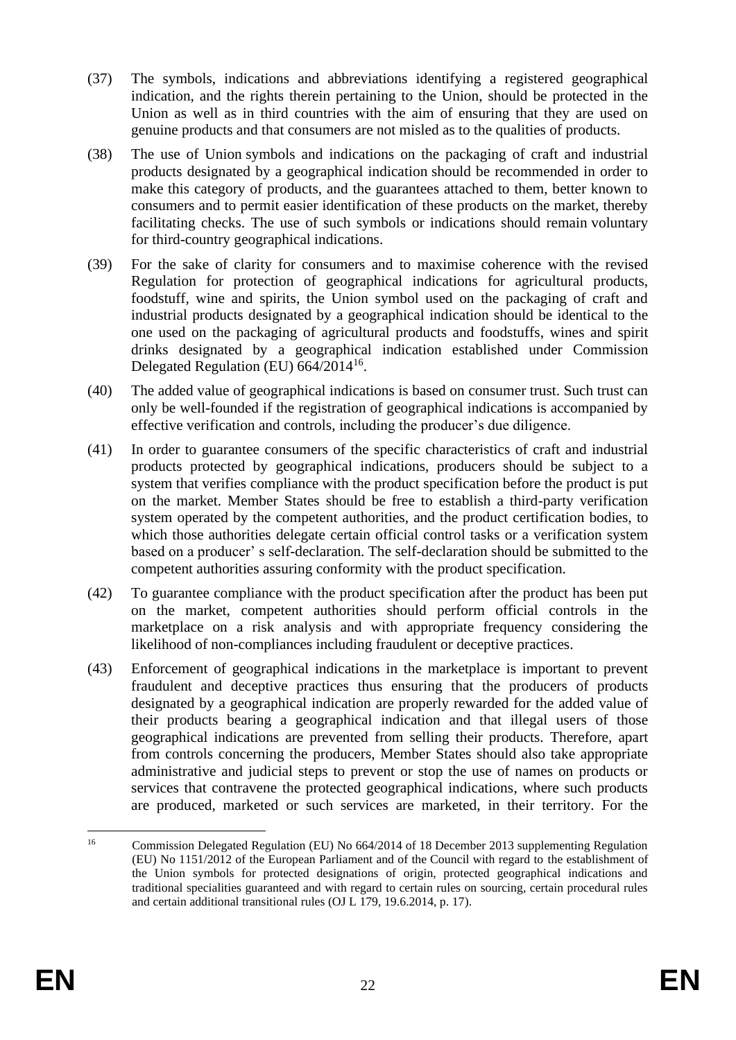(37) The symbols, indications and abbreviations identifying a registered geographical indication, and the rights therein pertaining to the Union, should be protected in the Union as well as in third countries with the aim of ensuring that they are used on genuine products and that consumers are not misled as to the qualities of products.

(38) The use of Union symbols and indications on the packaging of craft and industrial products designated by a geographical indication should be recommended in order to make this category of products, and the guarantees attached to them, better known to consumers and to permit easier identification of these products on the market, thereby facilitating checks. The use of such symbols or indications should remain voluntary for third-country geographical indications.

(39) For the sake of clarity for consumers and to maximise coherence with the revised Regulation for protection of geographical indications for agricultural products, foodstuff, wine and spirits, the Union symbol used on the packaging of craft and industrial products designated by a geographical indication should be identical to the one used on the packaging of agricultural products and foodstuffs, wines and spirit drinks designated by a geographical indication established under Commission Delegated Regulation (EU) 664/2014[16].

(40) The added value of geographical indications is based on consumer trust. Such trust can only be well-founded if the registration of geographical indications is accompanied by effective verification and controls, including the producer's due diligence.

(41) In order to guarantee consumers of the specific characteristics of craft and industrial products protected by geographical indications, producers should be subject to a system that verifies compliance with the product specification before the product is put on the market. Member States should be free to establish a third-party verification system operated by the competent authorities, and the product certification bodies, to which those authorities delegate certain official control tasks or a verification system based on a producer' s self-declaration. The self-declaration should be submitted to the competent authorities assuring conformity with the product specification.

(42) To guarantee compliance with the product specification after the product has been put on the market, competent authorities should perform official controls in the marketplace on a risk analysis and with appropriate frequency considering the likelihood of non-compliances including fraudulent or deceptive practices.

(43) Enforcement of geographical indications in the marketplace is important to prevent fraudulent and deceptive practices thus ensuring that the producers of products designated by a geographical indication are properly rewarded for the added value of their products bearing a geographical indication and that illegal users of those geographical indications are prevented from selling their products. Therefore, apart from controls concerning the producers, Member States should also take appropriate administrative and judicial steps to prevent or stop the use of names on products or services that contravene the protected geographical indications, where such products are produced, marketed or such services are marketed, in their territory. For the

---

[16] Commission Delegated Regulation (EU) No 664/2014 of 18 December 2013 supplementing Regulation (EU) No 1151/2012 of the European Parliament and of the Council with regard to the establishment of the Union symbols for protected designations of origin, protected geographical indications and traditional specialities guaranteed and with regard to certain rules on sourcing, certain procedural rules and certain additional transitional rules (OJ L 179, 19.6.2014, p. 17).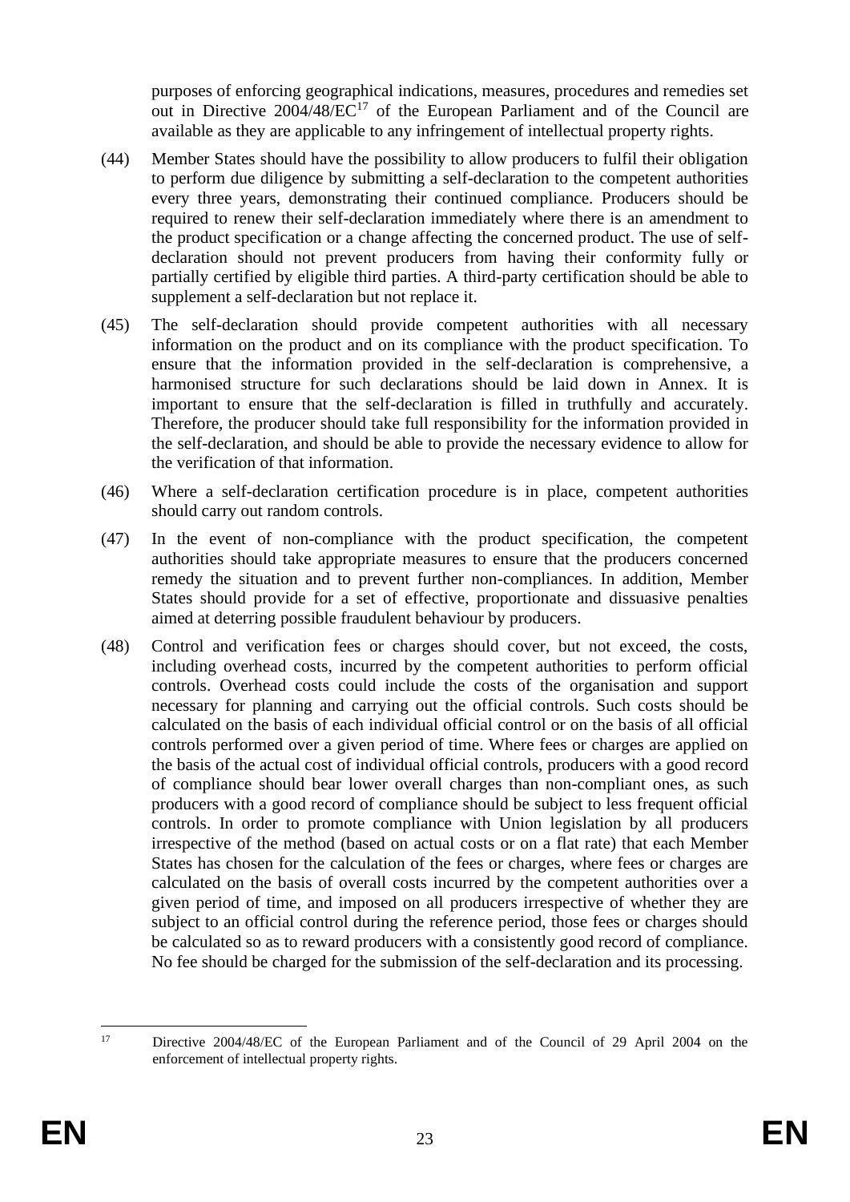purposes of enforcing geographical indications, measures, procedures and remedies set out in Directive 2004/48/EC[17] of the European Parliament and of the Council are available as they are applicable to any infringement of intellectual property rights.

(44) Member States should have the possibility to allow producers to fulfil their obligation to perform due diligence by submitting a self-declaration to the competent authorities every three years, demonstrating their continued compliance. Producers should be required to renew their self-declaration immediately where there is an amendment to the product specification or a change affecting the concerned product. The use of self-declaration should not prevent producers from having their conformity fully or partially certified by eligible third parties. A third-party certification should be able to supplement a self-declaration but not replace it.

(45) The self-declaration should provide competent authorities with all necessary information on the product and on its compliance with the product specification. To ensure that the information provided in the self-declaration is comprehensive, a harmonised structure for such declarations should be laid down in Annex. It is important to ensure that the self-declaration is filled in truthfully and accurately. Therefore, the producer should take full responsibility for the information provided in the self-declaration, and should be able to provide the necessary evidence to allow for the verification of that information.

(46) Where a self-declaration certification procedure is in place, competent authorities should carry out random controls.

(47) In the event of non-compliance with the product specification, the competent authorities should take appropriate measures to ensure that the producers concerned remedy the situation and to prevent further non-compliances. In addition, Member States should provide for a set of effective, proportionate and dissuasive penalties aimed at deterring possible fraudulent behaviour by producers.

(48) Control and verification fees or charges should cover, but not exceed, the costs, including overhead costs, incurred by the competent authorities to perform official controls. Overhead costs could include the costs of the organisation and support necessary for planning and carrying out the official controls. Such costs should be calculated on the basis of each individual official control or on the basis of all official controls performed over a given period of time. Where fees or charges are applied on the basis of the actual cost of individual official controls, producers with a good record of compliance should bear lower overall charges than non-compliant ones, as such producers with a good record of compliance should be subject to less frequent official controls. In order to promote compliance with Union legislation by all producers irrespective of the method (based on actual costs or on a flat rate) that each Member States has chosen for the calculation of the fees or charges, where fees or charges are calculated on the basis of overall costs incurred by the competent authorities over a given period of time, and imposed on all producers irrespective of whether they are subject to an official control during the reference period, those fees or charges should be calculated so as to reward producers with a consistently good record of compliance. No fee should be charged for the submission of the self-declaration and its processing.

[17] Directive 2004/48/EC of the European Parliament and of the Council of 29 April 2004 on the enforcement of intellectual property rights.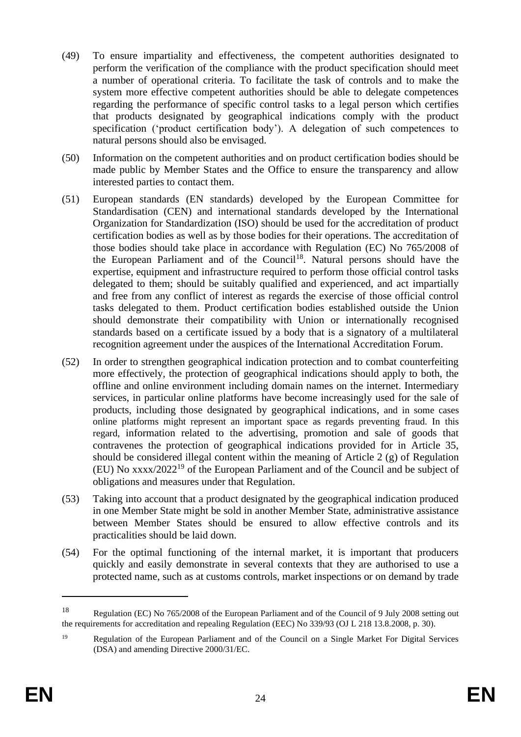(49) To ensure impartiality and effectiveness, the competent authorities designated to perform the verification of the compliance with the product specification should meet a number of operational criteria. To facilitate the task of controls and to make the system more effective competent authorities should be able to delegate competences regarding the performance of specific control tasks to a legal person which certifies that products designated by geographical indications comply with the product specification ('product certification body'). A delegation of such competences to natural persons should also be envisaged.

(50) Information on the competent authorities and on product certification bodies should be made public by Member States and the Office to ensure the transparency and allow interested parties to contact them.

(51) European standards (EN standards) developed by the European Committee for Standardisation (CEN) and international standards developed by the International Organization for Standardization (ISO) should be used for the accreditation of product certification bodies as well as by those bodies for their operations. The accreditation of those bodies should take place in accordance with Regulation (EC) No 765/2008 of the European Parliament and of the Council[18]. Natural persons should have the expertise, equipment and infrastructure required to perform those official control tasks delegated to them; should be suitably qualified and experienced, and act impartially and free from any conflict of interest as regards the exercise of those official control tasks delegated to them. Product certification bodies established outside the Union should demonstrate their compatibility with Union or internationally recognised standards based on a certificate issued by a body that is a signatory of a multilateral recognition agreement under the auspices of the International Accreditation Forum.

(52) In order to strengthen geographical indication protection and to combat counterfeiting more effectively, the protection of geographical indications should apply to both, the offline and online environment including domain names on the internet. Intermediary services, in particular online platforms have become increasingly used for the sale of products, including those designated by geographical indications, and in some cases online platforms might represent an important space as regards preventing fraud. In this regard, information related to the advertising, promotion and sale of goods that contravenes the protection of geographical indications provided for in Article 35, should be considered illegal content within the meaning of Article 2 (g) of Regulation (EU) No xxxx/2022[19] of the European Parliament and of the Council and be subject of obligations and measures under that Regulation.

(53) Taking into account that a product designated by the geographical indication produced in one Member State might be sold in another Member State, administrative assistance between Member States should be ensured to allow effective controls and its practicalities should be laid down.

(54) For the optimal functioning of the internal market, it is important that producers quickly and easily demonstrate in several contexts that they are authorised to use a protected name, such as at customs controls, market inspections or on demand by trade

---

[18] Regulation (EC) No 765/2008 of the European Parliament and of the Council of 9 July 2008 setting out the requirements for accreditation and repealing Regulation (EEC) No 339/93 (OJ L 218 13.8.2008, p. 30).

[19] Regulation of the European Parliament and of the Council on a Single Market For Digital Services (DSA) and amending Directive 2000/31/EC.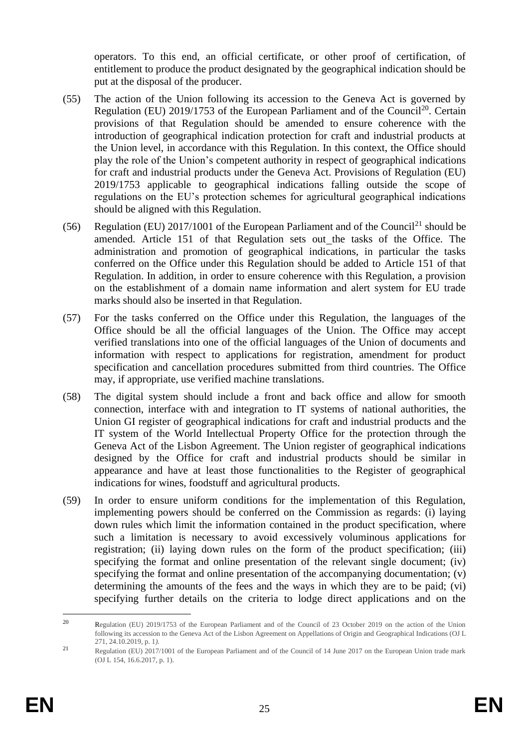operators. To this end, an official certificate, or other proof of certification, of entitlement to produce the product designated by the geographical indication should be put at the disposal of the producer.

(55) The action of the Union following its accession to the Geneva Act is governed by Regulation (EU) 2019/1753 of the European Parliament and of the Council[20]. Certain provisions of that Regulation should be amended to ensure coherence with the introduction of geographical indication protection for craft and industrial products at the Union level, in accordance with this Regulation. In this context, the Office should play the role of the Union's competent authority in respect of geographical indications for craft and industrial products under the Geneva Act. Provisions of Regulation (EU) 2019/1753 applicable to geographical indications falling outside the scope of regulations on the EU's protection schemes for agricultural geographical indications should be aligned with this Regulation.

(56) Regulation (EU) 2017/1001 of the European Parliament and of the Council[21] should be amended. Article 151 of that Regulation sets out_the tasks of the Office. The administration and promotion of geographical indications, in particular the tasks conferred on the Office under this Regulation should be added to Article 151 of that Regulation. In addition, in order to ensure coherence with this Regulation, a provision on the establishment of a domain name information and alert system for EU trade marks should also be inserted in that Regulation.

(57) For the tasks conferred on the Office under this Regulation, the languages of the Office should be all the official languages of the Union. The Office may accept verified translations into one of the official languages of the Union of documents and information with respect to applications for registration, amendment for product specification and cancellation procedures submitted from third countries. The Office may, if appropriate, use verified machine translations.

(58) The digital system should include a front and back office and allow for smooth connection, interface with and integration to IT systems of national authorities, the Union GI register of geographical indications for craft and industrial products and the IT system of the World Intellectual Property Office for the protection through the Geneva Act of the Lisbon Agreement. The Union register of geographical indications designed by the Office for craft and industrial products should be similar in appearance and have at least those functionalities to the Register of geographical indications for wines, foodstuff and agricultural products.

(59) In order to ensure uniform conditions for the implementation of this Regulation, implementing powers should be conferred on the Commission as regards: (i) laying down rules which limit the information contained in the product specification, where such a limitation is necessary to avoid excessively voluminous applications for registration; (ii) laying down rules on the form of the product specification; (iii) specifying the format and online presentation of the relevant single document; (iv) specifying the format and online presentation of the accompanying documentation; (v) determining the amounts of the fees and the ways in which they are to be paid; (vi) specifying further details on the criteria to lodge direct applications and on the

---

[20] Regulation (EU) 2019/1753 of the European Parliament and of the Council of 23 October 2019 on the action of the Union following its accession to the Geneva Act of the Lisbon Agreement on Appellations of Origin and Geographical Indications (OJ L 271, 24.10.2019, p. 1).

[21] Regulation (EU) 2017/1001 of the European Parliament and of the Council of 14 June 2017 on the European Union trade mark (OJ L 154, 16.6.2017, p. 1).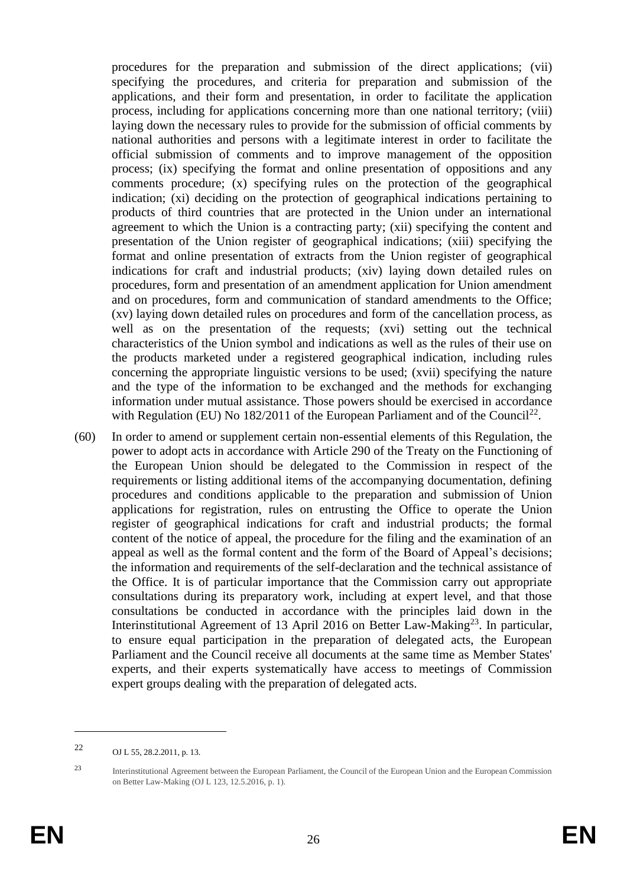procedures for the preparation and submission of the direct applications; (vii) specifying the procedures, and criteria for preparation and submission of the applications, and their form and presentation, in order to facilitate the application process, including for applications concerning more than one national territory; (viii) laying down the necessary rules to provide for the submission of official comments by national authorities and persons with a legitimate interest in order to facilitate the official submission of comments and to improve management of the opposition process; (ix) specifying the format and online presentation of oppositions and any comments procedure; (x) specifying rules on the protection of the geographical indication; (xi) deciding on the protection of geographical indications pertaining to products of third countries that are protected in the Union under an international agreement to which the Union is a contracting party; (xii) specifying the content and presentation of the Union register of geographical indications; (xiii) specifying the format and online presentation of extracts from the Union register of geographical indications for craft and industrial products; (xiv) laying down detailed rules on procedures, form and presentation of an amendment application for Union amendment and on procedures, form and communication of standard amendments to the Office; (xv) laying down detailed rules on procedures and form of the cancellation process, as well as on the presentation of the requests; (xvi) setting out the technical characteristics of the Union symbol and indications as well as the rules of their use on the products marketed under a registered geographical indication, including rules concerning the appropriate linguistic versions to be used; (xvii) specifying the nature and the type of the information to be exchanged and the methods for exchanging information under mutual assistance. Those powers should be exercised in accordance with Regulation (EU) No 182/2011 of the European Parliament and of the Council[22].

(60) In order to amend or supplement certain non-essential elements of this Regulation, the power to adopt acts in accordance with Article 290 of the Treaty on the Functioning of the European Union should be delegated to the Commission in respect of the requirements or listing additional items of the accompanying documentation, defining procedures and conditions applicable to the preparation and submission of Union applications for registration, rules on entrusting the Office to operate the Union register of geographical indications for craft and industrial products; the formal content of the notice of appeal, the procedure for the filing and the examination of an appeal as well as the formal content and the form of the Board of Appeal's decisions; the information and requirements of the self-declaration and the technical assistance of the Office. It is of particular importance that the Commission carry out appropriate consultations during its preparatory work, including at expert level, and that those consultations be conducted in accordance with the principles laid down in the Interinstitutional Agreement of 13 April 2016 on Better Law-Making[23]. In particular, to ensure equal participation in the preparation of delegated acts, the European Parliament and the Council receive all documents at the same time as Member States' experts, and their experts systematically have access to meetings of Commission expert groups dealing with the preparation of delegated acts.

---

[22] OJ L 55, 28.2.2011, p. 13.

[23] Interinstitutional Agreement between the European Parliament, the Council of the European Union and the European Commission on Better Law-Making (OJ L 123, 12.5.2016, p. 1).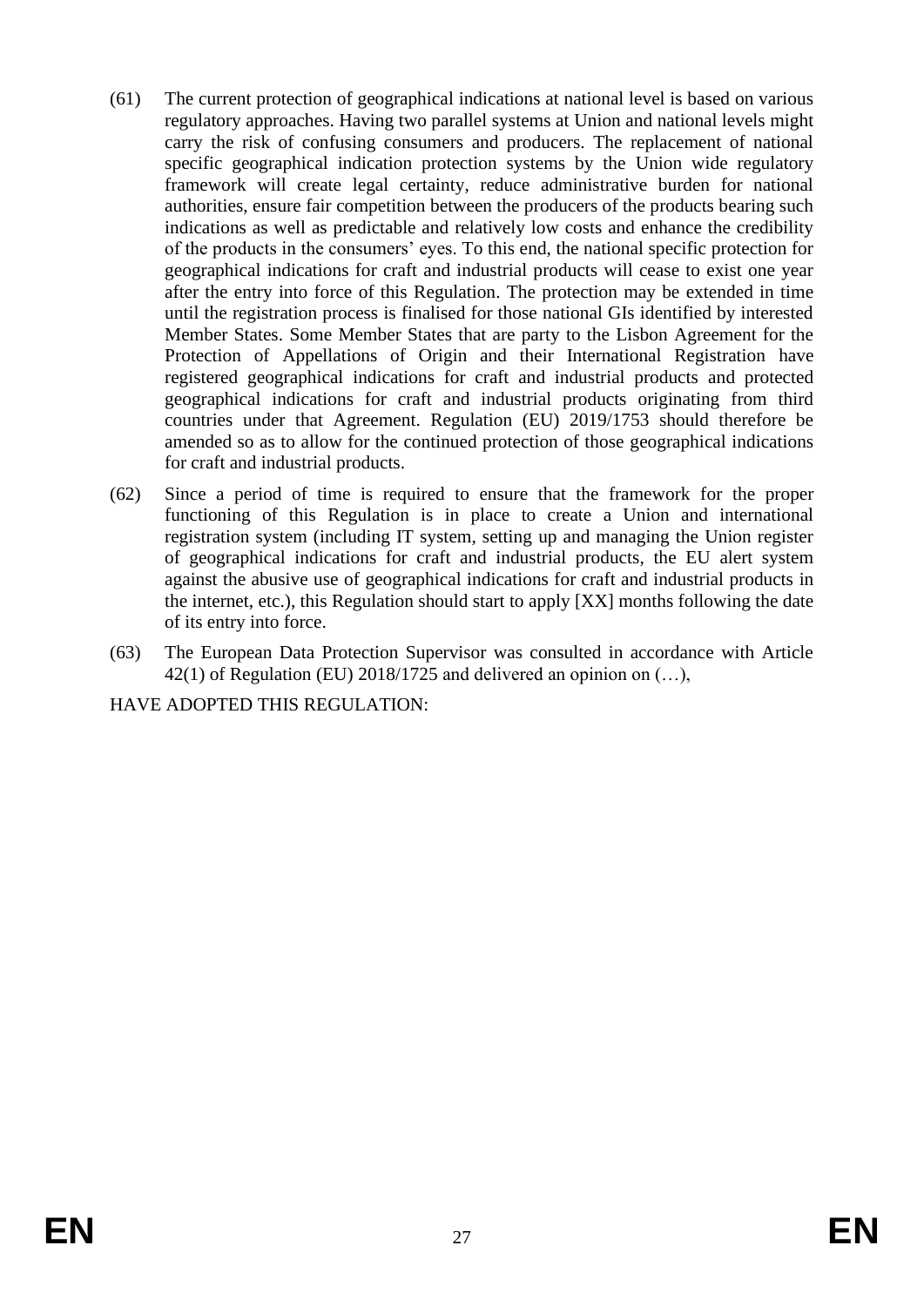(61) The current protection of geographical indications at national level is based on various regulatory approaches. Having two parallel systems at Union and national levels might carry the risk of confusing consumers and producers. The replacement of national specific geographical indication protection systems by the Union wide regulatory framework will create legal certainty, reduce administrative burden for national authorities, ensure fair competition between the producers of the products bearing such indications as well as predictable and relatively low costs and enhance the credibility of the products in the consumers' eyes. To this end, the national specific protection for geographical indications for craft and industrial products will cease to exist one year after the entry into force of this Regulation. The protection may be extended in time until the registration process is finalised for those national GIs identified by interested Member States. Some Member States that are party to the Lisbon Agreement for the Protection of Appellations of Origin and their International Registration have registered geographical indications for craft and industrial products and protected geographical indications for craft and industrial products originating from third countries under that Agreement. Regulation (EU) 2019/1753 should therefore be amended so as to allow for the continued protection of those geographical indications for craft and industrial products.

(62) Since a period of time is required to ensure that the framework for the proper functioning of this Regulation is in place to create a Union and international registration system (including IT system, setting up and managing the Union register of geographical indications for craft and industrial products, the EU alert system against the abusive use of geographical indications for craft and industrial products in the internet, etc.), this Regulation should start to apply [XX] months following the date of its entry into force.

(63) The European Data Protection Supervisor was consulted in accordance with Article 42(1) of Regulation (EU) 2018/1725 and delivered an opinion on (…),

HAVE ADOPTED THIS REGULATION: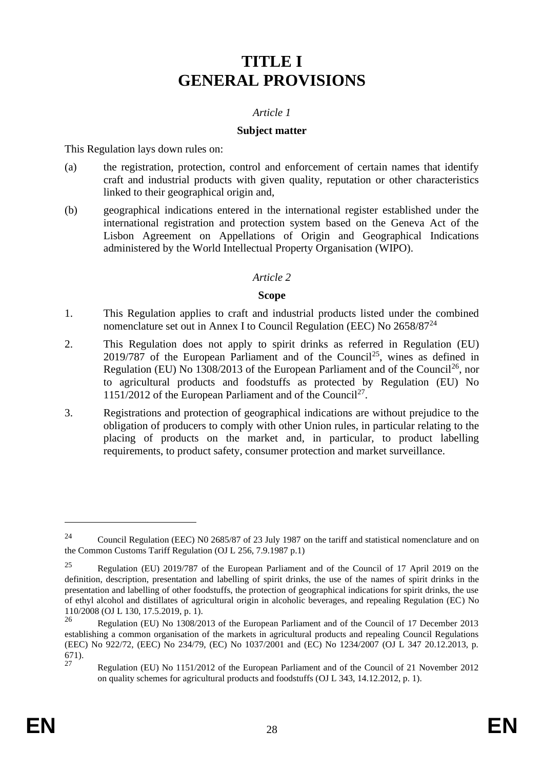# TITLE I
# GENERAL PROVISIONS

*Article 1*

**Subject matter**

This Regulation lays down rules on:

(a) the registration, protection, control and enforcement of certain names that identify craft and industrial products with given quality, reputation or other characteristics linked to their geographical origin and,

(b) geographical indications entered in the international register established under the international registration and protection system based on the Geneva Act of the Lisbon Agreement on Appellations of Origin and Geographical Indications administered by the World Intellectual Property Organisation (WIPO).

*Article 2*

**Scope**

1. This Regulation applies to craft and industrial products listed under the combined nomenclature set out in Annex I to Council Regulation (EEC) No 2658/87[24]

2. This Regulation does not apply to spirit drinks as referred in Regulation (EU) 2019/787 of the European Parliament and of the Council[25], wines as defined in Regulation (EU) No 1308/2013 of the European Parliament and of the Council[26], nor to agricultural products and foodstuffs as protected by Regulation (EU) No 1151/2012 of the European Parliament and of the Council[27].

3. Registrations and protection of geographical indications are without prejudice to the obligation of producers to comply with other Union rules, in particular relating to the placing of products on the market and, in particular, to product labelling requirements, to product safety, consumer protection and market surveillance.

---

[24] Council Regulation (EEC) N0 2685/87 of 23 July 1987 on the tariff and statistical nomenclature and on the Common Customs Tariff Regulation (OJ L 256, 7.9.1987 p.1)

[25] Regulation (EU) 2019/787 of the European Parliament and of the Council of 17 April 2019 on the definition, description, presentation and labelling of spirit drinks, the use of the names of spirit drinks in the presentation and labelling of other foodstuffs, the protection of geographical indications for spirit drinks, the use of ethyl alcohol and distillates of agricultural origin in alcoholic beverages, and repealing Regulation (EC) No 110/2008 (OJ L 130, 17.5.2019, p. 1).

[26] Regulation (EU) No 1308/2013 of the European Parliament and of the Council of 17 December 2013 establishing a common organisation of the markets in agricultural products and repealing Council Regulations (EEC) No 922/72, (EEC) No 234/79, (EC) No 1037/2001 and (EC) No 1234/2007 (OJ L 347 20.12.2013, p. 671).

[27] Regulation (EU) No 1151/2012 of the European Parliament and of the Council of 21 November 2012 on quality schemes for agricultural products and foodstuffs (OJ L 343, 14.12.2012, p. 1).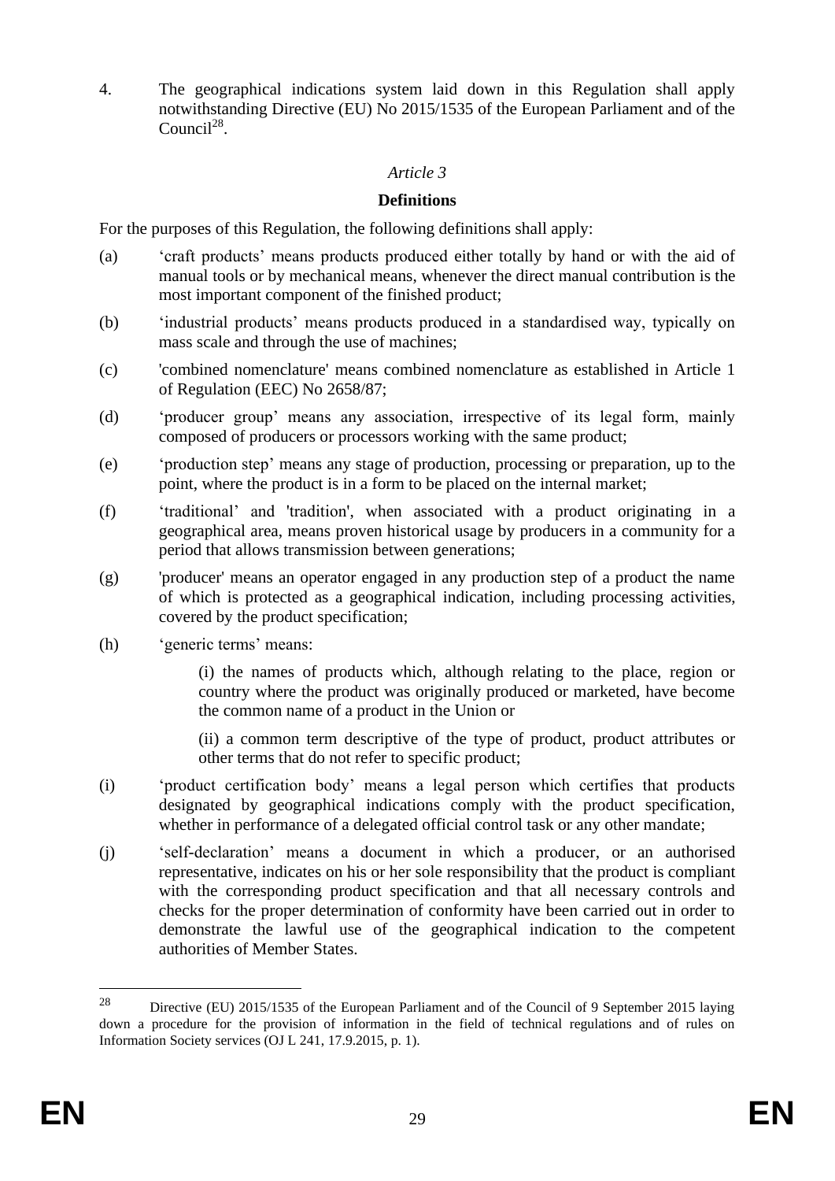4. The geographical indications system laid down in this Regulation shall apply notwithstanding Directive (EU) No 2015/1535 of the European Parliament and of the Council[28].

*Article 3*

**Definitions**

For the purposes of this Regulation, the following definitions shall apply:

(a) 'craft products' means products produced either totally by hand or with the aid of manual tools or by mechanical means, whenever the direct manual contribution is the most important component of the finished product;

(b) 'industrial products' means products produced in a standardised way, typically on mass scale and through the use of machines;

(c) 'combined nomenclature' means combined nomenclature as established in Article 1 of Regulation (EEC) No 2658/87;

(d) 'producer group' means any association, irrespective of its legal form, mainly composed of producers or processors working with the same product;

(e) 'production step' means any stage of production, processing or preparation, up to the point, where the product is in a form to be placed on the internal market;

(f) 'traditional' and 'tradition', when associated with a product originating in a geographical area, means proven historical usage by producers in a community for a period that allows transmission between generations;

(g) 'producer' means an operator engaged in any production step of a product the name of which is protected as a geographical indication, including processing activities, covered by the product specification;

(h) 'generic terms' means:

(i) the names of products which, although relating to the place, region or country where the product was originally produced or marketed, have become the common name of a product in the Union or

(ii) a common term descriptive of the type of product, product attributes or other terms that do not refer to specific product;

(i) 'product certification body' means a legal person which certifies that products designated by geographical indications comply with the product specification, whether in performance of a delegated official control task or any other mandate;

(j) 'self-declaration' means a document in which a producer, or an authorised representative, indicates on his or her sole responsibility that the product is compliant with the corresponding product specification and that all necessary controls and checks for the proper determination of conformity have been carried out in order to demonstrate the lawful use of the geographical indication to the competent authorities of Member States.

[28] Directive (EU) 2015/1535 of the European Parliament and of the Council of 9 September 2015 laying down a procedure for the provision of information in the field of technical regulations and of rules on Information Society services (OJ L 241, 17.9.2015, p. 1).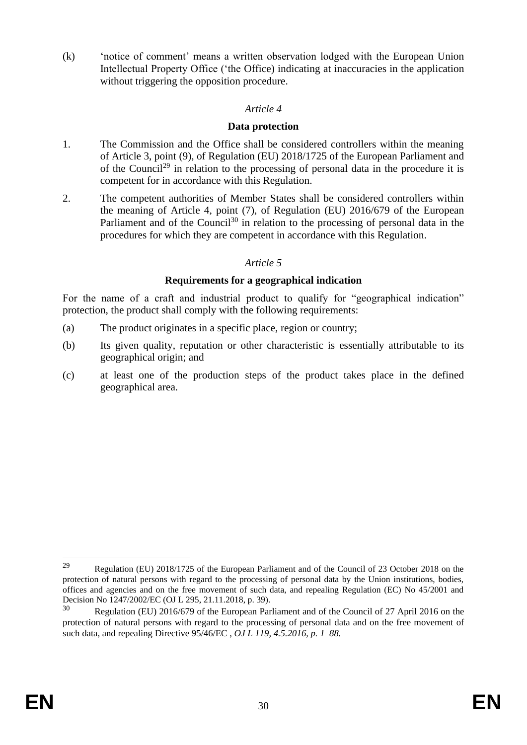(k) 'notice of comment' means a written observation lodged with the European Union Intellectual Property Office ('the Office) indicating at inaccuracies in the application without triggering the opposition procedure.

*Article 4*

**Data protection**

1. The Commission and the Office shall be considered controllers within the meaning of Article 3, point (9), of Regulation (EU) 2018/1725 of the European Parliament and of the Council[29] in relation to the processing of personal data in the procedure it is competent for in accordance with this Regulation.

2. The competent authorities of Member States shall be considered controllers within the meaning of Article 4, point (7), of Regulation (EU) 2016/679 of the European Parliament and of the Council[30] in relation to the processing of personal data in the procedures for which they are competent in accordance with this Regulation.

*Article 5*

**Requirements for a geographical indication**

For the name of a craft and industrial product to qualify for "geographical indication" protection, the product shall comply with the following requirements:

(a) The product originates in a specific place, region or country;

(b) Its given quality, reputation or other characteristic is essentially attributable to its geographical origin; and

(c) at least one of the production steps of the product takes place in the defined geographical area.

---

[29] Regulation (EU) 2018/1725 of the European Parliament and of the Council of 23 October 2018 on the protection of natural persons with regard to the processing of personal data by the Union institutions, bodies, offices and agencies and on the free movement of such data, and repealing Regulation (EC) No 45/2001 and Decision No 1247/2002/EC (OJ L 295, 21.11.2018, p. 39).

[30] Regulation (EU) 2016/679 of the European Parliament and of the Council of 27 April 2016 on the protection of natural persons with regard to the processing of personal data and on the free movement of such data, and repealing Directive 95/46/EC , *OJ L 119, 4.5.2016, p. 1–88.*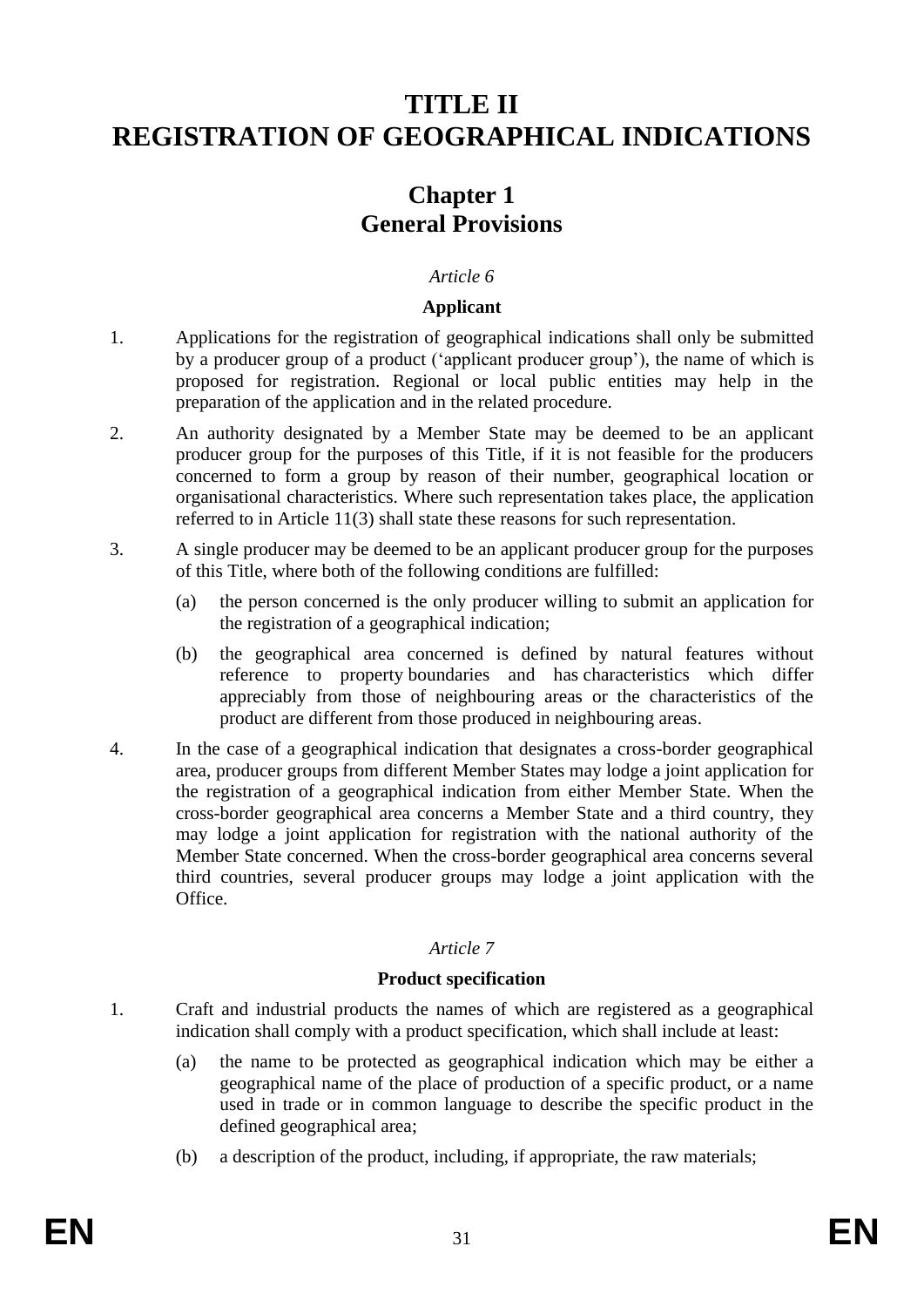# TITLE II
# REGISTRATION OF GEOGRAPHICAL INDICATIONS

## Chapter 1
## General Provisions

*Article 6*

**Applicant**

1. Applications for the registration of geographical indications shall only be submitted by a producer group of a product (‘applicant producer group’), the name of which is proposed for registration. Regional or local public entities may help in the preparation of the application and in the related procedure.

2. An authority designated by a Member State may be deemed to be an applicant producer group for the purposes of this Title, if it is not feasible for the producers concerned to form a group by reason of their number, geographical location or organisational characteristics. Where such representation takes place, the application referred to in Article 11(3) shall state these reasons for such representation.

3. A single producer may be deemed to be an applicant producer group for the purposes of this Title, where both of the following conditions are fulfilled:

   (a) the person concerned is the only producer willing to submit an application for the registration of a geographical indication;

   (b) the geographical area concerned is defined by natural features without reference to property boundaries and has characteristics which differ appreciably from those of neighbouring areas or the characteristics of the product are different from those produced in neighbouring areas.

4. In the case of a geographical indication that designates a cross-border geographical area, producer groups from different Member States may lodge a joint application for the registration of a geographical indication from either Member State. When the cross-border geographical area concerns a Member State and a third country, they may lodge a joint application for registration with the national authority of the Member State concerned. When the cross-border geographical area concerns several third countries, several producer groups may lodge a joint application with the Office.

*Article 7*

**Product specification**

1. Craft and industrial products the names of which are registered as a geographical indication shall comply with a product specification, which shall include at least:

   (a) the name to be protected as geographical indication which may be either a geographical name of the place of production of a specific product, or a name used in trade or in common language to describe the specific product in the defined geographical area;

   (b) a description of the product, including, if appropriate, the raw materials;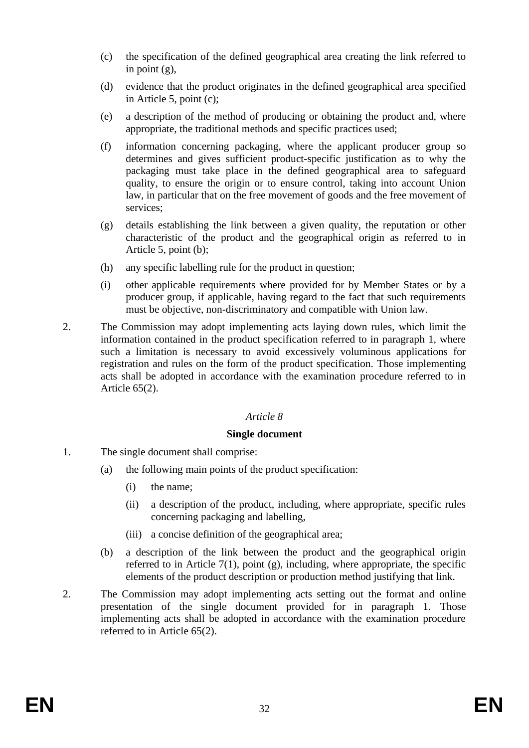(c) the specification of the defined geographical area creating the link referred to in point (g),

(d) evidence that the product originates in the defined geographical area specified in Article 5, point (c);

(e) a description of the method of producing or obtaining the product and, where appropriate, the traditional methods and specific practices used;

(f) information concerning packaging, where the applicant producer group so determines and gives sufficient product-specific justification as to why the packaging must take place in the defined geographical area to safeguard quality, to ensure the origin or to ensure control, taking into account Union law, in particular that on the free movement of goods and the free movement of services;

(g) details establishing the link between a given quality, the reputation or other characteristic of the product and the geographical origin as referred to in Article 5, point (b);

(h) any specific labelling rule for the product in question;

(i) other applicable requirements where provided for by Member States or by a producer group, if applicable, having regard to the fact that such requirements must be objective, non-discriminatory and compatible with Union law.

2. The Commission may adopt implementing acts laying down rules, which limit the information contained in the product specification referred to in paragraph 1, where such a limitation is necessary to avoid excessively voluminous applications for registration and rules on the form of the product specification. Those implementing acts shall be adopted in accordance with the examination procedure referred to in Article 65(2).

*Article 8*

**Single document**

1. The single document shall comprise:

   (a) the following main points of the product specification:

      (i) the name;

      (ii) a description of the product, including, where appropriate, specific rules concerning packaging and labelling,

      (iii) a concise definition of the geographical area;

   (b) a description of the link between the product and the geographical origin referred to in Article 7(1), point (g), including, where appropriate, the specific elements of the product description or production method justifying that link.

2. The Commission may adopt implementing acts setting out the format and online presentation of the single document provided for in paragraph 1. Those implementing acts shall be adopted in accordance with the examination procedure referred to in Article 65(2).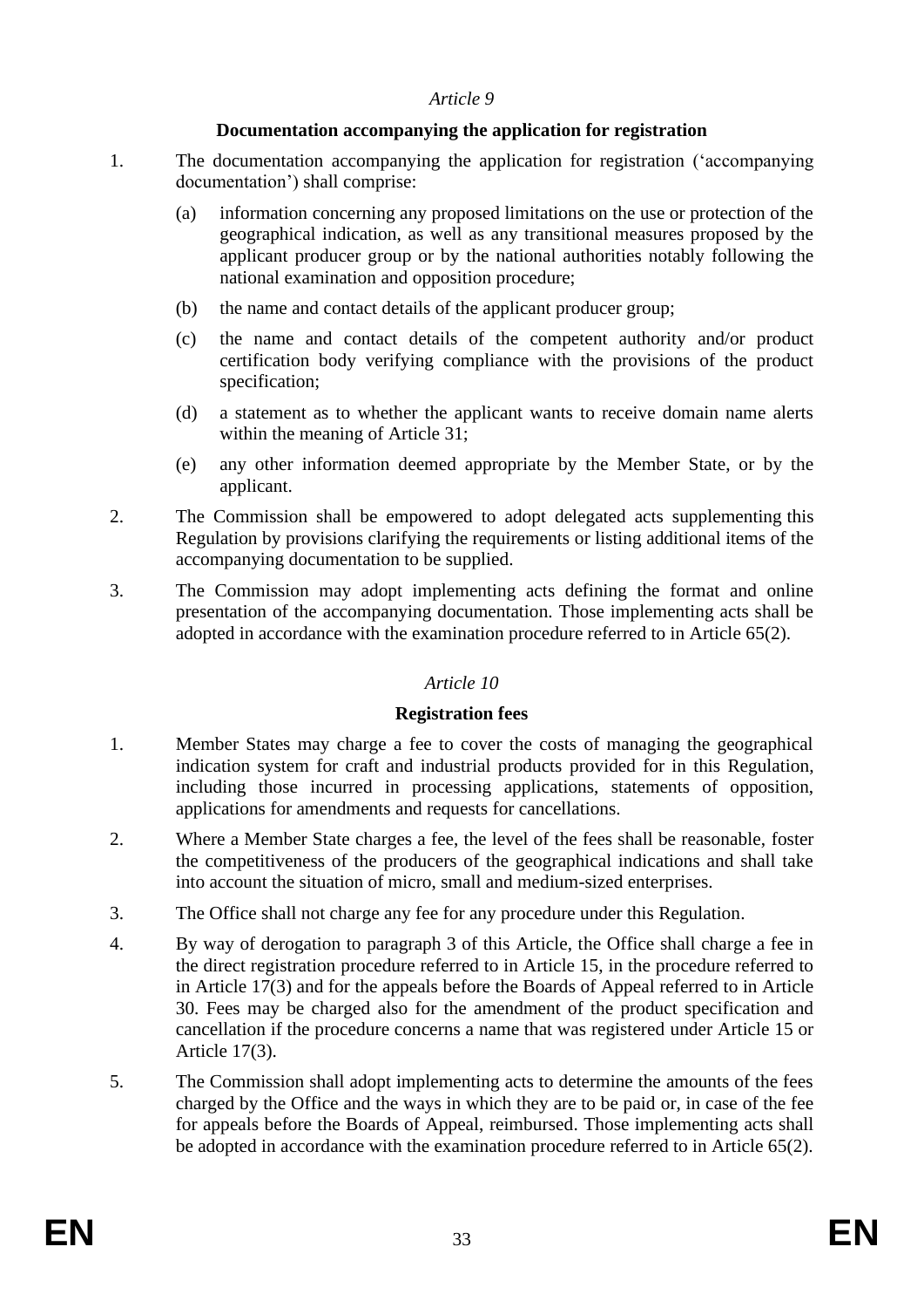*Article 9*

**Documentation accompanying the application for registration**

1. The documentation accompanying the application for registration ('accompanying documentation') shall comprise:

   (a) information concerning any proposed limitations on the use or protection of the geographical indication, as well as any transitional measures proposed by the applicant producer group or by the national authorities notably following the national examination and opposition procedure;

   (b) the name and contact details of the applicant producer group;

   (c) the name and contact details of the competent authority and/or product certification body verifying compliance with the provisions of the product specification;

   (d) a statement as to whether the applicant wants to receive domain name alerts within the meaning of Article 31;

   (e) any other information deemed appropriate by the Member State, or by the applicant.

2. The Commission shall be empowered to adopt delegated acts supplementing this Regulation by provisions clarifying the requirements or listing additional items of the accompanying documentation to be supplied.

3. The Commission may adopt implementing acts defining the format and online presentation of the accompanying documentation. Those implementing acts shall be adopted in accordance with the examination procedure referred to in Article 65(2).

*Article 10*

**Registration fees**

1. Member States may charge a fee to cover the costs of managing the geographical indication system for craft and industrial products provided for in this Regulation, including those incurred in processing applications, statements of opposition, applications for amendments and requests for cancellations.

2. Where a Member State charges a fee, the level of the fees shall be reasonable, foster the competitiveness of the producers of the geographical indications and shall take into account the situation of micro, small and medium-sized enterprises.

3. The Office shall not charge any fee for any procedure under this Regulation.

4. By way of derogation to paragraph 3 of this Article, the Office shall charge a fee in the direct registration procedure referred to in Article 15, in the procedure referred to in Article 17(3) and for the appeals before the Boards of Appeal referred to in Article 30. Fees may be charged also for the amendment of the product specification and cancellation if the procedure concerns a name that was registered under Article 15 or Article 17(3).

5. The Commission shall adopt implementing acts to determine the amounts of the fees charged by the Office and the ways in which they are to be paid or, in case of the fee for appeals before the Boards of Appeal, reimbursed. Those implementing acts shall be adopted in accordance with the examination procedure referred to in Article 65(2).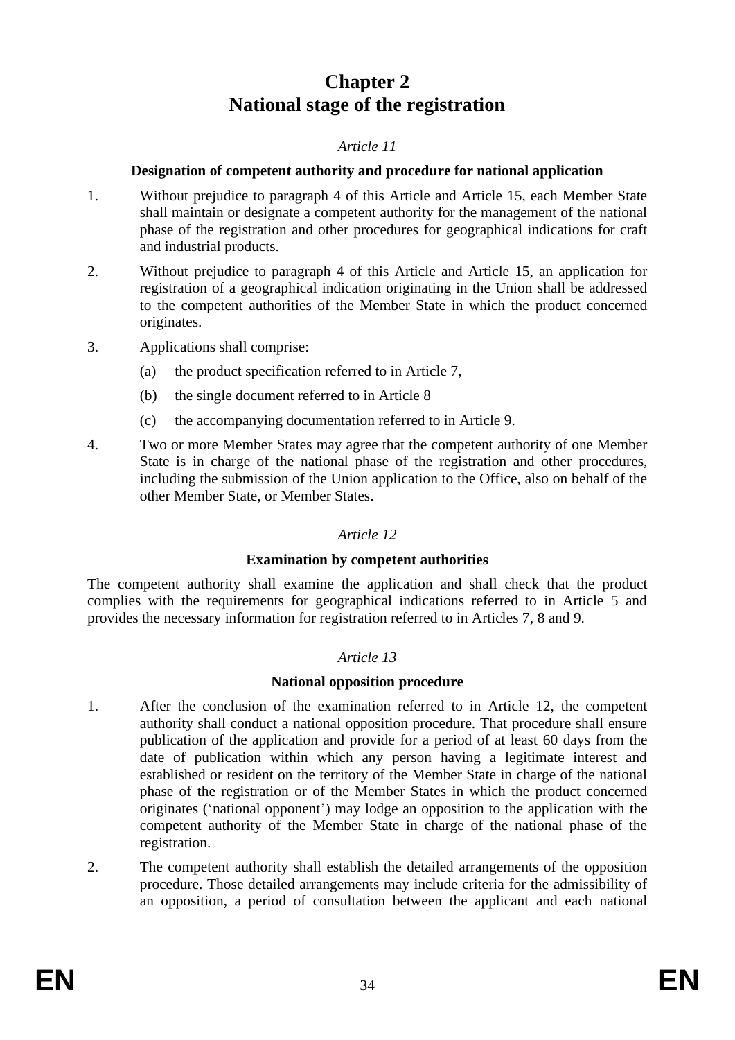# Chapter 2
# National stage of the registration

*Article 11*

**Designation of competent authority and procedure for national application**

1. Without prejudice to paragraph 4 of this Article and Article 15, each Member State shall maintain or designate a competent authority for the management of the national phase of the registration and other procedures for geographical indications for craft and industrial products.

2. Without prejudice to paragraph 4 of this Article and Article 15, an application for registration of a geographical indication originating in the Union shall be addressed to the competent authorities of the Member State in which the product concerned originates.

3. Applications shall comprise:

   (a) the product specification referred to in Article 7,

   (b) the single document referred to in Article 8

   (c) the accompanying documentation referred to in Article 9.

4. Two or more Member States may agree that the competent authority of one Member State is in charge of the national phase of the registration and other procedures, including the submission of the Union application to the Office, also on behalf of the other Member State, or Member States.

*Article 12*

**Examination by competent authorities**

The competent authority shall examine the application and shall check that the product complies with the requirements for geographical indications referred to in Article 5 and provides the necessary information for registration referred to in Articles 7, 8 and 9.

*Article 13*

**National opposition procedure**

1. After the conclusion of the examination referred to in Article 12, the competent authority shall conduct a national opposition procedure. That procedure shall ensure publication of the application and provide for a period of at least 60 days from the date of publication within which any person having a legitimate interest and established or resident on the territory of the Member State in charge of the national phase of the registration or of the Member States in which the product concerned originates ('national opponent') may lodge an opposition to the application with the competent authority of the Member State in charge of the national phase of the registration.

2. The competent authority shall establish the detailed arrangements of the opposition procedure. Those detailed arrangements may include criteria for the admissibility of an opposition, a period of consultation between the applicant and each national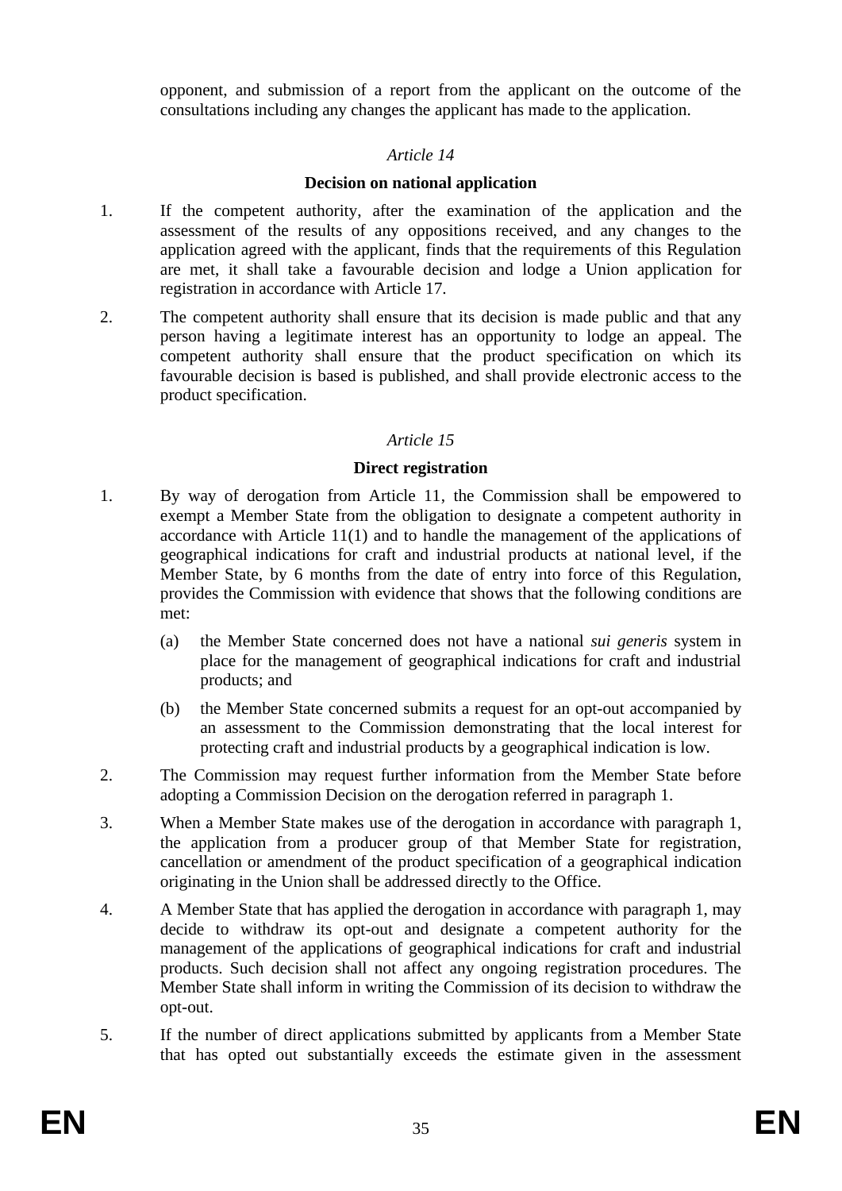opponent, and submission of a report from the applicant on the outcome of the consultations including any changes the applicant has made to the application.

*Article 14*

**Decision on national application**

1. If the competent authority, after the examination of the application and the assessment of the results of any oppositions received, and any changes to the application agreed with the applicant, finds that the requirements of this Regulation are met, it shall take a favourable decision and lodge a Union application for registration in accordance with Article 17.

2. The competent authority shall ensure that its decision is made public and that any person having a legitimate interest has an opportunity to lodge an appeal. The competent authority shall ensure that the product specification on which its favourable decision is based is published, and shall provide electronic access to the product specification.

*Article 15*

**Direct registration**

1. By way of derogation from Article 11, the Commission shall be empowered to exempt a Member State from the obligation to designate a competent authority in accordance with Article 11(1) and to handle the management of the applications of geographical indications for craft and industrial products at national level, if the Member State, by 6 months from the date of entry into force of this Regulation, provides the Commission with evidence that shows that the following conditions are met:

   (a) the Member State concerned does not have a national *sui generis* system in place for the management of geographical indications for craft and industrial products; and

   (b) the Member State concerned submits a request for an opt-out accompanied by an assessment to the Commission demonstrating that the local interest for protecting craft and industrial products by a geographical indication is low.

2. The Commission may request further information from the Member State before adopting a Commission Decision on the derogation referred in paragraph 1.

3. When a Member State makes use of the derogation in accordance with paragraph 1, the application from a producer group of that Member State for registration, cancellation or amendment of the product specification of a geographical indication originating in the Union shall be addressed directly to the Office.

4. A Member State that has applied the derogation in accordance with paragraph 1, may decide to withdraw its opt-out and designate a competent authority for the management of the applications of geographical indications for craft and industrial products. Such decision shall not affect any ongoing registration procedures. The Member State shall inform in writing the Commission of its decision to withdraw the opt-out.

5. If the number of direct applications submitted by applicants from a Member State that has opted out substantially exceeds the estimate given in the assessment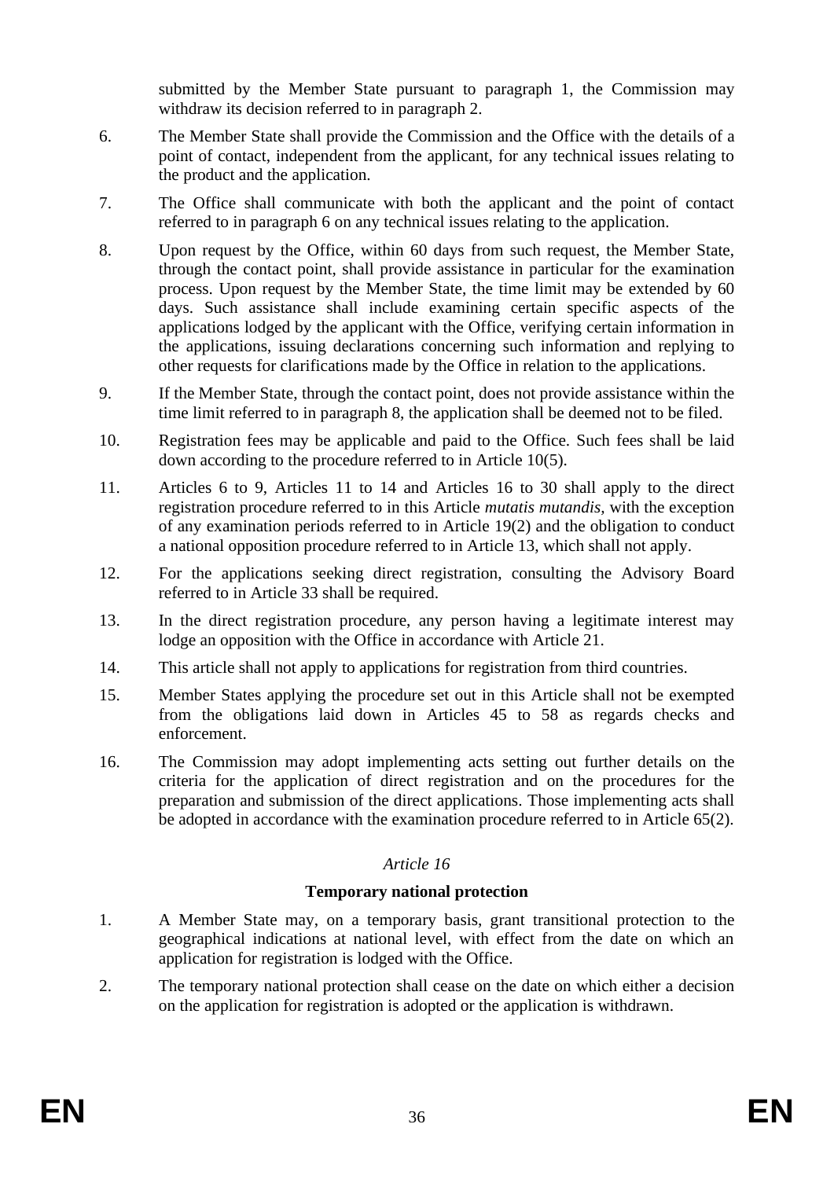submitted by the Member State pursuant to paragraph 1, the Commission may withdraw its decision referred to in paragraph 2.

6. The Member State shall provide the Commission and the Office with the details of a point of contact, independent from the applicant, for any technical issues relating to the product and the application.

7. The Office shall communicate with both the applicant and the point of contact referred to in paragraph 6 on any technical issues relating to the application.

8. Upon request by the Office, within 60 days from such request, the Member State, through the contact point, shall provide assistance in particular for the examination process. Upon request by the Member State, the time limit may be extended by 60 days. Such assistance shall include examining certain specific aspects of the applications lodged by the applicant with the Office, verifying certain information in the applications, issuing declarations concerning such information and replying to other requests for clarifications made by the Office in relation to the applications.

9. If the Member State, through the contact point, does not provide assistance within the time limit referred to in paragraph 8, the application shall be deemed not to be filed.

10. Registration fees may be applicable and paid to the Office. Such fees shall be laid down according to the procedure referred to in Article 10(5).

11. Articles 6 to 9, Articles 11 to 14 and Articles 16 to 30 shall apply to the direct registration procedure referred to in this Article *mutatis mutandis,* with the exception of any examination periods referred to in Article 19(2) and the obligation to conduct a national opposition procedure referred to in Article 13, which shall not apply.

12. For the applications seeking direct registration, consulting the Advisory Board referred to in Article 33 shall be required.

13. In the direct registration procedure, any person having a legitimate interest may lodge an opposition with the Office in accordance with Article 21.

14. This article shall not apply to applications for registration from third countries.

15. Member States applying the procedure set out in this Article shall not be exempted from the obligations laid down in Articles 45 to 58 as regards checks and enforcement.

16. The Commission may adopt implementing acts setting out further details on the criteria for the application of direct registration and on the procedures for the preparation and submission of the direct applications. Those implementing acts shall be adopted in accordance with the examination procedure referred to in Article 65(2).

*Article 16*

**Temporary national protection**

1. A Member State may, on a temporary basis, grant transitional protection to the geographical indications at national level, with effect from the date on which an application for registration is lodged with the Office.

2. The temporary national protection shall cease on the date on which either a decision on the application for registration is adopted or the application is withdrawn.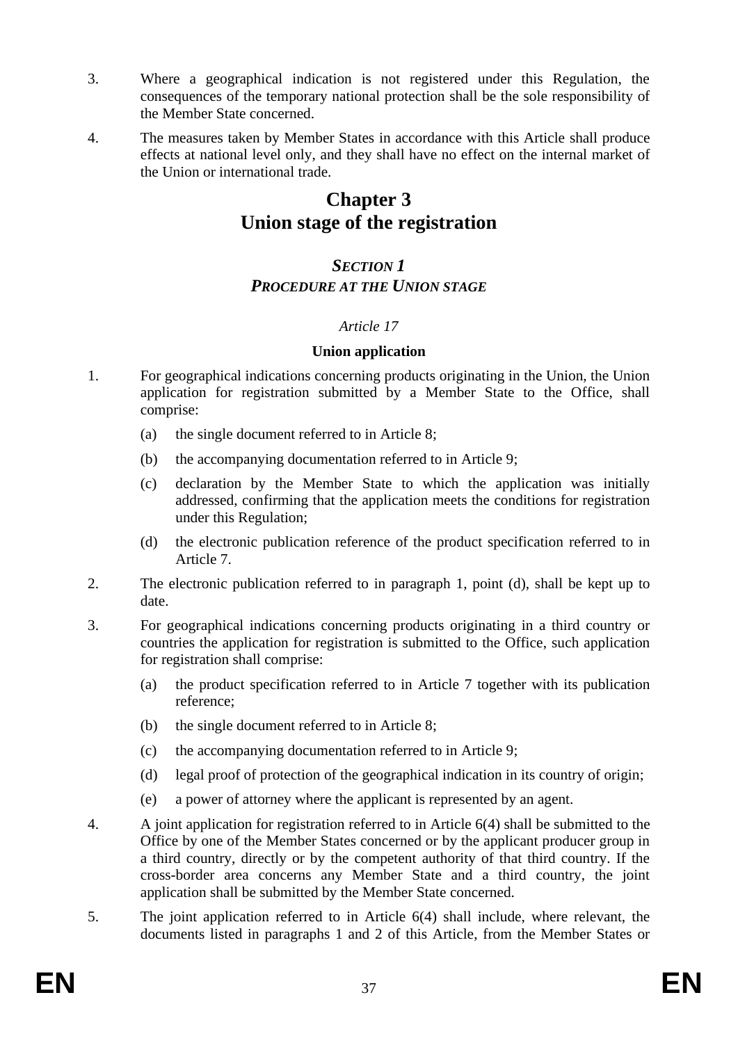3. Where a geographical indication is not registered under this Regulation, the consequences of the temporary national protection shall be the sole responsibility of the Member State concerned.

4. The measures taken by Member States in accordance with this Article shall produce effects at national level only, and they shall have no effect on the internal market of the Union or international trade.

# Chapter 3
# Union stage of the registration

## *SECTION 1*
## *PROCEDURE AT THE UNION STAGE*

*Article 17*

**Union application**

1. For geographical indications concerning products originating in the Union, the Union application for registration submitted by a Member State to the Office, shall comprise:

   (a) the single document referred to in Article 8;

   (b) the accompanying documentation referred to in Article 9;

   (c) declaration by the Member State to which the application was initially addressed, confirming that the application meets the conditions for registration under this Regulation;

   (d) the electronic publication reference of the product specification referred to in Article 7.

2. The electronic publication referred to in paragraph 1, point (d), shall be kept up to date.

3. For geographical indications concerning products originating in a third country or countries the application for registration is submitted to the Office, such application for registration shall comprise:

   (a) the product specification referred to in Article 7 together with its publication reference;

   (b) the single document referred to in Article 8;

   (c) the accompanying documentation referred to in Article 9;

   (d) legal proof of protection of the geographical indication in its country of origin;

   (e) a power of attorney where the applicant is represented by an agent.

4. A joint application for registration referred to in Article 6(4) shall be submitted to the Office by one of the Member States concerned or by the applicant producer group in a third country, directly or by the competent authority of that third country. If the cross-border area concerns any Member State and a third country, the joint application shall be submitted by the Member State concerned.

5. The joint application referred to in Article 6(4) shall include, where relevant, the documents listed in paragraphs 1 and 2 of this Article, from the Member States or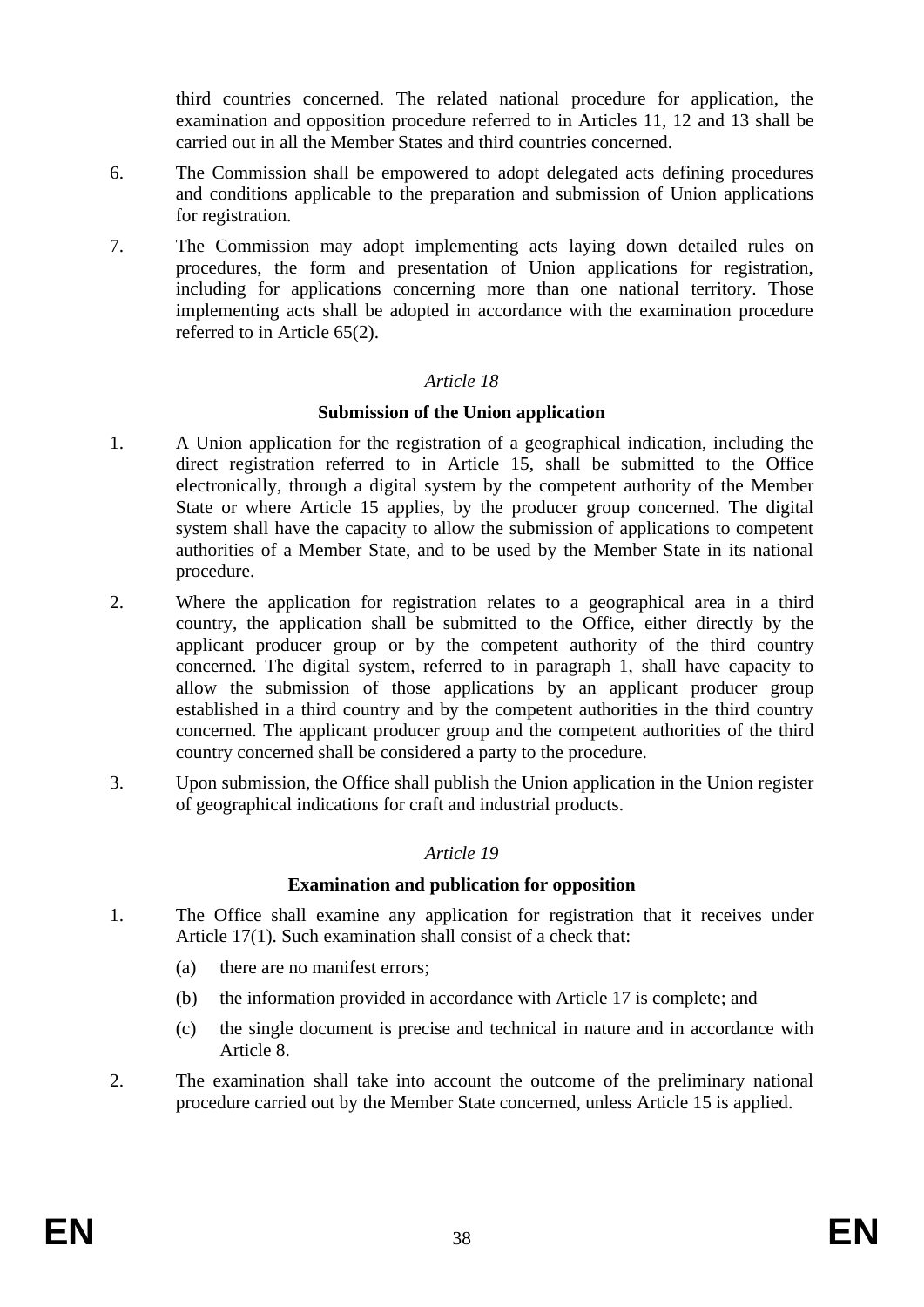third countries concerned. The related national procedure for application, the examination and opposition procedure referred to in Articles 11, 12 and 13 shall be carried out in all the Member States and third countries concerned.

6. The Commission shall be empowered to adopt delegated acts defining procedures and conditions applicable to the preparation and submission of Union applications for registration.

7. The Commission may adopt implementing acts laying down detailed rules on procedures, the form and presentation of Union applications for registration, including for applications concerning more than one national territory. Those implementing acts shall be adopted in accordance with the examination procedure referred to in Article 65(2).

*Article 18*

**Submission of the Union application**

1. A Union application for the registration of a geographical indication, including the direct registration referred to in Article 15, shall be submitted to the Office electronically, through a digital system by the competent authority of the Member State or where Article 15 applies, by the producer group concerned. The digital system shall have the capacity to allow the submission of applications to competent authorities of a Member State, and to be used by the Member State in its national procedure.

2. Where the application for registration relates to a geographical area in a third country, the application shall be submitted to the Office, either directly by the applicant producer group or by the competent authority of the third country concerned. The digital system, referred to in paragraph 1, shall have capacity to allow the submission of those applications by an applicant producer group established in a third country and by the competent authorities in the third country concerned. The applicant producer group and the competent authorities of the third country concerned shall be considered a party to the procedure.

3. Upon submission, the Office shall publish the Union application in the Union register of geographical indications for craft and industrial products.

*Article 19*

**Examination and publication for opposition**

1. The Office shall examine any application for registration that it receives under Article 17(1). Such examination shall consist of a check that:

   (a) there are no manifest errors;

   (b) the information provided in accordance with Article 17 is complete; and

   (c) the single document is precise and technical in nature and in accordance with Article 8.

2. The examination shall take into account the outcome of the preliminary national procedure carried out by the Member State concerned, unless Article 15 is applied.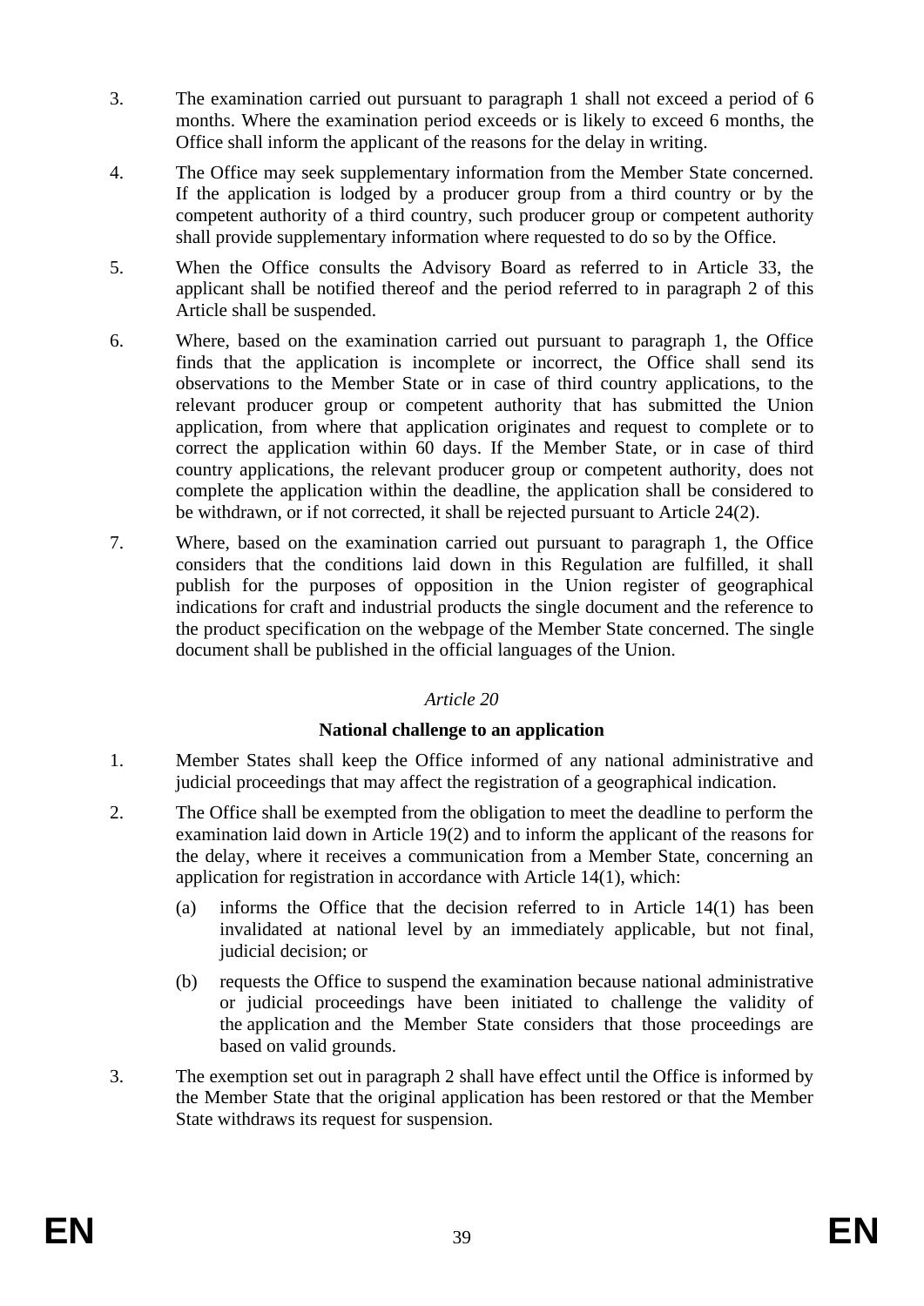3. The examination carried out pursuant to paragraph 1 shall not exceed a period of 6 months. Where the examination period exceeds or is likely to exceed 6 months, the Office shall inform the applicant of the reasons for the delay in writing.

4. The Office may seek supplementary information from the Member State concerned. If the application is lodged by a producer group from a third country or by the competent authority of a third country, such producer group or competent authority shall provide supplementary information where requested to do so by the Office.

5. When the Office consults the Advisory Board as referred to in Article 33, the applicant shall be notified thereof and the period referred to in paragraph 2 of this Article shall be suspended.

6. Where, based on the examination carried out pursuant to paragraph 1, the Office finds that the application is incomplete or incorrect, the Office shall send its observations to the Member State or in case of third country applications, to the relevant producer group or competent authority that has submitted the Union application, from where that application originates and request to complete or to correct the application within 60 days. If the Member State, or in case of third country applications, the relevant producer group or competent authority, does not complete the application within the deadline, the application shall be considered to be withdrawn, or if not corrected, it shall be rejected pursuant to Article 24(2).

7. Where, based on the examination carried out pursuant to paragraph 1, the Office considers that the conditions laid down in this Regulation are fulfilled, it shall publish for the purposes of opposition in the Union register of geographical indications for craft and industrial products the single document and the reference to the product specification on the webpage of the Member State concerned. The single document shall be published in the official languages of the Union.

*Article 20*

**National challenge to an application**

1. Member States shall keep the Office informed of any national administrative and judicial proceedings that may affect the registration of a geographical indication.

2. The Office shall be exempted from the obligation to meet the deadline to perform the examination laid down in Article 19(2) and to inform the applicant of the reasons for the delay, where it receives a communication from a Member State, concerning an application for registration in accordance with Article 14(1), which:

   (a) informs the Office that the decision referred to in Article 14(1) has been invalidated at national level by an immediately applicable, but not final, judicial decision; or

   (b) requests the Office to suspend the examination because national administrative or judicial proceedings have been initiated to challenge the validity of the application and the Member State considers that those proceedings are based on valid grounds.

3. The exemption set out in paragraph 2 shall have effect until the Office is informed by the Member State that the original application has been restored or that the Member State withdraws its request for suspension.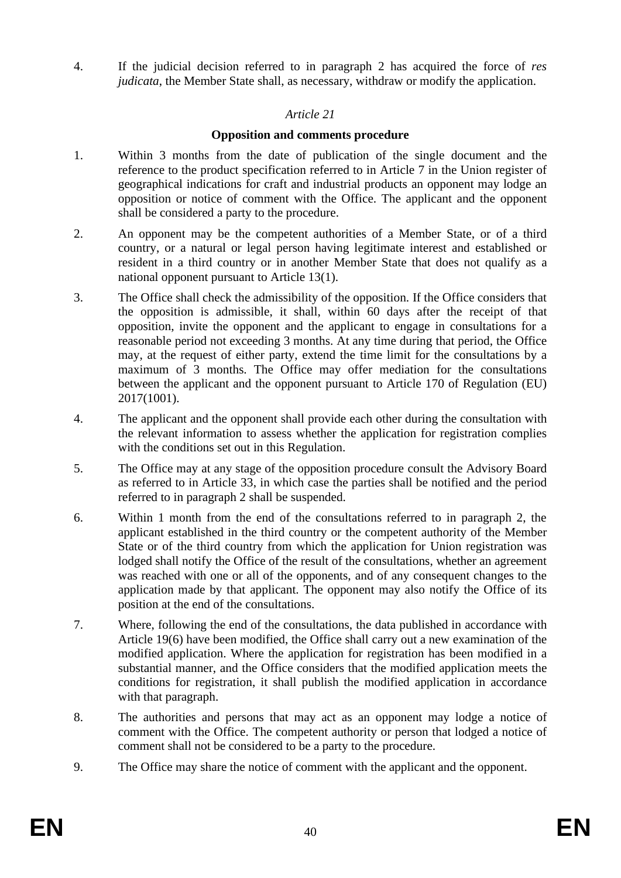4. If the judicial decision referred to in paragraph 2 has acquired the force of *res judicata*, the Member State shall, as necessary, withdraw or modify the application.

*Article 21*

**Opposition and comments procedure**

1. Within 3 months from the date of publication of the single document and the reference to the product specification referred to in Article 7 in the Union register of geographical indications for craft and industrial products an opponent may lodge an opposition or notice of comment with the Office. The applicant and the opponent shall be considered a party to the procedure.

2. An opponent may be the competent authorities of a Member State, or of a third country, or a natural or legal person having legitimate interest and established or resident in a third country or in another Member State that does not qualify as a national opponent pursuant to Article 13(1).

3. The Office shall check the admissibility of the opposition. If the Office considers that the opposition is admissible, it shall, within 60 days after the receipt of that opposition, invite the opponent and the applicant to engage in consultations for a reasonable period not exceeding 3 months. At any time during that period, the Office may, at the request of either party, extend the time limit for the consultations by a maximum of 3 months. The Office may offer mediation for the consultations between the applicant and the opponent pursuant to Article 170 of Regulation (EU) 2017(1001).

4. The applicant and the opponent shall provide each other during the consultation with the relevant information to assess whether the application for registration complies with the conditions set out in this Regulation.

5. The Office may at any stage of the opposition procedure consult the Advisory Board as referred to in Article 33, in which case the parties shall be notified and the period referred to in paragraph 2 shall be suspended.

6. Within 1 month from the end of the consultations referred to in paragraph 2, the applicant established in the third country or the competent authority of the Member State or of the third country from which the application for Union registration was lodged shall notify the Office of the result of the consultations, whether an agreement was reached with one or all of the opponents, and of any consequent changes to the application made by that applicant. The opponent may also notify the Office of its position at the end of the consultations.

7. Where, following the end of the consultations, the data published in accordance with Article 19(6) have been modified, the Office shall carry out a new examination of the modified application. Where the application for registration has been modified in a substantial manner, and the Office considers that the modified application meets the conditions for registration, it shall publish the modified application in accordance with that paragraph.

8. The authorities and persons that may act as an opponent may lodge a notice of comment with the Office. The competent authority or person that lodged a notice of comment shall not be considered to be a party to the procedure.

9. The Office may share the notice of comment with the applicant and the opponent.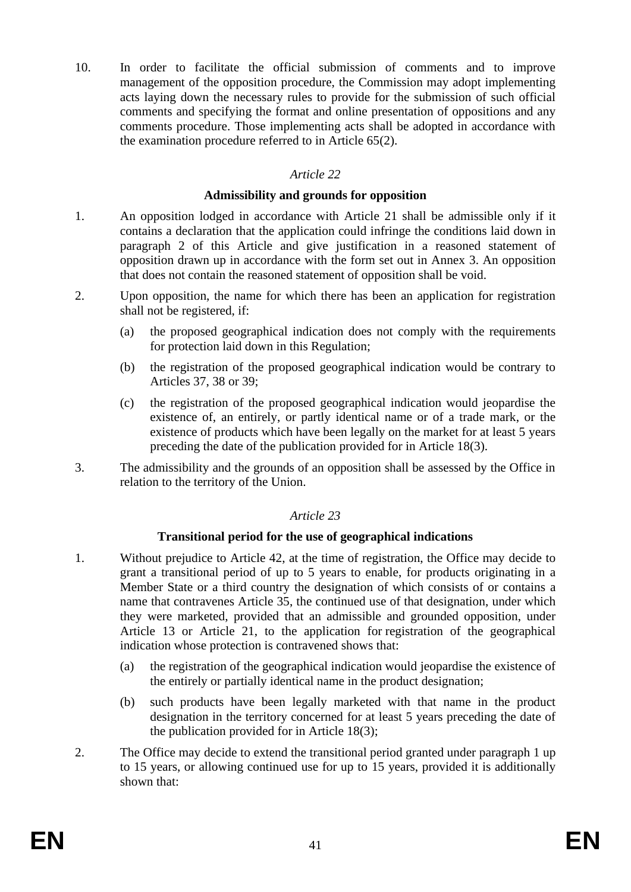10. In order to facilitate the official submission of comments and to improve management of the opposition procedure, the Commission may adopt implementing acts laying down the necessary rules to provide for the submission of such official comments and specifying the format and online presentation of oppositions and any comments procedure. Those implementing acts shall be adopted in accordance with the examination procedure referred to in Article 65(2).

*Article 22*

**Admissibility and grounds for opposition**

1. An opposition lodged in accordance with Article 21 shall be admissible only if it contains a declaration that the application could infringe the conditions laid down in paragraph 2 of this Article and give justification in a reasoned statement of opposition drawn up in accordance with the form set out in Annex 3. An opposition that does not contain the reasoned statement of opposition shall be void.

2. Upon opposition, the name for which there has been an application for registration shall not be registered, if:

   (a) the proposed geographical indication does not comply with the requirements for protection laid down in this Regulation;

   (b) the registration of the proposed geographical indication would be contrary to Articles 37, 38 or 39;

   (c) the registration of the proposed geographical indication would jeopardise the existence of, an entirely, or partly identical name or of a trade mark, or the existence of products which have been legally on the market for at least 5 years preceding the date of the publication provided for in Article 18(3).

3. The admissibility and the grounds of an opposition shall be assessed by the Office in relation to the territory of the Union.

*Article 23*

**Transitional period for the use of geographical indications**

1. Without prejudice to Article 42, at the time of registration, the Office may decide to grant a transitional period of up to 5 years to enable, for products originating in a Member State or a third country the designation of which consists of or contains a name that contravenes Article 35, the continued use of that designation, under which they were marketed, provided that an admissible and grounded opposition, under Article 13 or Article 21, to the application for registration of the geographical indication whose protection is contravened shows that:

   (a) the registration of the geographical indication would jeopardise the existence of the entirely or partially identical name in the product designation;

   (b) such products have been legally marketed with that name in the product designation in the territory concerned for at least 5 years preceding the date of the publication provided for in Article 18(3);

2. The Office may decide to extend the transitional period granted under paragraph 1 up to 15 years, or allowing continued use for up to 15 years, provided it is additionally shown that: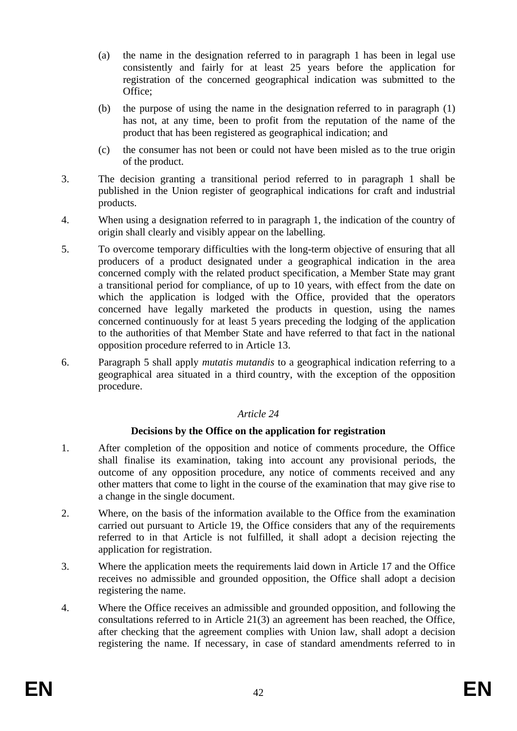(a) the name in the designation referred to in paragraph 1 has been in legal use consistently and fairly for at least 25 years before the application for registration of the concerned geographical indication was submitted to the Office;

(b) the purpose of using the name in the designation referred to in paragraph (1) has not, at any time, been to profit from the reputation of the name of the product that has been registered as geographical indication; and

(c) the consumer has not been or could not have been misled as to the true origin of the product.

3. The decision granting a transitional period referred to in paragraph 1 shall be published in the Union register of geographical indications for craft and industrial products.

4. When using a designation referred to in paragraph 1, the indication of the country of origin shall clearly and visibly appear on the labelling.

5. To overcome temporary difficulties with the long-term objective of ensuring that all producers of a product designated under a geographical indication in the area concerned comply with the related product specification, a Member State may grant a transitional period for compliance, of up to 10 years, with effect from the date on which the application is lodged with the Office, provided that the operators concerned have legally marketed the products in question, using the names concerned continuously for at least 5 years preceding the lodging of the application to the authorities of that Member State and have referred to that fact in the national opposition procedure referred to in Article 13.

6. Paragraph 5 shall apply *mutatis mutandis* to a geographical indication referring to a geographical area situated in a third country, with the exception of the opposition procedure.

*Article 24*

**Decisions by the Office on the application for registration**

1. After completion of the opposition and notice of comments procedure, the Office shall finalise its examination, taking into account any provisional periods, the outcome of any opposition procedure, any notice of comments received and any other matters that come to light in the course of the examination that may give rise to a change in the single document.

2. Where, on the basis of the information available to the Office from the examination carried out pursuant to Article 19, the Office considers that any of the requirements referred to in that Article is not fulfilled, it shall adopt a decision rejecting the application for registration.

3. Where the application meets the requirements laid down in Article 17 and the Office receives no admissible and grounded opposition, the Office shall adopt a decision registering the name.

4. Where the Office receives an admissible and grounded opposition, and following the consultations referred to in Article 21(3) an agreement has been reached, the Office, after checking that the agreement complies with Union law, shall adopt a decision registering the name. If necessary, in case of standard amendments referred to in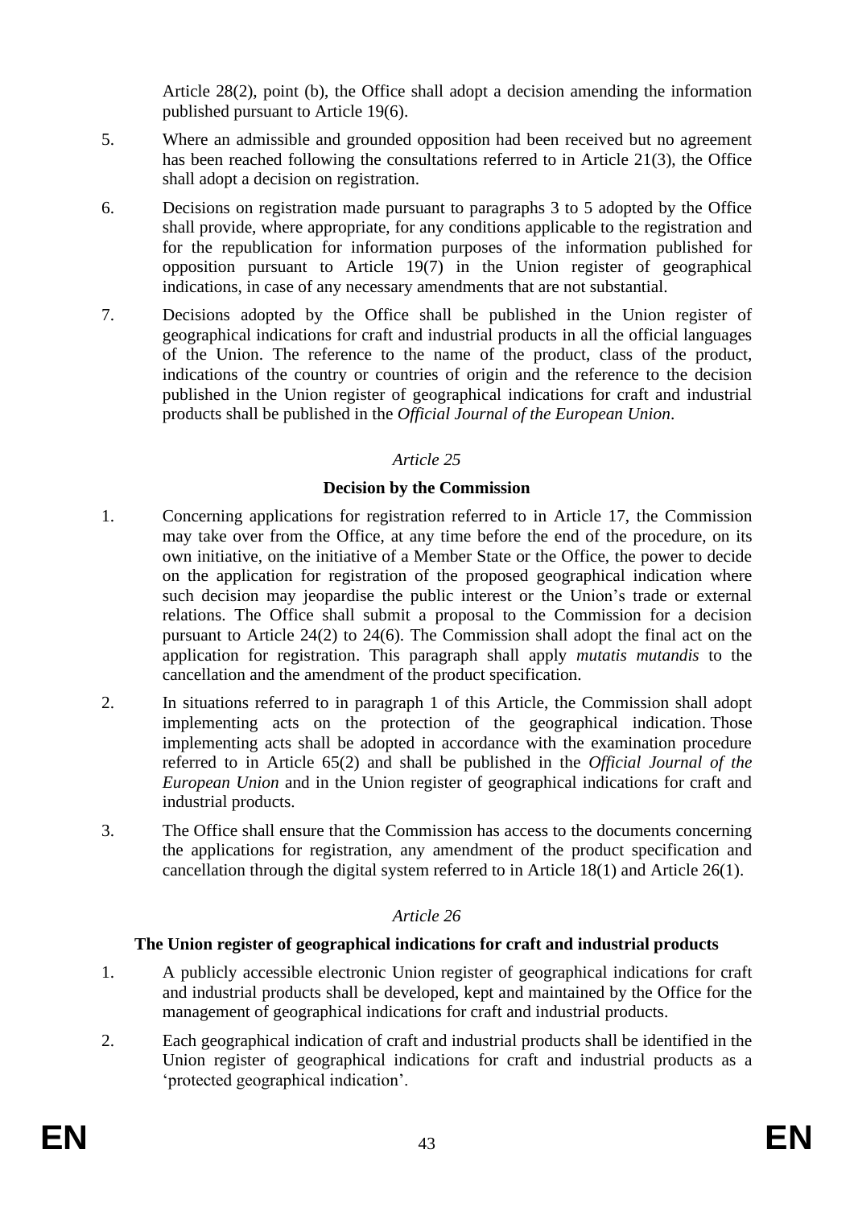Article 28(2), point (b), the Office shall adopt a decision amending the information published pursuant to Article 19(6).

5. Where an admissible and grounded opposition had been received but no agreement has been reached following the consultations referred to in Article 21(3), the Office shall adopt a decision on registration.

6. Decisions on registration made pursuant to paragraphs 3 to 5 adopted by the Office shall provide, where appropriate, for any conditions applicable to the registration and for the republication for information purposes of the information published for opposition pursuant to Article 19(7) in the Union register of geographical indications, in case of any necessary amendments that are not substantial.

7. Decisions adopted by the Office shall be published in the Union register of geographical indications for craft and industrial products in all the official languages of the Union. The reference to the name of the product, class of the product, indications of the country or countries of origin and the reference to the decision published in the Union register of geographical indications for craft and industrial products shall be published in the *Official Journal of the European Union*.

*Article 25*

**Decision by the Commission**

1. Concerning applications for registration referred to in Article 17, the Commission may take over from the Office, at any time before the end of the procedure, on its own initiative, on the initiative of a Member State or the Office, the power to decide on the application for registration of the proposed geographical indication where such decision may jeopardise the public interest or the Union's trade or external relations. The Office shall submit a proposal to the Commission for a decision pursuant to Article 24(2) to 24(6). The Commission shall adopt the final act on the application for registration. This paragraph shall apply *mutatis mutandis* to the cancellation and the amendment of the product specification.

2. In situations referred to in paragraph 1 of this Article, the Commission shall adopt implementing acts on the protection of the geographical indication. Those implementing acts shall be adopted in accordance with the examination procedure referred to in Article 65(2) and shall be published in the *Official Journal of the European Union* and in the Union register of geographical indications for craft and industrial products.

3. The Office shall ensure that the Commission has access to the documents concerning the applications for registration, any amendment of the product specification and cancellation through the digital system referred to in Article 18(1) and Article 26(1).

*Article 26*

**The Union register of geographical indications for craft and industrial products**

1. A publicly accessible electronic Union register of geographical indications for craft and industrial products shall be developed, kept and maintained by the Office for the management of geographical indications for craft and industrial products.

2. Each geographical indication of craft and industrial products shall be identified in the Union register of geographical indications for craft and industrial products as a 'protected geographical indication'.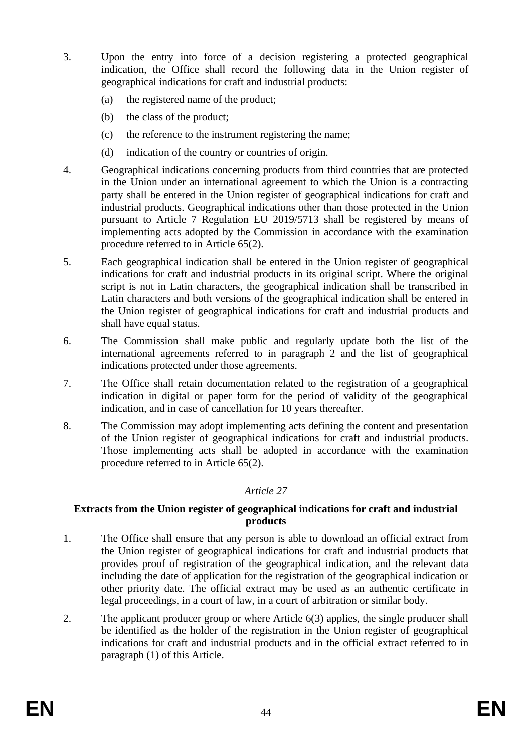3. Upon the entry into force of a decision registering a protected geographical indication, the Office shall record the following data in the Union register of geographical indications for craft and industrial products:

   (a) the registered name of the product;

   (b) the class of the product;

   (c) the reference to the instrument registering the name;

   (d) indication of the country or countries of origin.

4. Geographical indications concerning products from third countries that are protected in the Union under an international agreement to which the Union is a contracting party shall be entered in the Union register of geographical indications for craft and industrial products. Geographical indications other than those protected in the Union pursuant to Article 7 Regulation EU 2019/5713 shall be registered by means of implementing acts adopted by the Commission in accordance with the examination procedure referred to in Article 65(2).

5. Each geographical indication shall be entered in the Union register of geographical indications for craft and industrial products in its original script. Where the original script is not in Latin characters, the geographical indication shall be transcribed in Latin characters and both versions of the geographical indication shall be entered in the Union register of geographical indications for craft and industrial products and shall have equal status.

6. The Commission shall make public and regularly update both the list of the international agreements referred to in paragraph 2 and the list of geographical indications protected under those agreements.

7. The Office shall retain documentation related to the registration of a geographical indication in digital or paper form for the period of validity of the geographical indication, and in case of cancellation for 10 years thereafter.

8. The Commission may adopt implementing acts defining the content and presentation of the Union register of geographical indications for craft and industrial products. Those implementing acts shall be adopted in accordance with the examination procedure referred to in Article 65(2).

*Article 27*

**Extracts from the Union register of geographical indications for craft and industrial products**

1. The Office shall ensure that any person is able to download an official extract from the Union register of geographical indications for craft and industrial products that provides proof of registration of the geographical indication, and the relevant data including the date of application for the registration of the geographical indication or other priority date. The official extract may be used as an authentic certificate in legal proceedings, in a court of law, in a court of arbitration or similar body.

2. The applicant producer group or where Article 6(3) applies, the single producer shall be identified as the holder of the registration in the Union register of geographical indications for craft and industrial products and in the official extract referred to in paragraph (1) of this Article.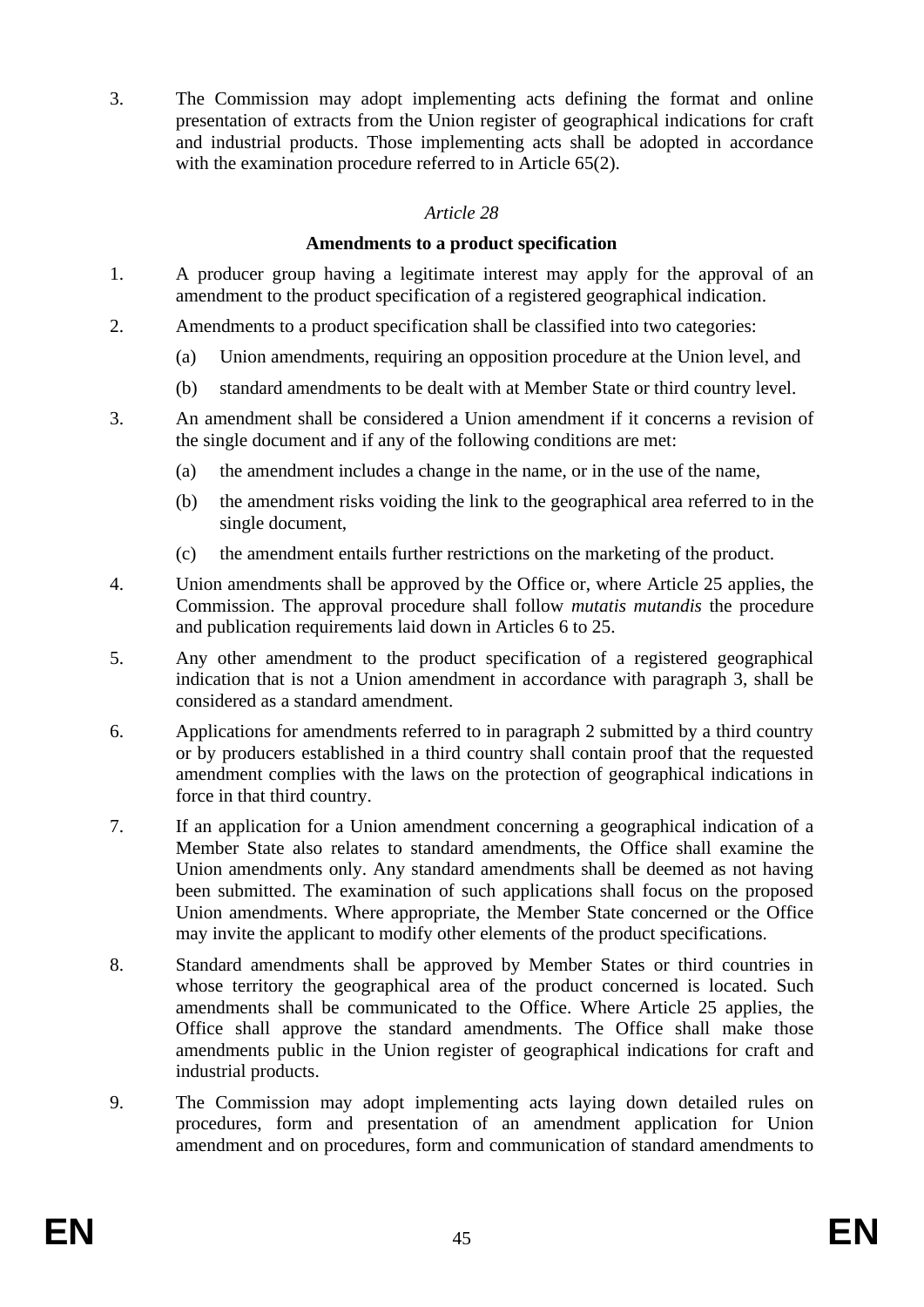3. The Commission may adopt implementing acts defining the format and online presentation of extracts from the Union register of geographical indications for craft and industrial products. Those implementing acts shall be adopted in accordance with the examination procedure referred to in Article 65(2).

*Article 28*

**Amendments to a product specification**

1. A producer group having a legitimate interest may apply for the approval of an amendment to the product specification of a registered geographical indication.

2. Amendments to a product specification shall be classified into two categories:

   (a) Union amendments, requiring an opposition procedure at the Union level, and

   (b) standard amendments to be dealt with at Member State or third country level.

3. An amendment shall be considered a Union amendment if it concerns a revision of the single document and if any of the following conditions are met:

   (a) the amendment includes a change in the name, or in the use of the name,

   (b) the amendment risks voiding the link to the geographical area referred to in the single document,

   (c) the amendment entails further restrictions on the marketing of the product.

4. Union amendments shall be approved by the Office or, where Article 25 applies, the Commission. The approval procedure shall follow *mutatis mutandis* the procedure and publication requirements laid down in Articles 6 to 25.

5. Any other amendment to the product specification of a registered geographical indication that is not a Union amendment in accordance with paragraph 3, shall be considered as a standard amendment.

6. Applications for amendments referred to in paragraph 2 submitted by a third country or by producers established in a third country shall contain proof that the requested amendment complies with the laws on the protection of geographical indications in force in that third country.

7. If an application for a Union amendment concerning a geographical indication of a Member State also relates to standard amendments, the Office shall examine the Union amendments only. Any standard amendments shall be deemed as not having been submitted. The examination of such applications shall focus on the proposed Union amendments. Where appropriate, the Member State concerned or the Office may invite the applicant to modify other elements of the product specifications.

8. Standard amendments shall be approved by Member States or third countries in whose territory the geographical area of the product concerned is located. Such amendments shall be communicated to the Office. Where Article 25 applies, the Office shall approve the standard amendments. The Office shall make those amendments public in the Union register of geographical indications for craft and industrial products.

9. The Commission may adopt implementing acts laying down detailed rules on procedures, form and presentation of an amendment application for Union amendment and on procedures, form and communication of standard amendments to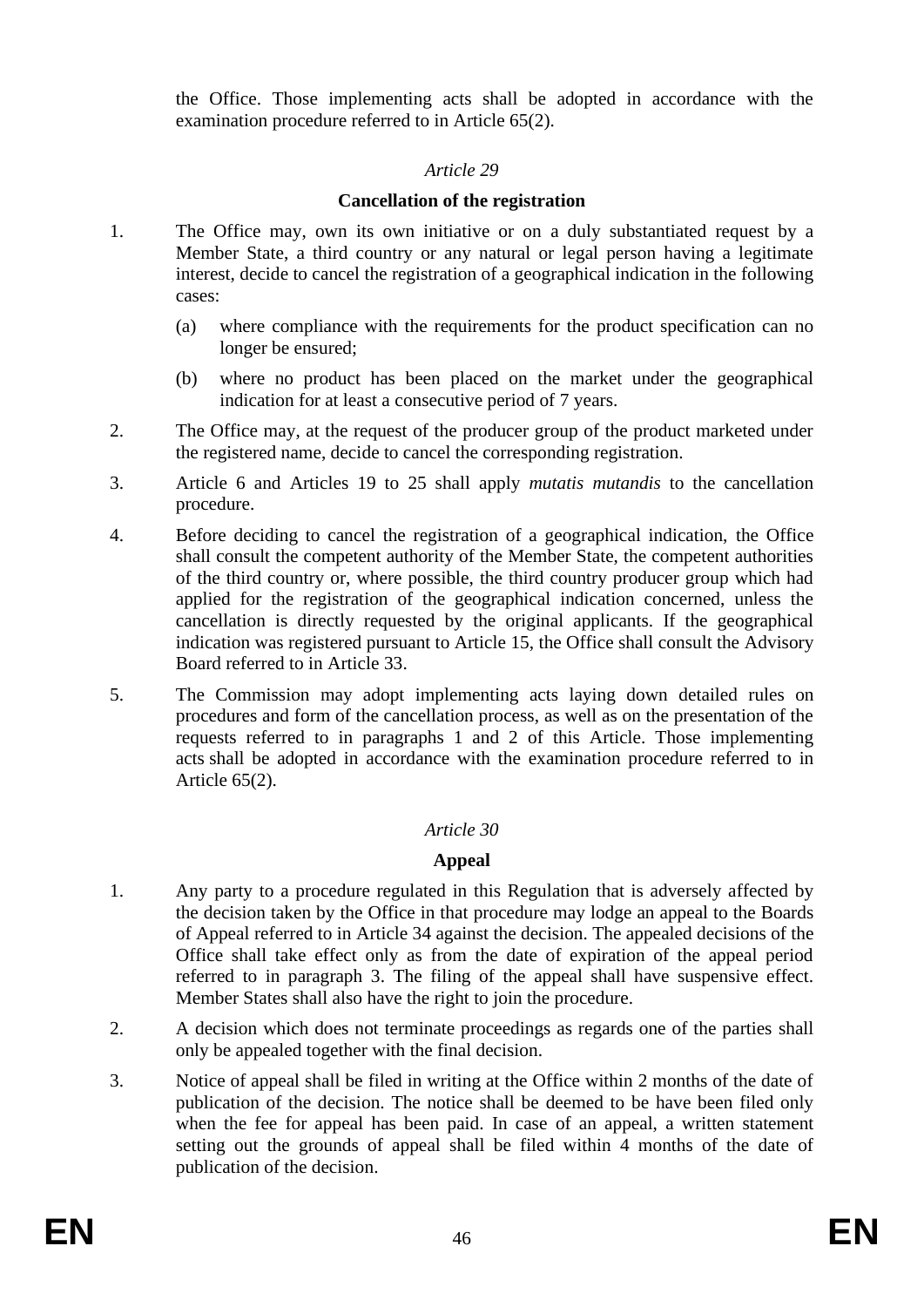the Office. Those implementing acts shall be adopted in accordance with the examination procedure referred to in Article 65(2).

*Article 29*

**Cancellation of the registration**

1. The Office may, own its own initiative or on a duly substantiated request by a Member State, a third country or any natural or legal person having a legitimate interest, decide to cancel the registration of a geographical indication in the following cases:

   (a) where compliance with the requirements for the product specification can no longer be ensured;

   (b) where no product has been placed on the market under the geographical indication for at least a consecutive period of 7 years.

2. The Office may, at the request of the producer group of the product marketed under the registered name, decide to cancel the corresponding registration.

3. Article 6 and Articles 19 to 25 shall apply *mutatis mutandis* to the cancellation procedure.

4. Before deciding to cancel the registration of a geographical indication, the Office shall consult the competent authority of the Member State, the competent authorities of the third country or, where possible, the third country producer group which had applied for the registration of the geographical indication concerned, unless the cancellation is directly requested by the original applicants. If the geographical indication was registered pursuant to Article 15, the Office shall consult the Advisory Board referred to in Article 33.

5. The Commission may adopt implementing acts laying down detailed rules on procedures and form of the cancellation process, as well as on the presentation of the requests referred to in paragraphs 1 and 2 of this Article. Those implementing acts shall be adopted in accordance with the examination procedure referred to in Article 65(2).

*Article 30*

**Appeal**

1. Any party to a procedure regulated in this Regulation that is adversely affected by the decision taken by the Office in that procedure may lodge an appeal to the Boards of Appeal referred to in Article 34 against the decision. The appealed decisions of the Office shall take effect only as from the date of expiration of the appeal period referred to in paragraph 3. The filing of the appeal shall have suspensive effect. Member States shall also have the right to join the procedure.

2. A decision which does not terminate proceedings as regards one of the parties shall only be appealed together with the final decision.

3. Notice of appeal shall be filed in writing at the Office within 2 months of the date of publication of the decision. The notice shall be deemed to be have been filed only when the fee for appeal has been paid. In case of an appeal, a written statement setting out the grounds of appeal shall be filed within 4 months of the date of publication of the decision.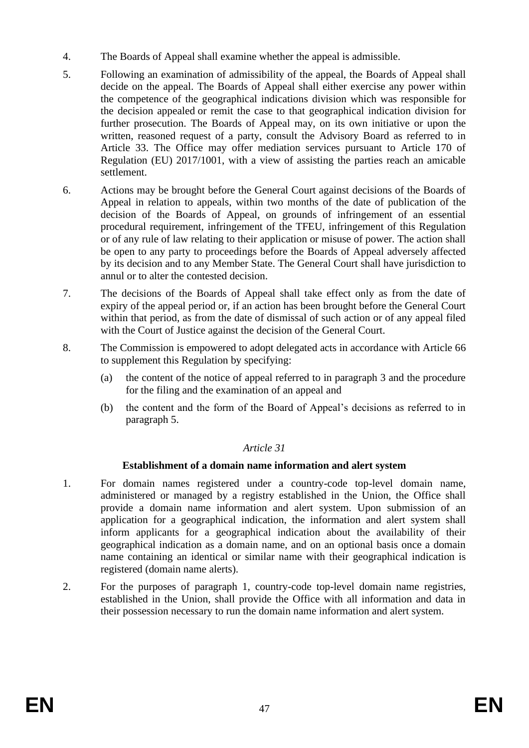4. The Boards of Appeal shall examine whether the appeal is admissible.

5. Following an examination of admissibility of the appeal, the Boards of Appeal shall decide on the appeal. The Boards of Appeal shall either exercise any power within the competence of the geographical indications division which was responsible for the decision appealed or remit the case to that geographical indication division for further prosecution. The Boards of Appeal may, on its own initiative or upon the written, reasoned request of a party, consult the Advisory Board as referred to in Article 33. The Office may offer mediation services pursuant to Article 170 of Regulation (EU) 2017/1001, with a view of assisting the parties reach an amicable settlement.

6. Actions may be brought before the General Court against decisions of the Boards of Appeal in relation to appeals, within two months of the date of publication of the decision of the Boards of Appeal, on grounds of infringement of an essential procedural requirement, infringement of the TFEU, infringement of this Regulation or of any rule of law relating to their application or misuse of power. The action shall be open to any party to proceedings before the Boards of Appeal adversely affected by its decision and to any Member State. The General Court shall have jurisdiction to annul or to alter the contested decision.

7. The decisions of the Boards of Appeal shall take effect only as from the date of expiry of the appeal period or, if an action has been brought before the General Court within that period, as from the date of dismissal of such action or of any appeal filed with the Court of Justice against the decision of the General Court.

8. The Commission is empowered to adopt delegated acts in accordance with Article 66 to supplement this Regulation by specifying:

   (a) the content of the notice of appeal referred to in paragraph 3 and the procedure for the filing and the examination of an appeal and

   (b) the content and the form of the Board of Appeal's decisions as referred to in paragraph 5.

*Article 31*

**Establishment of a domain name information and alert system**

1. For domain names registered under a country-code top-level domain name, administered or managed by a registry established in the Union, the Office shall provide a domain name information and alert system. Upon submission of an application for a geographical indication, the information and alert system shall inform applicants for a geographical indication about the availability of their geographical indication as a domain name, and on an optional basis once a domain name containing an identical or similar name with their geographical indication is registered (domain name alerts).

2. For the purposes of paragraph 1, country-code top-level domain name registries, established in the Union, shall provide the Office with all information and data in their possession necessary to run the domain name information and alert system.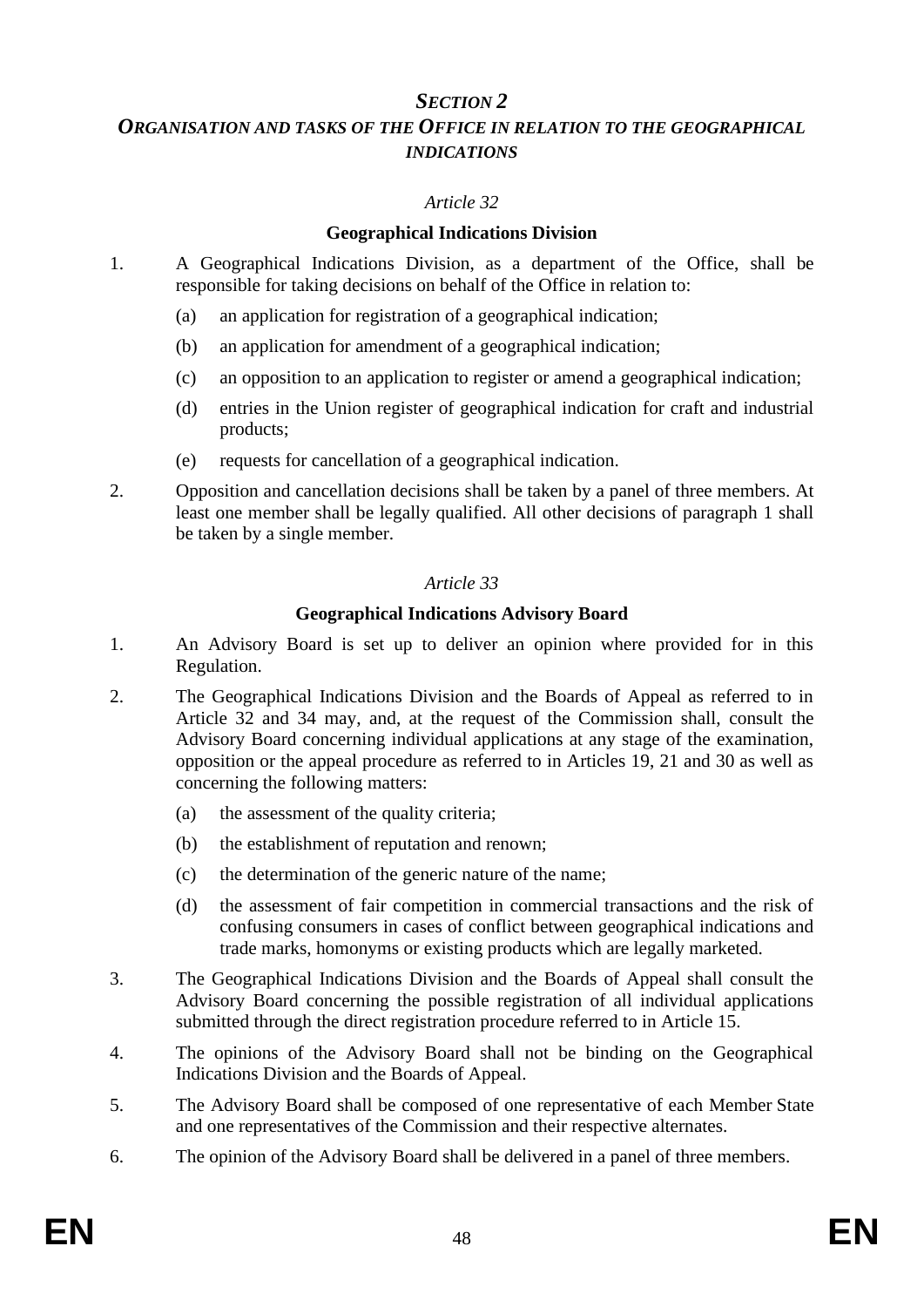## *SECTION 2*
## *ORGANISATION AND TASKS OF THE OFFICE IN RELATION TO THE GEOGRAPHICAL INDICATIONS*

### *Article 32*

### **Geographical Indications Division**

1. A Geographical Indications Division, as a department of the Office, shall be responsible for taking decisions on behalf of the Office in relation to:

   (a) an application for registration of a geographical indication;

   (b) an application for amendment of a geographical indication;

   (c) an opposition to an application to register or amend a geographical indication;

   (d) entries in the Union register of geographical indication for craft and industrial products;

   (e) requests for cancellation of a geographical indication.

2. Opposition and cancellation decisions shall be taken by a panel of three members. At least one member shall be legally qualified. All other decisions of paragraph 1 shall be taken by a single member.

### *Article 33*

### **Geographical Indications Advisory Board**

1. An Advisory Board is set up to deliver an opinion where provided for in this Regulation.

2. The Geographical Indications Division and the Boards of Appeal as referred to in Article 32 and 34 may, and, at the request of the Commission shall, consult the Advisory Board concerning individual applications at any stage of the examination, opposition or the appeal procedure as referred to in Articles 19, 21 and 30 as well as concerning the following matters:

   (a) the assessment of the quality criteria;

   (b) the establishment of reputation and renown;

   (c) the determination of the generic nature of the name;

   (d) the assessment of fair competition in commercial transactions and the risk of confusing consumers in cases of conflict between geographical indications and trade marks, homonyms or existing products which are legally marketed.

3. The Geographical Indications Division and the Boards of Appeal shall consult the Advisory Board concerning the possible registration of all individual applications submitted through the direct registration procedure referred to in Article 15.

4. The opinions of the Advisory Board shall not be binding on the Geographical Indications Division and the Boards of Appeal.

5. The Advisory Board shall be composed of one representative of each Member State and one representatives of the Commission and their respective alternates.

6. The opinion of the Advisory Board shall be delivered in a panel of three members.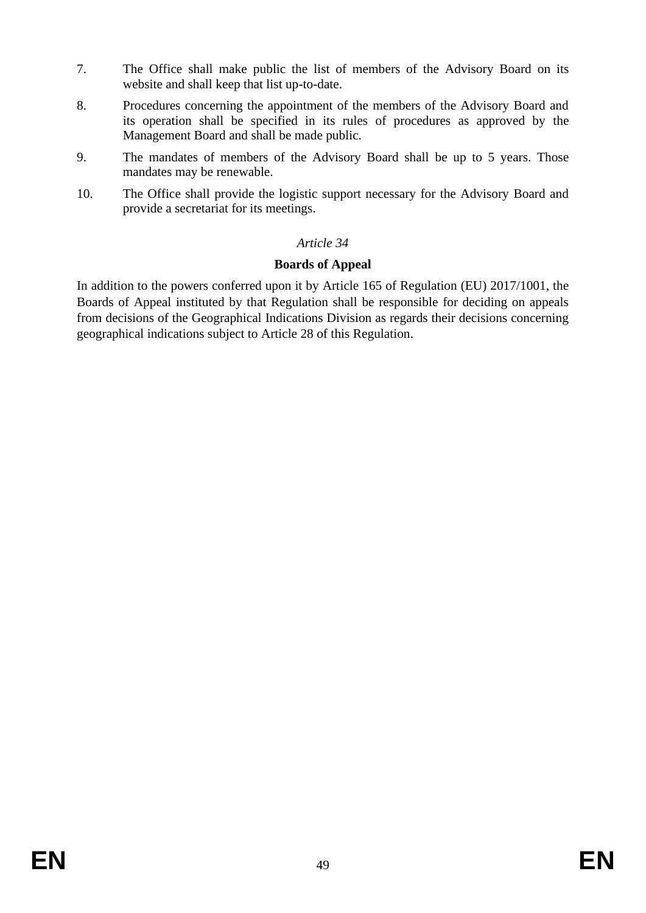7. The Office shall make public the list of members of the Advisory Board on its website and shall keep that list up-to-date.

8. Procedures concerning the appointment of the members of the Advisory Board and its operation shall be specified in its rules of procedures as approved by the Management Board and shall be made public.

9. The mandates of members of the Advisory Board shall be up to 5 years. Those mandates may be renewable.

10. The Office shall provide the logistic support necessary for the Advisory Board and provide a secretariat for its meetings.

*Article 34*

**Boards of Appeal**

In addition to the powers conferred upon it by Article 165 of Regulation (EU) 2017/1001, the Boards of Appeal instituted by that Regulation shall be responsible for deciding on appeals from decisions of the Geographical Indications Division as regards their decisions concerning geographical indications subject to Article 28 of this Regulation.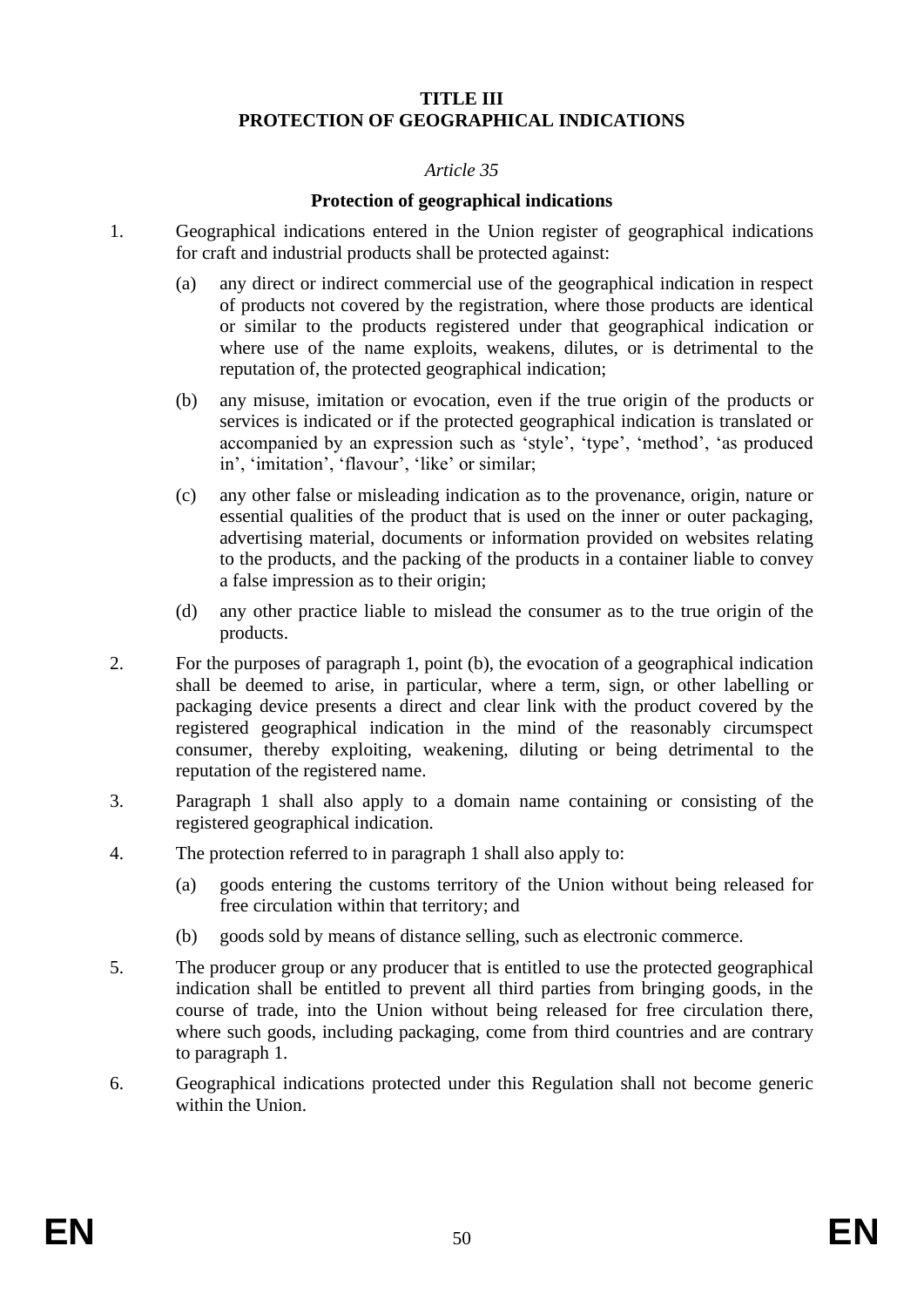## TITLE III
## PROTECTION OF GEOGRAPHICAL INDICATIONS

*Article 35*

### Protection of geographical indications

1. Geographical indications entered in the Union register of geographical indications for craft and industrial products shall be protected against:

   (a) any direct or indirect commercial use of the geographical indication in respect of products not covered by the registration, where those products are identical or similar to the products registered under that geographical indication or where use of the name exploits, weakens, dilutes, or is detrimental to the reputation of, the protected geographical indication;

   (b) any misuse, imitation or evocation, even if the true origin of the products or services is indicated or if the protected geographical indication is translated or accompanied by an expression such as 'style', 'type', 'method', 'as produced in', 'imitation', 'flavour', 'like' or similar;

   (c) any other false or misleading indication as to the provenance, origin, nature or essential qualities of the product that is used on the inner or outer packaging, advertising material, documents or information provided on websites relating to the products, and the packing of the products in a container liable to convey a false impression as to their origin;

   (d) any other practice liable to mislead the consumer as to the true origin of the products.

2. For the purposes of paragraph 1, point (b), the evocation of a geographical indication shall be deemed to arise, in particular, where a term, sign, or other labelling or packaging device presents a direct and clear link with the product covered by the registered geographical indication in the mind of the reasonably circumspect consumer, thereby exploiting, weakening, diluting or being detrimental to the reputation of the registered name.

3. Paragraph 1 shall also apply to a domain name containing or consisting of the registered geographical indication.

4. The protection referred to in paragraph 1 shall also apply to:

   (a) goods entering the customs territory of the Union without being released for free circulation within that territory; and

   (b) goods sold by means of distance selling, such as electronic commerce.

5. The producer group or any producer that is entitled to use the protected geographical indication shall be entitled to prevent all third parties from bringing goods, in the course of trade, into the Union without being released for free circulation there, where such goods, including packaging, come from third countries and are contrary to paragraph 1.

6. Geographical indications protected under this Regulation shall not become generic within the Union.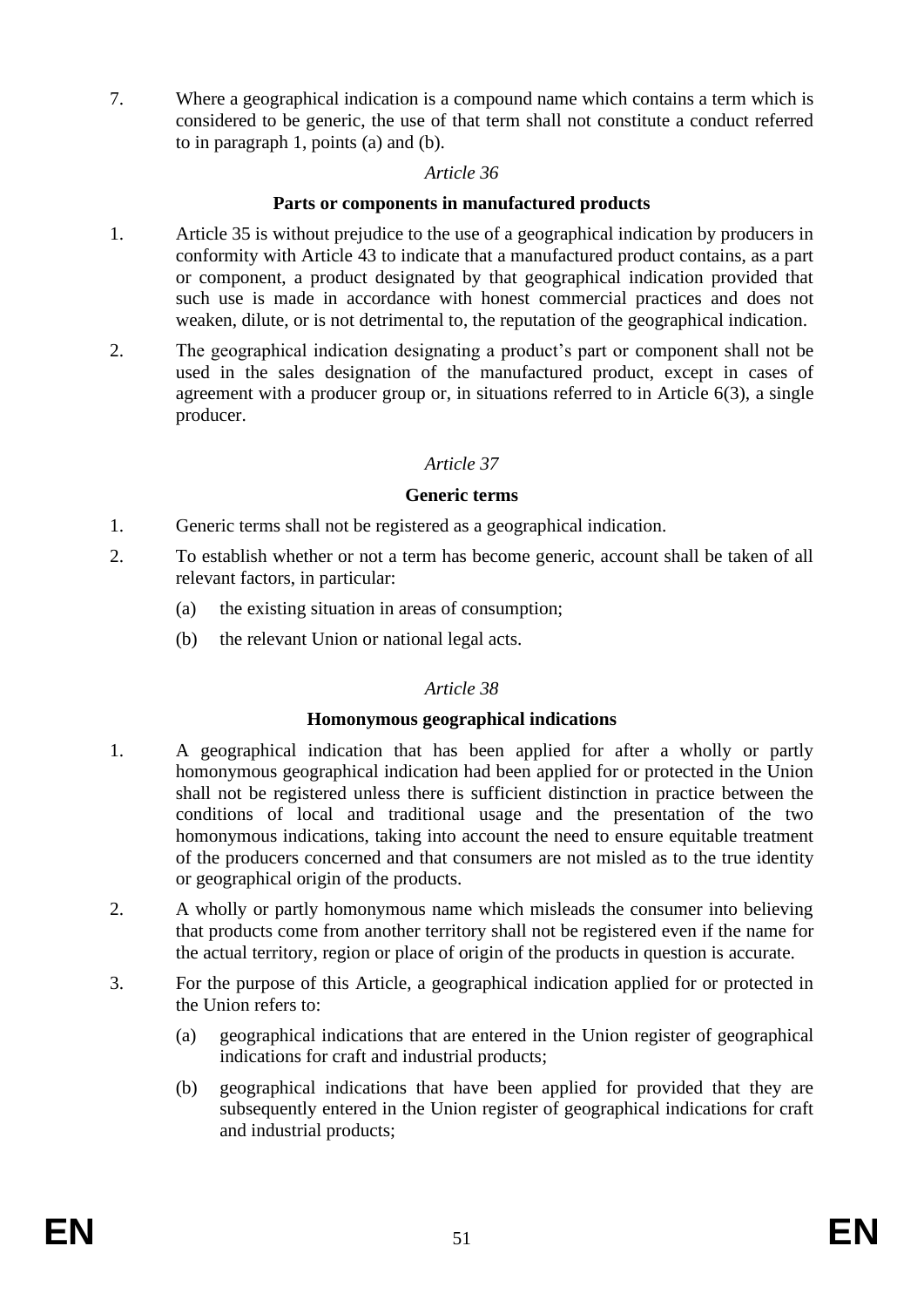7. Where a geographical indication is a compound name which contains a term which is considered to be generic, the use of that term shall not constitute a conduct referred to in paragraph 1, points (a) and (b).

*Article 36*

**Parts or components in manufactured products**

1. Article 35 is without prejudice to the use of a geographical indication by producers in conformity with Article 43 to indicate that a manufactured product contains, as a part or component, a product designated by that geographical indication provided that such use is made in accordance with honest commercial practices and does not weaken, dilute, or is not detrimental to, the reputation of the geographical indication.

2. The geographical indication designating a product's part or component shall not be used in the sales designation of the manufactured product, except in cases of agreement with a producer group or, in situations referred to in Article 6(3), a single producer.

*Article 37*

**Generic terms**

1. Generic terms shall not be registered as a geographical indication.

2. To establish whether or not a term has become generic, account shall be taken of all relevant factors, in particular:

   (a) the existing situation in areas of consumption;

   (b) the relevant Union or national legal acts.

*Article 38*

**Homonymous geographical indications**

1. A geographical indication that has been applied for after a wholly or partly homonymous geographical indication had been applied for or protected in the Union shall not be registered unless there is sufficient distinction in practice between the conditions of local and traditional usage and the presentation of the two homonymous indications, taking into account the need to ensure equitable treatment of the producers concerned and that consumers are not misled as to the true identity or geographical origin of the products.

2. A wholly or partly homonymous name which misleads the consumer into believing that products come from another territory shall not be registered even if the name for the actual territory, region or place of origin of the products in question is accurate.

3. For the purpose of this Article, a geographical indication applied for or protected in the Union refers to:

   (a) geographical indications that are entered in the Union register of geographical indications for craft and industrial products;

   (b) geographical indications that have been applied for provided that they are subsequently entered in the Union register of geographical indications for craft and industrial products;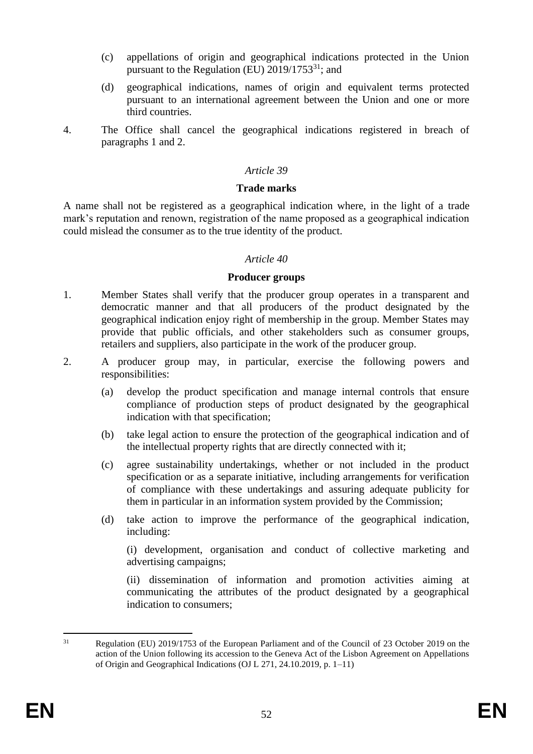(c) appellations of origin and geographical indications protected in the Union pursuant to the Regulation (EU) 2019/1753[31]; and

(d) geographical indications, names of origin and equivalent terms protected pursuant to an international agreement between the Union and one or more third countries.

4. The Office shall cancel the geographical indications registered in breach of paragraphs 1 and 2.

*Article 39*

**Trade marks**

A name shall not be registered as a geographical indication where, in the light of a trade mark's reputation and renown, registration of the name proposed as a geographical indication could mislead the consumer as to the true identity of the product.

*Article 40*

**Producer groups**

1. Member States shall verify that the producer group operates in a transparent and democratic manner and that all producers of the product designated by the geographical indication enjoy right of membership in the group. Member States may provide that public officials, and other stakeholders such as consumer groups, retailers and suppliers, also participate in the work of the producer group.

2. A producer group may, in particular, exercise the following powers and responsibilities:

   (a) develop the product specification and manage internal controls that ensure compliance of production steps of product designated by the geographical indication with that specification;

   (b) take legal action to ensure the protection of the geographical indication and of the intellectual property rights that are directly connected with it;

   (c) agree sustainability undertakings, whether or not included in the product specification or as a separate initiative, including arrangements for verification of compliance with these undertakings and assuring adequate publicity for them in particular in an information system provided by the Commission;

   (d) take action to improve the performance of the geographical indication, including:

   (i) development, organisation and conduct of collective marketing and advertising campaigns;

   (ii) dissemination of information and promotion activities aiming at communicating the attributes of the product designated by a geographical indication to consumers;

---

[31] Regulation (EU) 2019/1753 of the European Parliament and of the Council of 23 October 2019 on the action of the Union following its accession to the Geneva Act of the Lisbon Agreement on Appellations of Origin and Geographical Indications (OJ L 271, 24.10.2019, p. 1–11)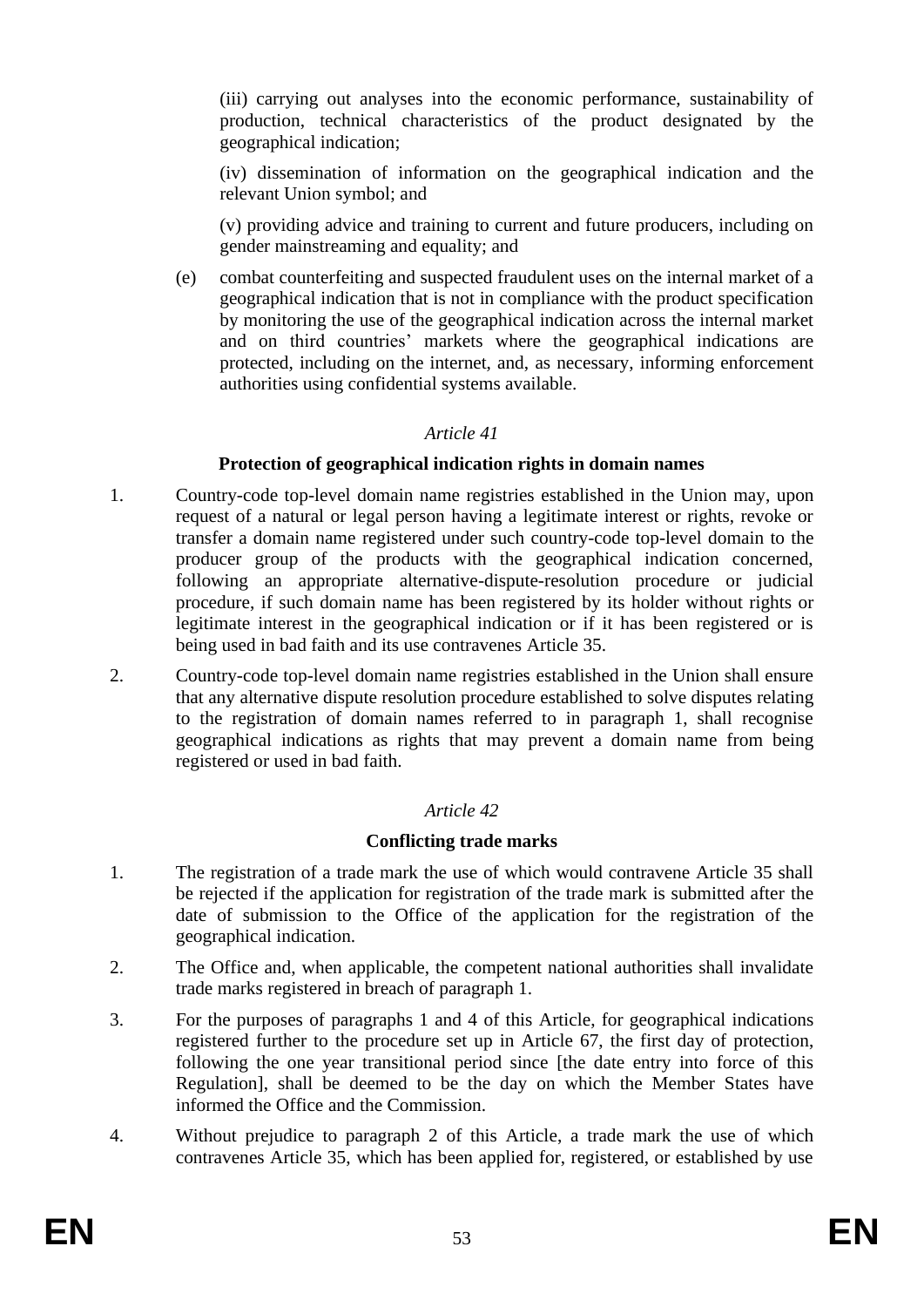(iii) carrying out analyses into the economic performance, sustainability of production, technical characteristics of the product designated by the geographical indication;

(iv) dissemination of information on the geographical indication and the relevant Union symbol; and

(v) providing advice and training to current and future producers, including on gender mainstreaming and equality; and

(e) combat counterfeiting and suspected fraudulent uses on the internal market of a geographical indication that is not in compliance with the product specification by monitoring the use of the geographical indication across the internal market and on third countries' markets where the geographical indications are protected, including on the internet, and, as necessary, informing enforcement authorities using confidential systems available.

*Article 41*

**Protection of geographical indication rights in domain names**

1. Country-code top-level domain name registries established in the Union may, upon request of a natural or legal person having a legitimate interest or rights, revoke or transfer a domain name registered under such country-code top-level domain to the producer group of the products with the geographical indication concerned, following an appropriate alternative-dispute-resolution procedure or judicial procedure, if such domain name has been registered by its holder without rights or legitimate interest in the geographical indication or if it has been registered or is being used in bad faith and its use contravenes Article 35.

2. Country-code top-level domain name registries established in the Union shall ensure that any alternative dispute resolution procedure established to solve disputes relating to the registration of domain names referred to in paragraph 1, shall recognise geographical indications as rights that may prevent a domain name from being registered or used in bad faith.

*Article 42*

**Conflicting trade marks**

1. The registration of a trade mark the use of which would contravene Article 35 shall be rejected if the application for registration of the trade mark is submitted after the date of submission to the Office of the application for the registration of the geographical indication.

2. The Office and, when applicable, the competent national authorities shall invalidate trade marks registered in breach of paragraph 1.

3. For the purposes of paragraphs 1 and 4 of this Article, for geographical indications registered further to the procedure set up in Article 67, the first day of protection, following the one year transitional period since [the date entry into force of this Regulation], shall be deemed to be the day on which the Member States have informed the Office and the Commission.

4. Without prejudice to paragraph 2 of this Article, a trade mark the use of which contravenes Article 35, which has been applied for, registered, or established by use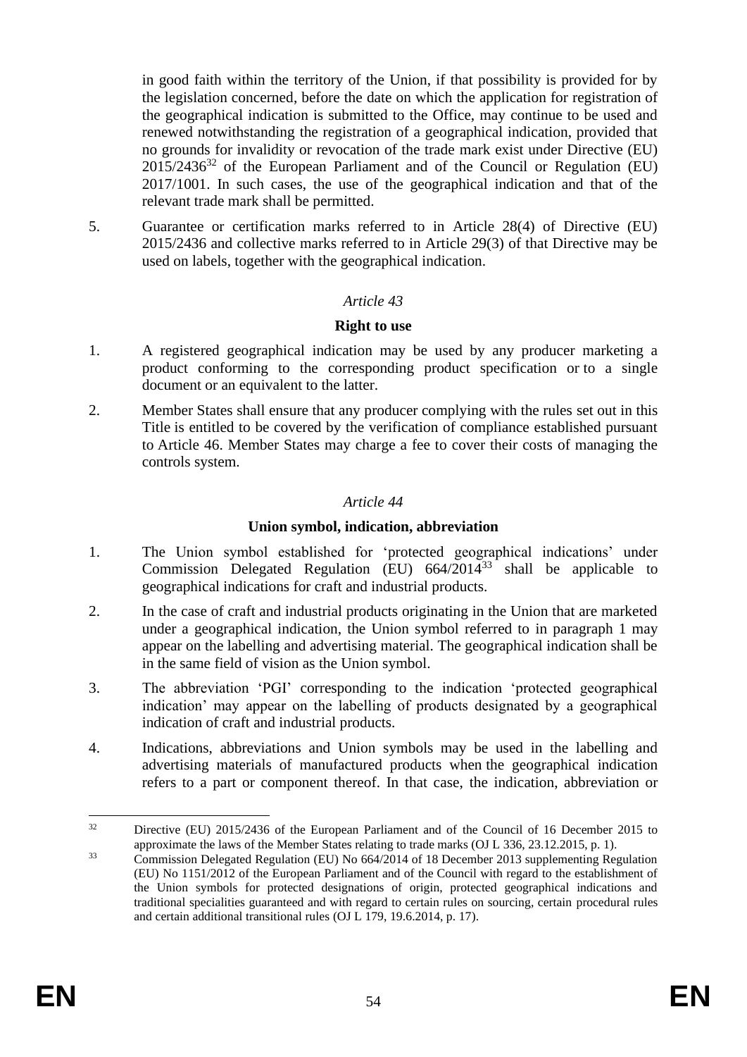in good faith within the territory of the Union, if that possibility is provided for by the legislation concerned, before the date on which the application for registration of the geographical indication is submitted to the Office, may continue to be used and renewed notwithstanding the registration of a geographical indication, provided that no grounds for invalidity or revocation of the trade mark exist under Directive (EU) 2015/2436[32] of the European Parliament and of the Council or Regulation (EU) 2017/1001. In such cases, the use of the geographical indication and that of the relevant trade mark shall be permitted.

5. Guarantee or certification marks referred to in Article 28(4) of Directive (EU) 2015/2436 and collective marks referred to in Article 29(3) of that Directive may be used on labels, together with the geographical indication.

*Article 43*

**Right to use**

1. A registered geographical indication may be used by any producer marketing a product conforming to the corresponding product specification or to a single document or an equivalent to the latter.

2. Member States shall ensure that any producer complying with the rules set out in this Title is entitled to be covered by the verification of compliance established pursuant to Article 46. Member States may charge a fee to cover their costs of managing the controls system.

*Article 44*

**Union symbol, indication, abbreviation**

1. The Union symbol established for 'protected geographical indications' under Commission Delegated Regulation (EU) 664/2014[33] shall be applicable to geographical indications for craft and industrial products.

2. In the case of craft and industrial products originating in the Union that are marketed under a geographical indication, the Union symbol referred to in paragraph 1 may appear on the labelling and advertising material. The geographical indication shall be in the same field of vision as the Union symbol.

3. The abbreviation 'PGI' corresponding to the indication 'protected geographical indication' may appear on the labelling of products designated by a geographical indication of craft and industrial products.

4. Indications, abbreviations and Union symbols may be used in the labelling and advertising materials of manufactured products when the geographical indication refers to a part or component thereof. In that case, the indication, abbreviation or

---

[32] Directive (EU) 2015/2436 of the European Parliament and of the Council of 16 December 2015 to approximate the laws of the Member States relating to trade marks (OJ L 336, 23.12.2015, p. 1).

[33] Commission Delegated Regulation (EU) No 664/2014 of 18 December 2013 supplementing Regulation (EU) No 1151/2012 of the European Parliament and of the Council with regard to the establishment of the Union symbols for protected designations of origin, protected geographical indications and traditional specialities guaranteed and with regard to certain rules on sourcing, certain procedural rules and certain additional transitional rules (OJ L 179, 19.6.2014, p. 17).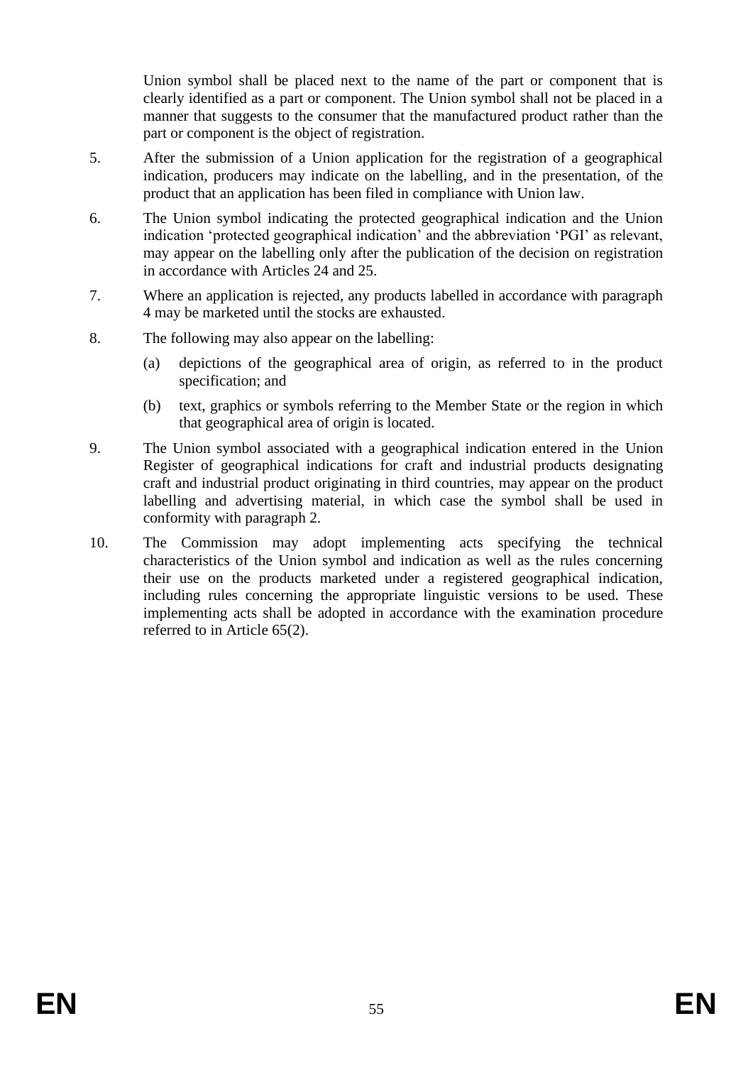Union symbol shall be placed next to the name of the part or component that is clearly identified as a part or component. The Union symbol shall not be placed in a manner that suggests to the consumer that the manufactured product rather than the part or component is the object of registration.

5. After the submission of a Union application for the registration of a geographical indication, producers may indicate on the labelling, and in the presentation, of the product that an application has been filed in compliance with Union law.

6. The Union symbol indicating the protected geographical indication and the Union indication 'protected geographical indication' and the abbreviation 'PGI' as relevant, may appear on the labelling only after the publication of the decision on registration in accordance with Articles 24 and 25.

7. Where an application is rejected, any products labelled in accordance with paragraph 4 may be marketed until the stocks are exhausted.

8. The following may also appear on the labelling:

   (a) depictions of the geographical area of origin, as referred to in the product specification; and

   (b) text, graphics or symbols referring to the Member State or the region in which that geographical area of origin is located.

9. The Union symbol associated with a geographical indication entered in the Union Register of geographical indications for craft and industrial products designating craft and industrial product originating in third countries, may appear on the product labelling and advertising material, in which case the symbol shall be used in conformity with paragraph 2.

10. The Commission may adopt implementing acts specifying the technical characteristics of the Union symbol and indication as well as the rules concerning their use on the products marketed under a registered geographical indication, including rules concerning the appropriate linguistic versions to be used. These implementing acts shall be adopted in accordance with the examination procedure referred to in Article 65(2).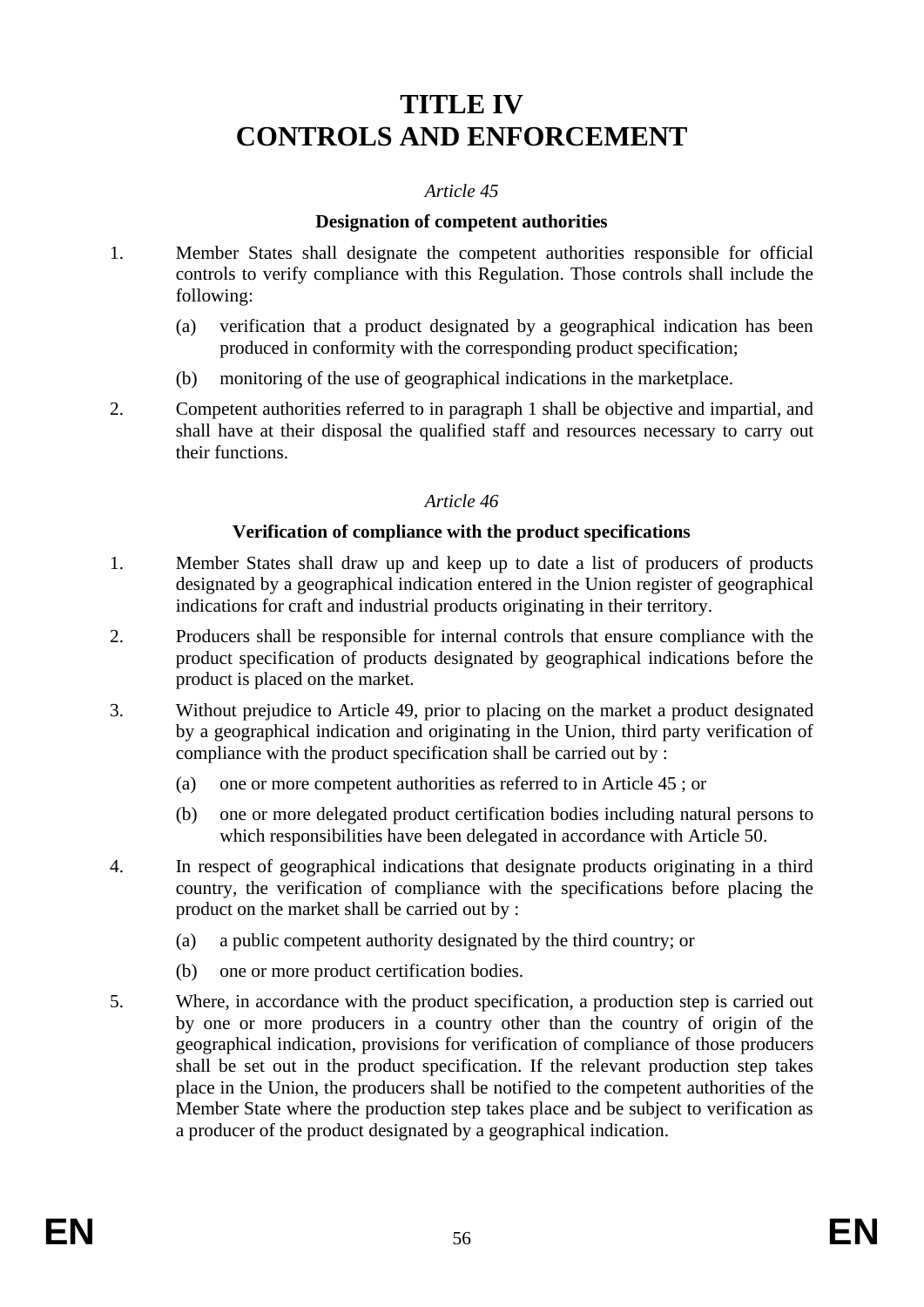# TITLE IV
# CONTROLS AND ENFORCEMENT

*Article 45*

**Designation of competent authorities**

1. Member States shall designate the competent authorities responsible for official controls to verify compliance with this Regulation. Those controls shall include the following:

   (a) verification that a product designated by a geographical indication has been produced in conformity with the corresponding product specification;

   (b) monitoring of the use of geographical indications in the marketplace.

2. Competent authorities referred to in paragraph 1 shall be objective and impartial, and shall have at their disposal the qualified staff and resources necessary to carry out their functions.

*Article 46*

**Verification of compliance with the product specifications**

1. Member States shall draw up and keep up to date a list of producers of products designated by a geographical indication entered in the Union register of geographical indications for craft and industrial products originating in their territory.

2. Producers shall be responsible for internal controls that ensure compliance with the product specification of products designated by geographical indications before the product is placed on the market.

3. Without prejudice to Article 49, prior to placing on the market a product designated by a geographical indication and originating in the Union, third party verification of compliance with the product specification shall be carried out by :

   (a) one or more competent authorities as referred to in Article 45 ; or

   (b) one or more delegated product certification bodies including natural persons to which responsibilities have been delegated in accordance with Article 50.

4. In respect of geographical indications that designate products originating in a third country, the verification of compliance with the specifications before placing the product on the market shall be carried out by :

   (a) a public competent authority designated by the third country; or

   (b) one or more product certification bodies.

5. Where, in accordance with the product specification, a production step is carried out by one or more producers in a country other than the country of origin of the geographical indication, provisions for verification of compliance of those producers shall be set out in the product specification. If the relevant production step takes place in the Union, the producers shall be notified to the competent authorities of the Member State where the production step takes place and be subject to verification as a producer of the product designated by a geographical indication.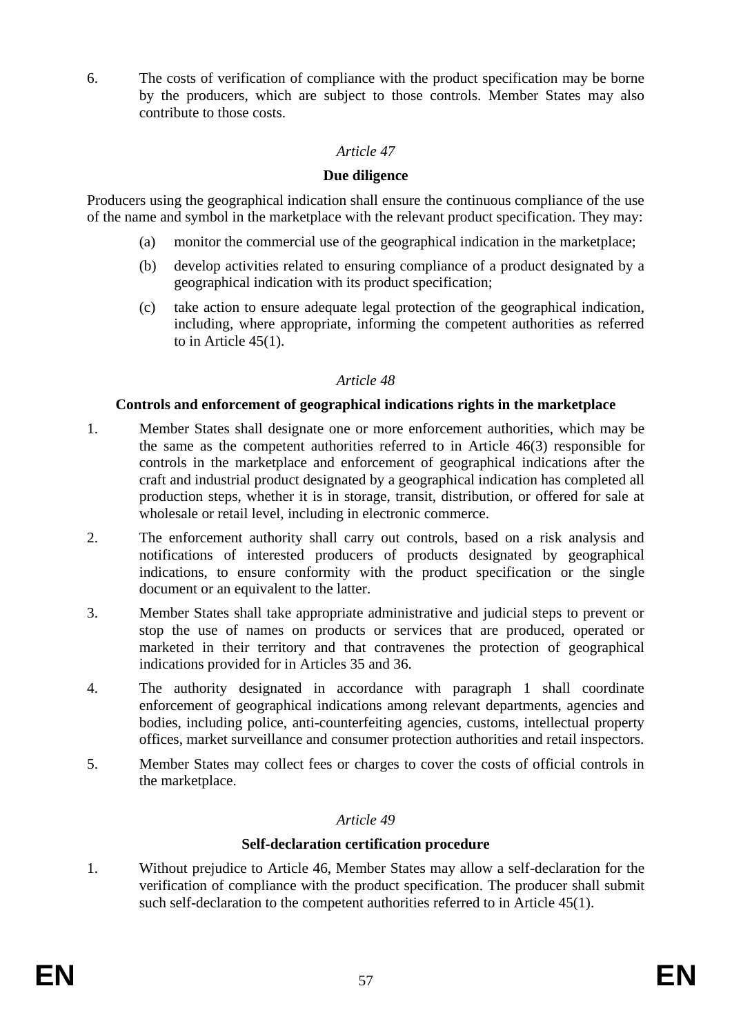6. The costs of verification of compliance with the product specification may be borne by the producers, which are subject to those controls. Member States may also contribute to those costs.

*Article 47*

**Due diligence**

Producers using the geographical indication shall ensure the continuous compliance of the use of the name and symbol in the marketplace with the relevant product specification. They may:

(a) monitor the commercial use of the geographical indication in the marketplace;

(b) develop activities related to ensuring compliance of a product designated by a geographical indication with its product specification;

(c) take action to ensure adequate legal protection of the geographical indication, including, where appropriate, informing the competent authorities as referred to in Article 45(1).

*Article 48*

**Controls and enforcement of geographical indications rights in the marketplace**

1. Member States shall designate one or more enforcement authorities, which may be the same as the competent authorities referred to in Article 46(3) responsible for controls in the marketplace and enforcement of geographical indications after the craft and industrial product designated by a geographical indication has completed all production steps, whether it is in storage, transit, distribution, or offered for sale at wholesale or retail level, including in electronic commerce.

2. The enforcement authority shall carry out controls, based on a risk analysis and notifications of interested producers of products designated by geographical indications, to ensure conformity with the product specification or the single document or an equivalent to the latter.

3. Member States shall take appropriate administrative and judicial steps to prevent or stop the use of names on products or services that are produced, operated or marketed in their territory and that contravenes the protection of geographical indications provided for in Articles 35 and 36.

4. The authority designated in accordance with paragraph 1 shall coordinate enforcement of geographical indications among relevant departments, agencies and bodies, including police, anti-counterfeiting agencies, customs, intellectual property offices, market surveillance and consumer protection authorities and retail inspectors.

5. Member States may collect fees or charges to cover the costs of official controls in the marketplace.

*Article 49*

**Self-declaration certification procedure**

1. Without prejudice to Article 46, Member States may allow a self-declaration for the verification of compliance with the product specification. The producer shall submit such self-declaration to the competent authorities referred to in Article 45(1).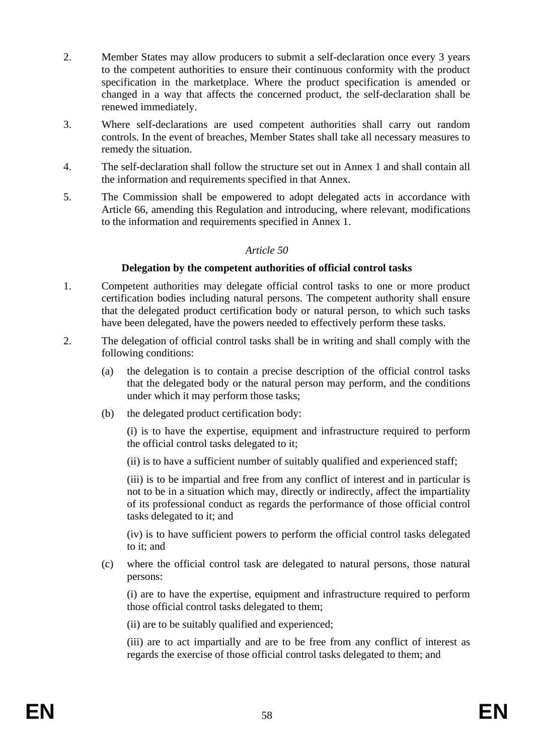2. Member States may allow producers to submit a self-declaration once every 3 years to the competent authorities to ensure their continuous conformity with the product specification in the marketplace. Where the product specification is amended or changed in a way that affects the concerned product, the self-declaration shall be renewed immediately.

3. Where self-declarations are used competent authorities shall carry out random controls. In the event of breaches, Member States shall take all necessary measures to remedy the situation.

4. The self-declaration shall follow the structure set out in Annex 1 and shall contain all the information and requirements specified in that Annex.

5. The Commission shall be empowered to adopt delegated acts in accordance with Article 66, amending this Regulation and introducing, where relevant, modifications to the information and requirements specified in Annex 1.

*Article 50*

**Delegation by the competent authorities of official control tasks**

1. Competent authorities may delegate official control tasks to one or more product certification bodies including natural persons. The competent authority shall ensure that the delegated product certification body or natural person, to which such tasks have been delegated, have the powers needed to effectively perform these tasks.

2. The delegation of official control tasks shall be in writing and shall comply with the following conditions:

   (a) the delegation is to contain a precise description of the official control tasks that the delegated body or the natural person may perform, and the conditions under which it may perform those tasks;

   (b) the delegated product certification body:

   (i) is to have the expertise, equipment and infrastructure required to perform the official control tasks delegated to it;

   (ii) is to have a sufficient number of suitably qualified and experienced staff;

   (iii) is to be impartial and free from any conflict of interest and in particular is not to be in a situation which may, directly or indirectly, affect the impartiality of its professional conduct as regards the performance of those official control tasks delegated to it; and

   (iv) is to have sufficient powers to perform the official control tasks delegated to it; and

   (c) where the official control task are delegated to natural persons, those natural persons:

   (i) are to have the expertise, equipment and infrastructure required to perform those official control tasks delegated to them;

   (ii) are to be suitably qualified and experienced;

   (iii) are to act impartially and are to be free from any conflict of interest as regards the exercise of those official control tasks delegated to them; and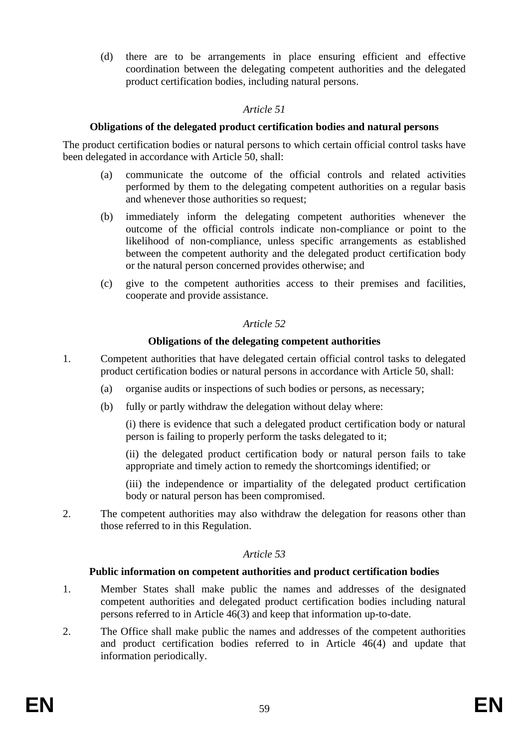(d) there are to be arrangements in place ensuring efficient and effective coordination between the delegating competent authorities and the delegated product certification bodies, including natural persons.

*Article 51*

**Obligations of the delegated product certification bodies and natural persons**

The product certification bodies or natural persons to which certain official control tasks have been delegated in accordance with Article 50, shall:

(a) communicate the outcome of the official controls and related activities performed by them to the delegating competent authorities on a regular basis and whenever those authorities so request;

(b) immediately inform the delegating competent authorities whenever the outcome of the official controls indicate non-compliance or point to the likelihood of non-compliance, unless specific arrangements as established between the competent authority and the delegated product certification body or the natural person concerned provides otherwise; and

(c) give to the competent authorities access to their premises and facilities, cooperate and provide assistance.

*Article 52*

**Obligations of the delegating competent authorities**

1. Competent authorities that have delegated certain official control tasks to delegated product certification bodies or natural persons in accordance with Article 50, shall:

   (a) organise audits or inspections of such bodies or persons, as necessary;

   (b) fully or partly withdraw the delegation without delay where:

   (i) there is evidence that such a delegated product certification body or natural person is failing to properly perform the tasks delegated to it;

   (ii) the delegated product certification body or natural person fails to take appropriate and timely action to remedy the shortcomings identified; or

   (iii) the independence or impartiality of the delegated product certification body or natural person has been compromised.

2. The competent authorities may also withdraw the delegation for reasons other than those referred to in this Regulation.

*Article 53*

**Public information on competent authorities and product certification bodies**

1. Member States shall make public the names and addresses of the designated competent authorities and delegated product certification bodies including natural persons referred to in Article 46(3) and keep that information up-to-date.

2. The Office shall make public the names and addresses of the competent authorities and product certification bodies referred to in Article 46(4) and update that information periodically.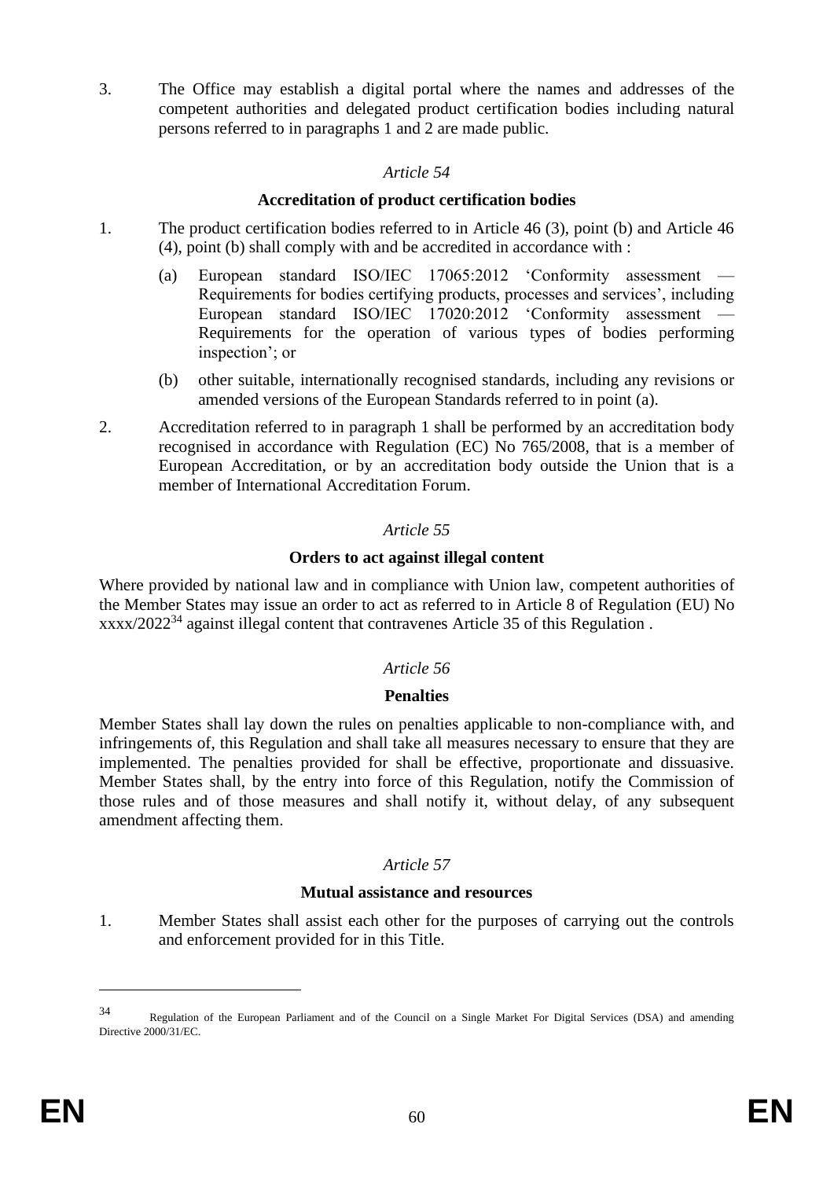3. The Office may establish a digital portal where the names and addresses of the competent authorities and delegated product certification bodies including natural persons referred to in paragraphs 1 and 2 are made public.

*Article 54*

**Accreditation of product certification bodies**

1. The product certification bodies referred to in Article 46 (3), point (b) and Article 46 (4), point (b) shall comply with and be accredited in accordance with :

   (a) European standard ISO/IEC 17065:2012 'Conformity assessment — Requirements for bodies certifying products, processes and services', including European standard ISO/IEC 17020:2012 'Conformity assessment — Requirements for the operation of various types of bodies performing inspection'; or

   (b) other suitable, internationally recognised standards, including any revisions or amended versions of the European Standards referred to in point (a).

2. Accreditation referred to in paragraph 1 shall be performed by an accreditation body recognised in accordance with Regulation (EC) No 765/2008, that is a member of European Accreditation, or by an accreditation body outside the Union that is a member of International Accreditation Forum.

*Article 55*

**Orders to act against illegal content**

Where provided by national law and in compliance with Union law, competent authorities of the Member States may issue an order to act as referred to in Article 8 of Regulation (EU) No xxxx/2022[34] against illegal content that contravenes Article 35 of this Regulation .

*Article 56*

**Penalties**

Member States shall lay down the rules on penalties applicable to non-compliance with, and infringements of, this Regulation and shall take all measures necessary to ensure that they are implemented. The penalties provided for shall be effective, proportionate and dissuasive. Member States shall, by the entry into force of this Regulation, notify the Commission of those rules and of those measures and shall notify it, without delay, of any subsequent amendment affecting them.

*Article 57*

**Mutual assistance and resources**

1. Member States shall assist each other for the purposes of carrying out the controls and enforcement provided for in this Title.

---

[34] Regulation of the European Parliament and of the Council on a Single Market For Digital Services (DSA) and amending Directive 2000/31/EC.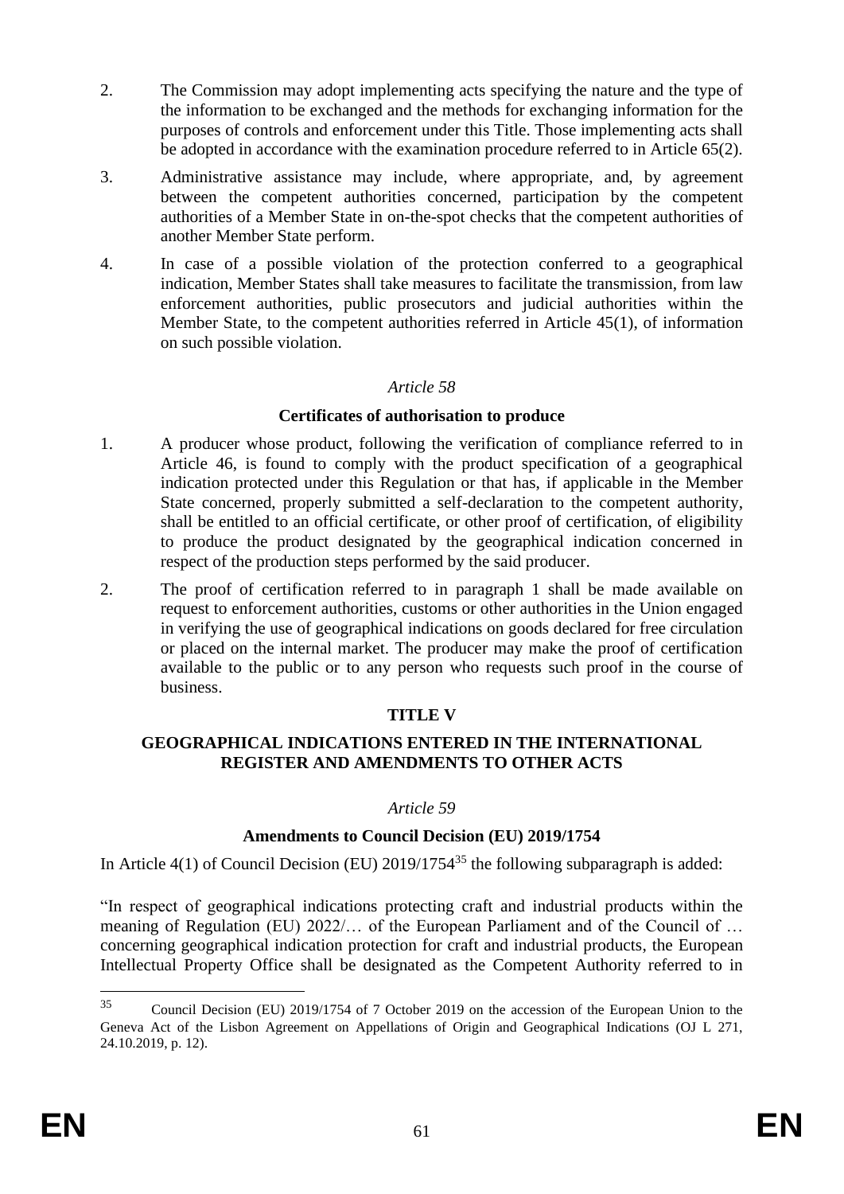2. The Commission may adopt implementing acts specifying the nature and the type of the information to be exchanged and the methods for exchanging information for the purposes of controls and enforcement under this Title. Those implementing acts shall be adopted in accordance with the examination procedure referred to in Article 65(2).

3. Administrative assistance may include, where appropriate, and, by agreement between the competent authorities concerned, participation by the competent authorities of a Member State in on-the-spot checks that the competent authorities of another Member State perform.

4. In case of a possible violation of the protection conferred to a geographical indication, Member States shall take measures to facilitate the transmission, from law enforcement authorities, public prosecutors and judicial authorities within the Member State, to the competent authorities referred in Article 45(1), of information on such possible violation.

*Article 58*

**Certificates of authorisation to produce**

1. A producer whose product, following the verification of compliance referred to in Article 46, is found to comply with the product specification of a geographical indication protected under this Regulation or that has, if applicable in the Member State concerned, properly submitted a self-declaration to the competent authority, shall be entitled to an official certificate, or other proof of certification, of eligibility to produce the product designated by the geographical indication concerned in respect of the production steps performed by the said producer.

2. The proof of certification referred to in paragraph 1 shall be made available on request to enforcement authorities, customs or other authorities in the Union engaged in verifying the use of geographical indications on goods declared for free circulation or placed on the internal market. The producer may make the proof of certification available to the public or to any person who requests such proof in the course of business.

**TITLE V**

**GEOGRAPHICAL INDICATIONS ENTERED IN THE INTERNATIONAL REGISTER AND AMENDMENTS TO OTHER ACTS**

*Article 59*

**Amendments to Council Decision (EU) 2019/1754**

In Article 4(1) of Council Decision (EU) 2019/1754[35] the following subparagraph is added:

"In respect of geographical indications protecting craft and industrial products within the meaning of Regulation (EU) 2022/… of the European Parliament and of the Council of … concerning geographical indication protection for craft and industrial products, the European Intellectual Property Office shall be designated as the Competent Authority referred to in

[35] Council Decision (EU) 2019/1754 of 7 October 2019 on the accession of the European Union to the Geneva Act of the Lisbon Agreement on Appellations of Origin and Geographical Indications (OJ L 271, 24.10.2019, p. 12).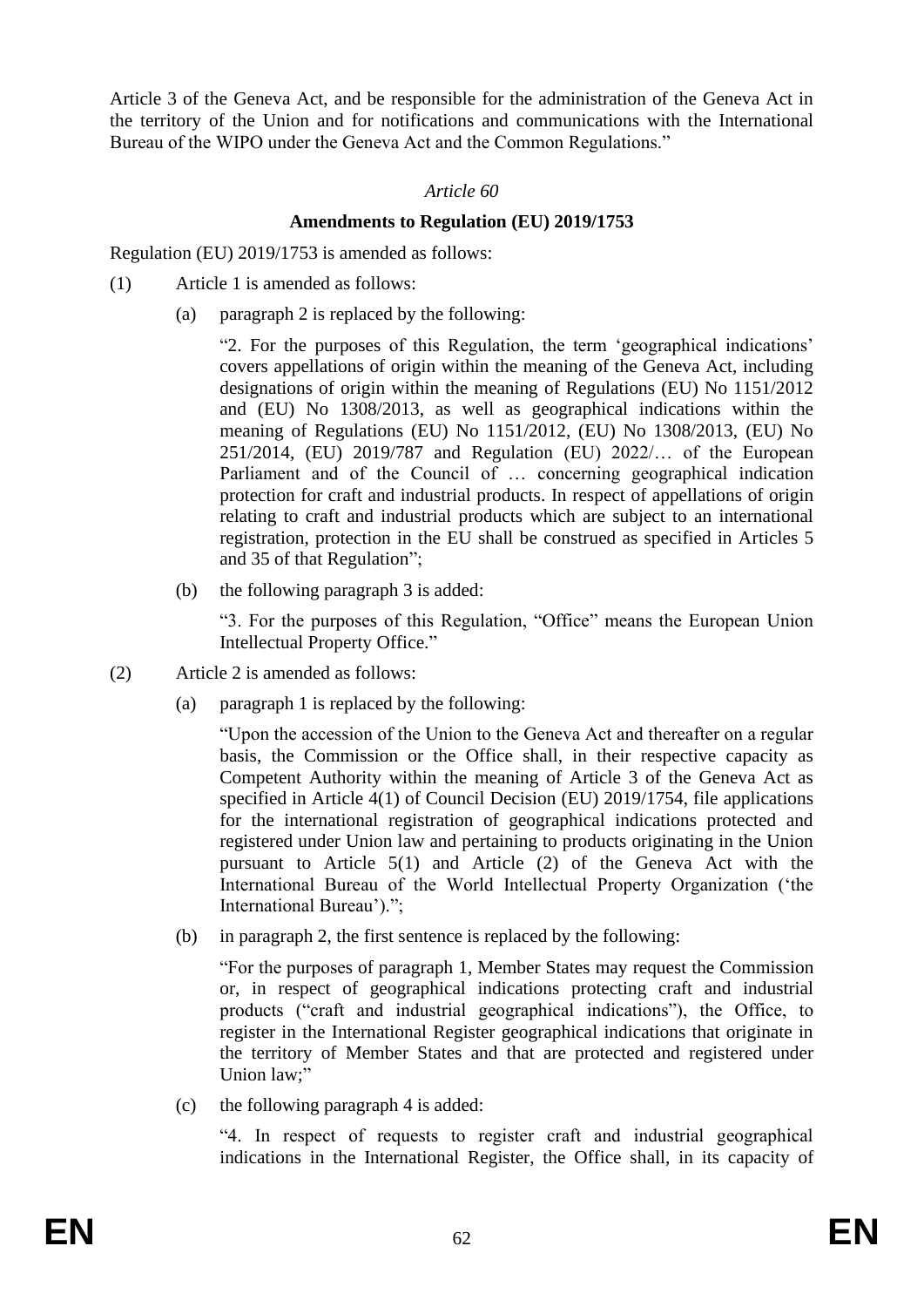Article 3 of the Geneva Act, and be responsible for the administration of the Geneva Act in the territory of the Union and for notifications and communications with the International Bureau of the WIPO under the Geneva Act and the Common Regulations."

*Article 60*

**Amendments to Regulation (EU) 2019/1753**

Regulation (EU) 2019/1753 is amended as follows:

(1) Article 1 is amended as follows:

(a) paragraph 2 is replaced by the following:

"2. For the purposes of this Regulation, the term 'geographical indications' covers appellations of origin within the meaning of the Geneva Act, including designations of origin within the meaning of Regulations (EU) No 1151/2012 and (EU) No 1308/2013, as well as geographical indications within the meaning of Regulations (EU) No 1151/2012, (EU) No 1308/2013, (EU) No 251/2014, (EU) 2019/787 and Regulation (EU) 2022/… of the European Parliament and of the Council of … concerning geographical indication protection for craft and industrial products. In respect of appellations of origin relating to craft and industrial products which are subject to an international registration, protection in the EU shall be construed as specified in Articles 5 and 35 of that Regulation";

(b) the following paragraph 3 is added:

"3. For the purposes of this Regulation, "Office" means the European Union Intellectual Property Office."

(2) Article 2 is amended as follows:

(a) paragraph 1 is replaced by the following:

"Upon the accession of the Union to the Geneva Act and thereafter on a regular basis, the Commission or the Office shall, in their respective capacity as Competent Authority within the meaning of Article 3 of the Geneva Act as specified in Article 4(1) of Council Decision (EU) 2019/1754, file applications for the international registration of geographical indications protected and registered under Union law and pertaining to products originating in the Union pursuant to Article 5(1) and Article (2) of the Geneva Act with the International Bureau of the World Intellectual Property Organization ('the International Bureau').";

(b) in paragraph 2, the first sentence is replaced by the following:

"For the purposes of paragraph 1, Member States may request the Commission or, in respect of geographical indications protecting craft and industrial products ("craft and industrial geographical indications"), the Office, to register in the International Register geographical indications that originate in the territory of Member States and that are protected and registered under Union law;"

(c) the following paragraph 4 is added:

"4. In respect of requests to register craft and industrial geographical indications in the International Register, the Office shall, in its capacity of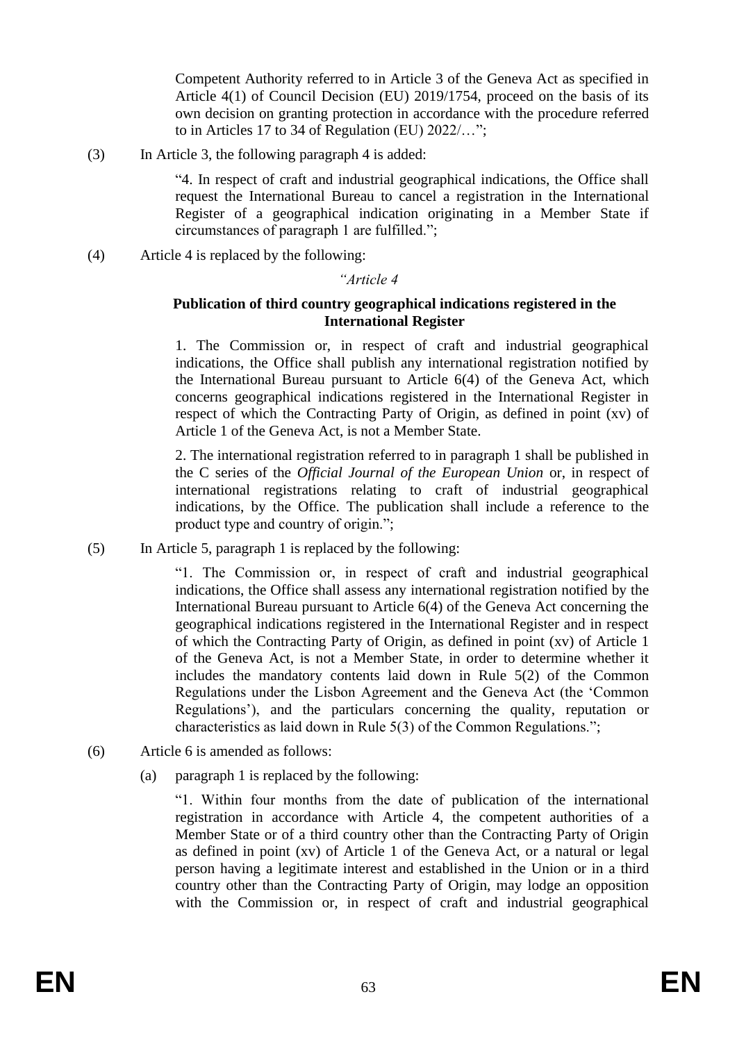Competent Authority referred to in Article 3 of the Geneva Act as specified in Article 4(1) of Council Decision (EU) 2019/1754, proceed on the basis of its own decision on granting protection in accordance with the procedure referred to in Articles 17 to 34 of Regulation (EU) 2022/…";

(3) In Article 3, the following paragraph 4 is added:

"4. In respect of craft and industrial geographical indications, the Office shall request the International Bureau to cancel a registration in the International Register of a geographical indication originating in a Member State if circumstances of paragraph 1 are fulfilled.";

(4) Article 4 is replaced by the following:

*"Article 4*

**Publication of third country geographical indications registered in the International Register**

1. The Commission or, in respect of craft and industrial geographical indications, the Office shall publish any international registration notified by the International Bureau pursuant to Article 6(4) of the Geneva Act, which concerns geographical indications registered in the International Register in respect of which the Contracting Party of Origin, as defined in point (xv) of Article 1 of the Geneva Act, is not a Member State.

2. The international registration referred to in paragraph 1 shall be published in the C series of the *Official Journal of the European Union* or, in respect of international registrations relating to craft of industrial geographical indications, by the Office. The publication shall include a reference to the product type and country of origin.";

(5) In Article 5, paragraph 1 is replaced by the following:

"1. The Commission or, in respect of craft and industrial geographical indications, the Office shall assess any international registration notified by the International Bureau pursuant to Article 6(4) of the Geneva Act concerning the geographical indications registered in the International Register and in respect of which the Contracting Party of Origin, as defined in point (xv) of Article 1 of the Geneva Act, is not a Member State, in order to determine whether it includes the mandatory contents laid down in Rule 5(2) of the Common Regulations under the Lisbon Agreement and the Geneva Act (the 'Common Regulations'), and the particulars concerning the quality, reputation or characteristics as laid down in Rule 5(3) of the Common Regulations.";

(6) Article 6 is amended as follows:

(a) paragraph 1 is replaced by the following:

"1. Within four months from the date of publication of the international registration in accordance with Article 4, the competent authorities of a Member State or of a third country other than the Contracting Party of Origin as defined in point (xv) of Article 1 of the Geneva Act, or a natural or legal person having a legitimate interest and established in the Union or in a third country other than the Contracting Party of Origin, may lodge an opposition with the Commission or, in respect of craft and industrial geographical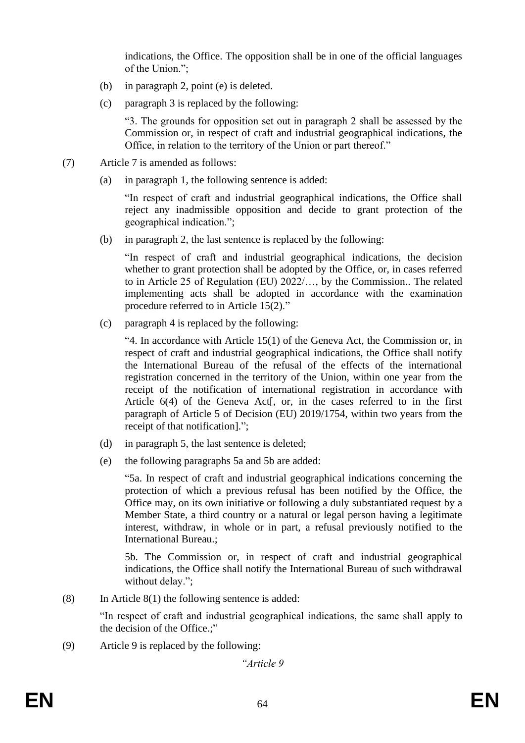indications, the Office. The opposition shall be in one of the official languages of the Union.";

(b) in paragraph 2, point (e) is deleted.

(c) paragraph 3 is replaced by the following:

"3. The grounds for opposition set out in paragraph 2 shall be assessed by the Commission or, in respect of craft and industrial geographical indications, the Office, in relation to the territory of the Union or part thereof."

(7) Article 7 is amended as follows:

(a) in paragraph 1, the following sentence is added:

"In respect of craft and industrial geographical indications, the Office shall reject any inadmissible opposition and decide to grant protection of the geographical indication.";

(b) in paragraph 2, the last sentence is replaced by the following:

"In respect of craft and industrial geographical indications, the decision whether to grant protection shall be adopted by the Office, or, in cases referred to in Article 25 of Regulation (EU) 2022/…, by the Commission.. The related implementing acts shall be adopted in accordance with the examination procedure referred to in Article 15(2)."

(c) paragraph 4 is replaced by the following:

"4. In accordance with Article 15(1) of the Geneva Act, the Commission or, in respect of craft and industrial geographical indications, the Office shall notify the International Bureau of the refusal of the effects of the international registration concerned in the territory of the Union, within one year from the receipt of the notification of international registration in accordance with Article 6(4) of the Geneva Act[, or, in the cases referred to in the first paragraph of Article 5 of Decision (EU) 2019/1754, within two years from the receipt of that notification].";

(d) in paragraph 5, the last sentence is deleted;

(e) the following paragraphs 5a and 5b are added:

"5a. In respect of craft and industrial geographical indications concerning the protection of which a previous refusal has been notified by the Office, the Office may, on its own initiative or following a duly substantiated request by a Member State, a third country or a natural or legal person having a legitimate interest, withdraw, in whole or in part, a refusal previously notified to the International Bureau.;

5b. The Commission or, in respect of craft and industrial geographical indications, the Office shall notify the International Bureau of such withdrawal without delay.";

(8) In Article 8(1) the following sentence is added:

"In respect of craft and industrial geographical indications, the same shall apply to the decision of the Office.;"

(9) Article 9 is replaced by the following:

*"Article 9*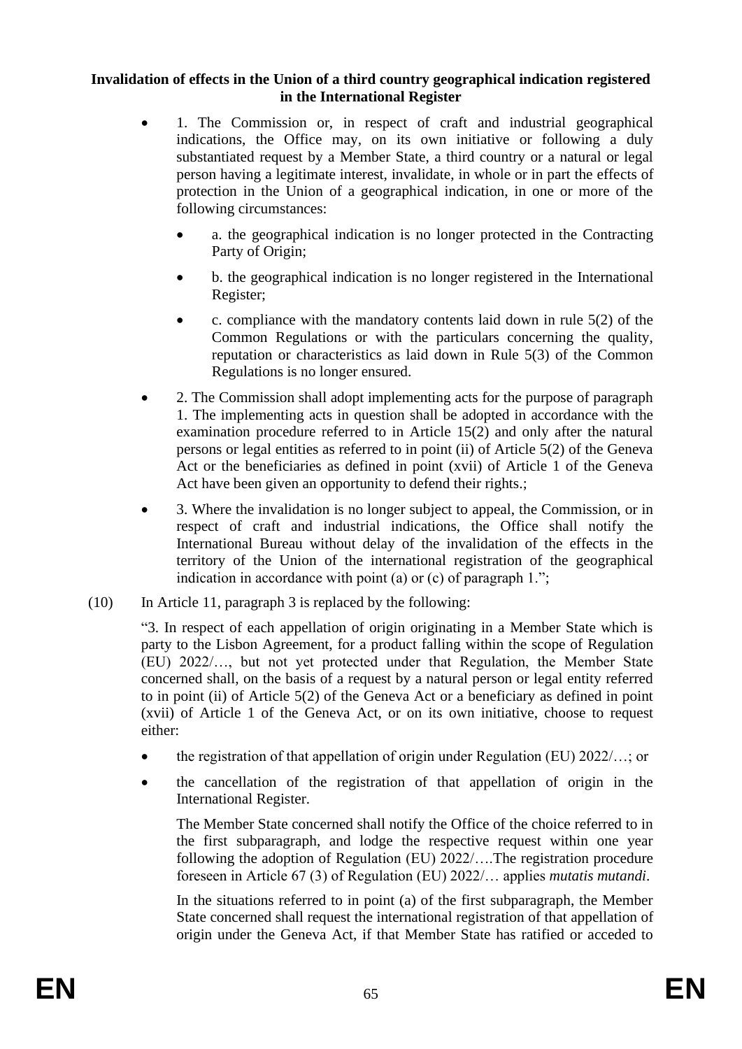**Invalidation of effects in the Union of a third country geographical indication registered in the International Register**

- 1. The Commission or, in respect of craft and industrial geographical indications, the Office may, on its own initiative or following a duly substantiated request by a Member State, a third country or a natural or legal person having a legitimate interest, invalidate, in whole or in part the effects of protection in the Union of a geographical indication, in one or more of the following circumstances:
  - a. the geographical indication is no longer protected in the Contracting Party of Origin;
  - b. the geographical indication is no longer registered in the International Register;
  - c. compliance with the mandatory contents laid down in rule 5(2) of the Common Regulations or with the particulars concerning the quality, reputation or characteristics as laid down in Rule 5(3) of the Common Regulations is no longer ensured.
- 2. The Commission shall adopt implementing acts for the purpose of paragraph 1. The implementing acts in question shall be adopted in accordance with the examination procedure referred to in Article 15(2) and only after the natural persons or legal entities as referred to in point (ii) of Article 5(2) of the Geneva Act or the beneficiaries as defined in point (xvii) of Article 1 of the Geneva Act have been given an opportunity to defend their rights.;
- 3. Where the invalidation is no longer subject to appeal, the Commission, or in respect of craft and industrial indications, the Office shall notify the International Bureau without delay of the invalidation of the effects in the territory of the Union of the international registration of the geographical indication in accordance with point (a) or (c) of paragraph 1.";

(10) In Article 11, paragraph 3 is replaced by the following:

"3. In respect of each appellation of origin originating in a Member State which is party to the Lisbon Agreement, for a product falling within the scope of Regulation (EU) 2022/…, but not yet protected under that Regulation, the Member State concerned shall, on the basis of a request by a natural person or legal entity referred to in point (ii) of Article 5(2) of the Geneva Act or a beneficiary as defined in point (xvii) of Article 1 of the Geneva Act, or on its own initiative, choose to request either:

- the registration of that appellation of origin under Regulation (EU) 2022/…; or
- the cancellation of the registration of that appellation of origin in the International Register.

The Member State concerned shall notify the Office of the choice referred to in the first subparagraph, and lodge the respective request within one year following the adoption of Regulation (EU) 2022/….The registration procedure foreseen in Article 67 (3) of Regulation (EU) 2022/… applies *mutatis mutandi*.

In the situations referred to in point (a) of the first subparagraph, the Member State concerned shall request the international registration of that appellation of origin under the Geneva Act, if that Member State has ratified or acceded to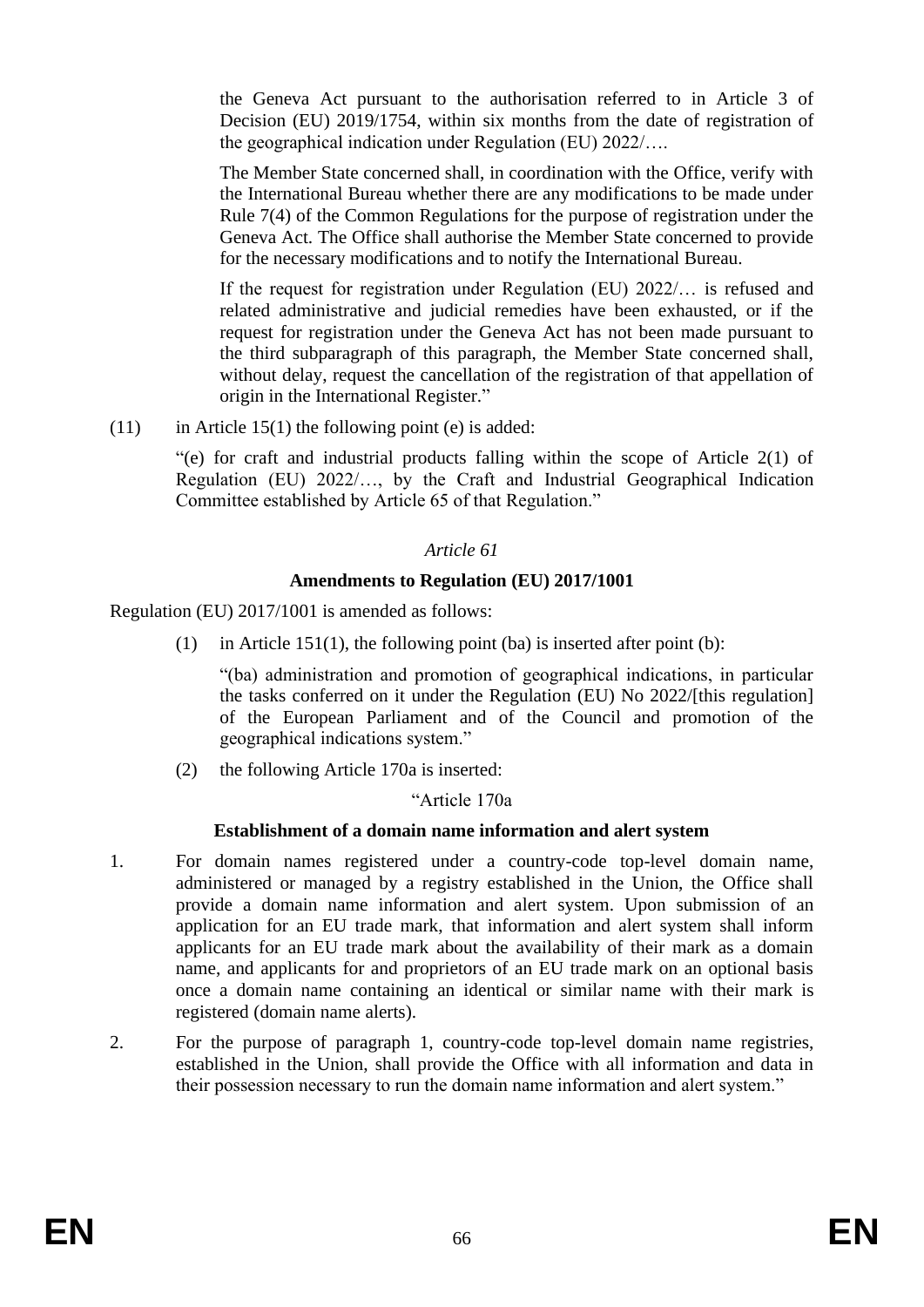the Geneva Act pursuant to the authorisation referred to in Article 3 of Decision (EU) 2019/1754, within six months from the date of registration of the geographical indication under Regulation (EU) 2022/….

The Member State concerned shall, in coordination with the Office, verify with the International Bureau whether there are any modifications to be made under Rule 7(4) of the Common Regulations for the purpose of registration under the Geneva Act. The Office shall authorise the Member State concerned to provide for the necessary modifications and to notify the International Bureau.

If the request for registration under Regulation (EU) 2022/… is refused and related administrative and judicial remedies have been exhausted, or if the request for registration under the Geneva Act has not been made pursuant to the third subparagraph of this paragraph, the Member State concerned shall, without delay, request the cancellation of the registration of that appellation of origin in the International Register."

(11) in Article 15(1) the following point (e) is added:

"(e) for craft and industrial products falling within the scope of Article 2(1) of Regulation (EU) 2022/…, by the Craft and Industrial Geographical Indication Committee established by Article 65 of that Regulation."

*Article 61*

**Amendments to Regulation (EU) 2017/1001**

Regulation (EU) 2017/1001 is amended as follows:

(1) in Article 151(1), the following point (ba) is inserted after point (b):

"(ba) administration and promotion of geographical indications, in particular the tasks conferred on it under the Regulation (EU) No 2022/[this regulation] of the European Parliament and of the Council and promotion of the geographical indications system."

(2) the following Article 170a is inserted:

"Article 170a

**Establishment of a domain name information and alert system**

1. For domain names registered under a country-code top-level domain name, administered or managed by a registry established in the Union, the Office shall provide a domain name information and alert system. Upon submission of an application for an EU trade mark, that information and alert system shall inform applicants for an EU trade mark about the availability of their mark as a domain name, and applicants for and proprietors of an EU trade mark on an optional basis once a domain name containing an identical or similar name with their mark is registered (domain name alerts).

2. For the purpose of paragraph 1, country-code top-level domain name registries, established in the Union, shall provide the Office with all information and data in their possession necessary to run the domain name information and alert system."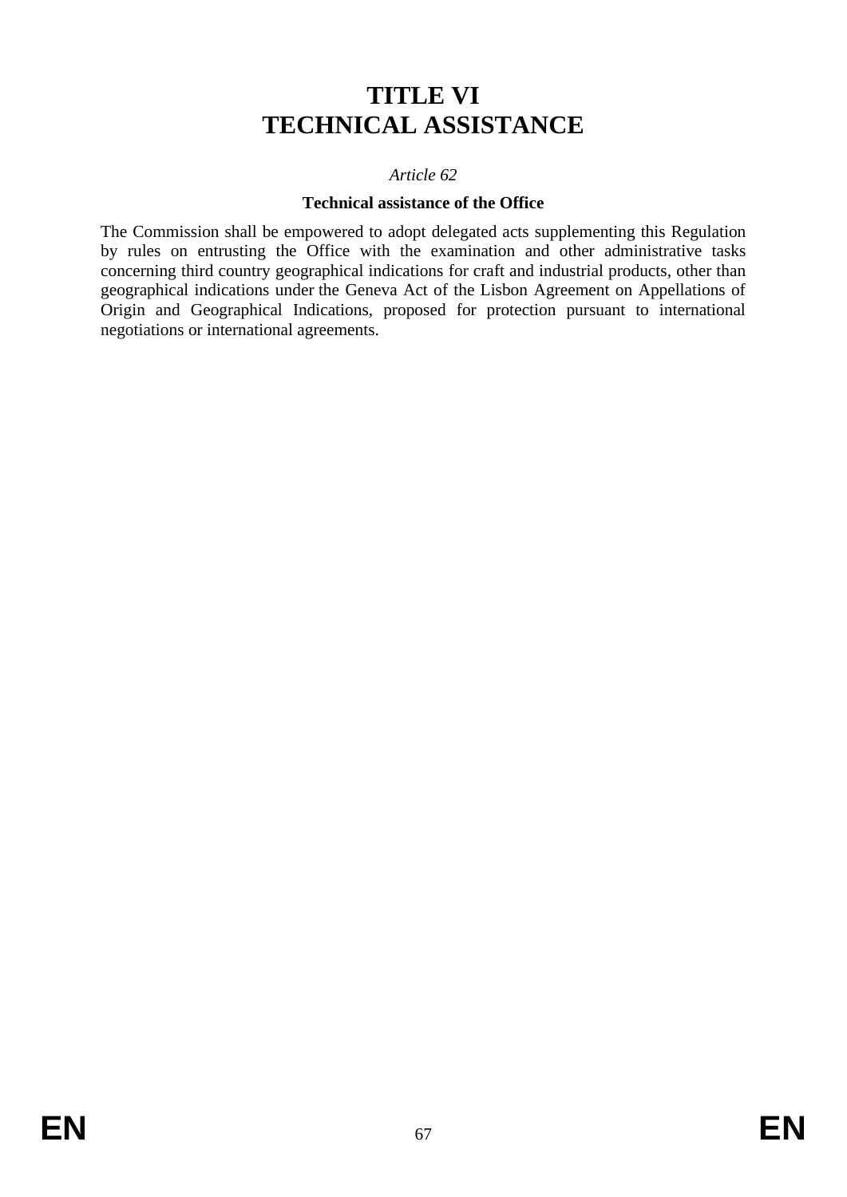# TITLE VI
# TECHNICAL ASSISTANCE

*Article 62*

**Technical assistance of the Office**

The Commission shall be empowered to adopt delegated acts supplementing this Regulation by rules on entrusting the Office with the examination and other administrative tasks concerning third country geographical indications for craft and industrial products, other than geographical indications under the Geneva Act of the Lisbon Agreement on Appellations of Origin and Geographical Indications, proposed for protection pursuant to international negotiations or international agreements.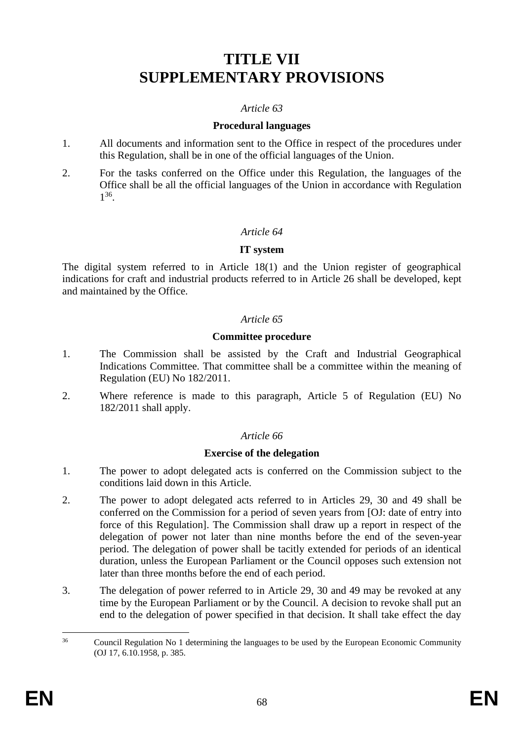# TITLE VII
# SUPPLEMENTARY PROVISIONS

*Article 63*

**Procedural languages**

1. All documents and information sent to the Office in respect of the procedures under this Regulation, shall be in one of the official languages of the Union.

2. For the tasks conferred on the Office under this Regulation, the languages of the Office shall be all the official languages of the Union in accordance with Regulation 1[36].

*Article 64*

**IT system**

The digital system referred to in Article 18(1) and the Union register of geographical indications for craft and industrial products referred to in Article 26 shall be developed, kept and maintained by the Office.

*Article 65*

**Committee procedure**

1. The Commission shall be assisted by the Craft and Industrial Geographical Indications Committee. That committee shall be a committee within the meaning of Regulation (EU) No 182/2011.

2. Where reference is made to this paragraph, Article 5 of Regulation (EU) No 182/2011 shall apply.

*Article 66*

**Exercise of the delegation**

1. The power to adopt delegated acts is conferred on the Commission subject to the conditions laid down in this Article.

2. The power to adopt delegated acts referred to in Articles 29, 30 and 49 shall be conferred on the Commission for a period of seven years from [OJ: date of entry into force of this Regulation]. The Commission shall draw up a report in respect of the delegation of power not later than nine months before the end of the seven-year period. The delegation of power shall be tacitly extended for periods of an identical duration, unless the European Parliament or the Council opposes such extension not later than three months before the end of each period.

3. The delegation of power referred to in Article 29, 30 and 49 may be revoked at any time by the European Parliament or by the Council. A decision to revoke shall put an end to the delegation of power specified in that decision. It shall take effect the day

---

[36] Council Regulation No 1 determining the languages to be used by the European Economic Community (OJ 17, 6.10.1958, p. 385.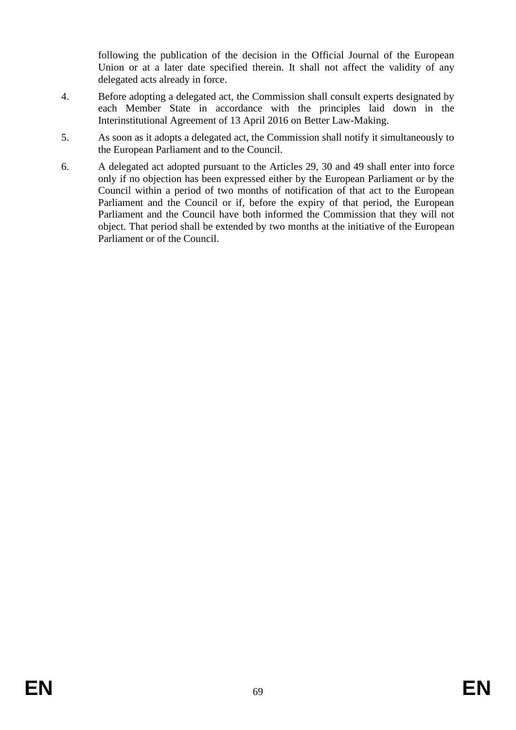following the publication of the decision in the Official Journal of the European Union or at a later date specified therein. It shall not affect the validity of any delegated acts already in force.

4. Before adopting a delegated act, the Commission shall consult experts designated by each Member State in accordance with the principles laid down in the Interinstitutional Agreement of 13 April 2016 on Better Law-Making.

5. As soon as it adopts a delegated act, the Commission shall notify it simultaneously to the European Parliament and to the Council.

6. A delegated act adopted pursuant to the Articles 29, 30 and 49 shall enter into force only if no objection has been expressed either by the European Parliament or by the Council within a period of two months of notification of that act to the European Parliament and the Council or if, before the expiry of that period, the European Parliament and the Council have both informed the Commission that they will not object. That period shall be extended by two months at the initiative of the European Parliament or of the Council.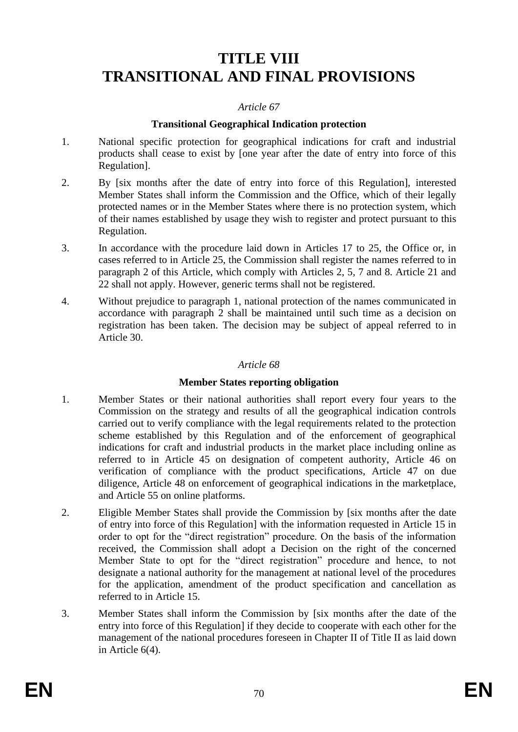# TITLE VIII
# TRANSITIONAL AND FINAL PROVISIONS

*Article 67*

**Transitional Geographical Indication protection**

1. National specific protection for geographical indications for craft and industrial products shall cease to exist by [one year after the date of entry into force of this Regulation].

2. By [six months after the date of entry into force of this Regulation], interested Member States shall inform the Commission and the Office, which of their legally protected names or in the Member States where there is no protection system, which of their names established by usage they wish to register and protect pursuant to this Regulation.

3. In accordance with the procedure laid down in Articles 17 to 25, the Office or, in cases referred to in Article 25, the Commission shall register the names referred to in paragraph 2 of this Article, which comply with Articles 2, 5, 7 and 8. Article 21 and 22 shall not apply. However, generic terms shall not be registered.

4. Without prejudice to paragraph 1, national protection of the names communicated in accordance with paragraph 2 shall be maintained until such time as a decision on registration has been taken. The decision may be subject of appeal referred to in Article 30.

*Article 68*

**Member States reporting obligation**

1. Member States or their national authorities shall report every four years to the Commission on the strategy and results of all the geographical indication controls carried out to verify compliance with the legal requirements related to the protection scheme established by this Regulation and of the enforcement of geographical indications for craft and industrial products in the market place including online as referred to in Article 45 on designation of competent authority, Article 46 on verification of compliance with the product specifications, Article 47 on due diligence, Article 48 on enforcement of geographical indications in the marketplace, and Article 55 on online platforms.

2. Eligible Member States shall provide the Commission by [six months after the date of entry into force of this Regulation] with the information requested in Article 15 in order to opt for the "direct registration" procedure. On the basis of the information received, the Commission shall adopt a Decision on the right of the concerned Member State to opt for the "direct registration" procedure and hence, to not designate a national authority for the management at national level of the procedures for the application, amendment of the product specification and cancellation as referred to in Article 15.

3. Member States shall inform the Commission by [six months after the date of the entry into force of this Regulation] if they decide to cooperate with each other for the management of the national procedures foreseen in Chapter II of Title II as laid down in Article 6(4).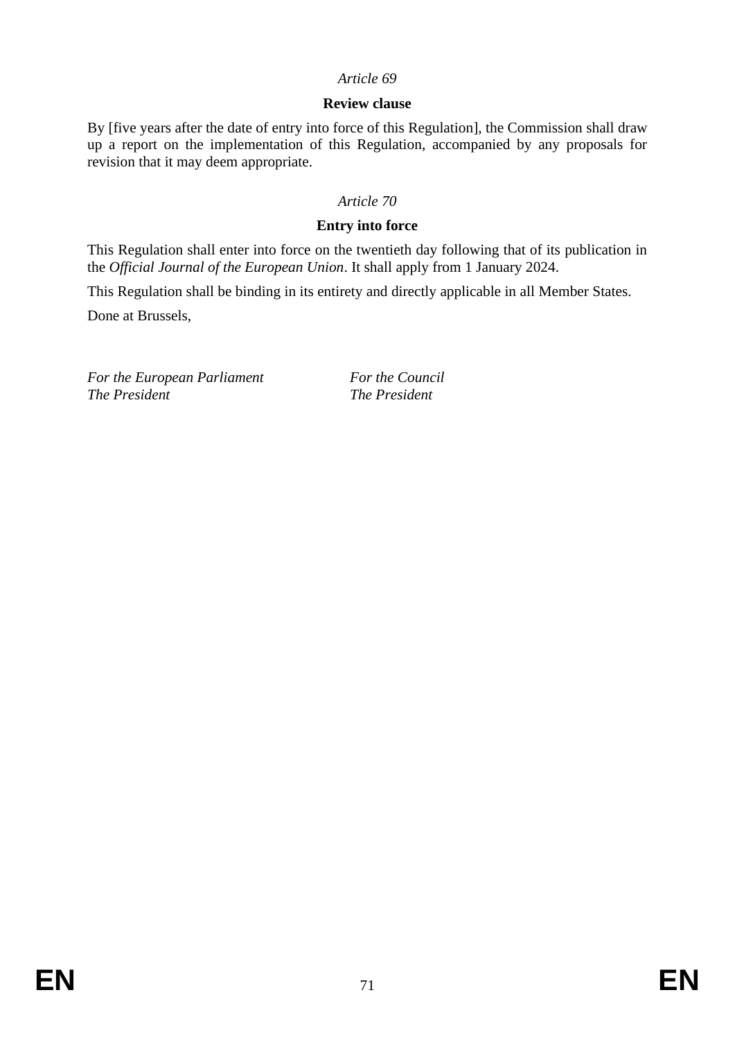*Article 69*

**Review clause**

By [five years after the date of entry into force of this Regulation], the Commission shall draw up a report on the implementation of this Regulation, accompanied by any proposals for revision that it may deem appropriate.

*Article 70*

**Entry into force**

This Regulation shall enter into force on the twentieth day following that of its publication in the *Official Journal of the European Union*. It shall apply from 1 January 2024.

This Regulation shall be binding in its entirety and directly applicable in all Member States.

Done at Brussels,

*For the European Parliament*
*The President*

*For the Council*
*The President*